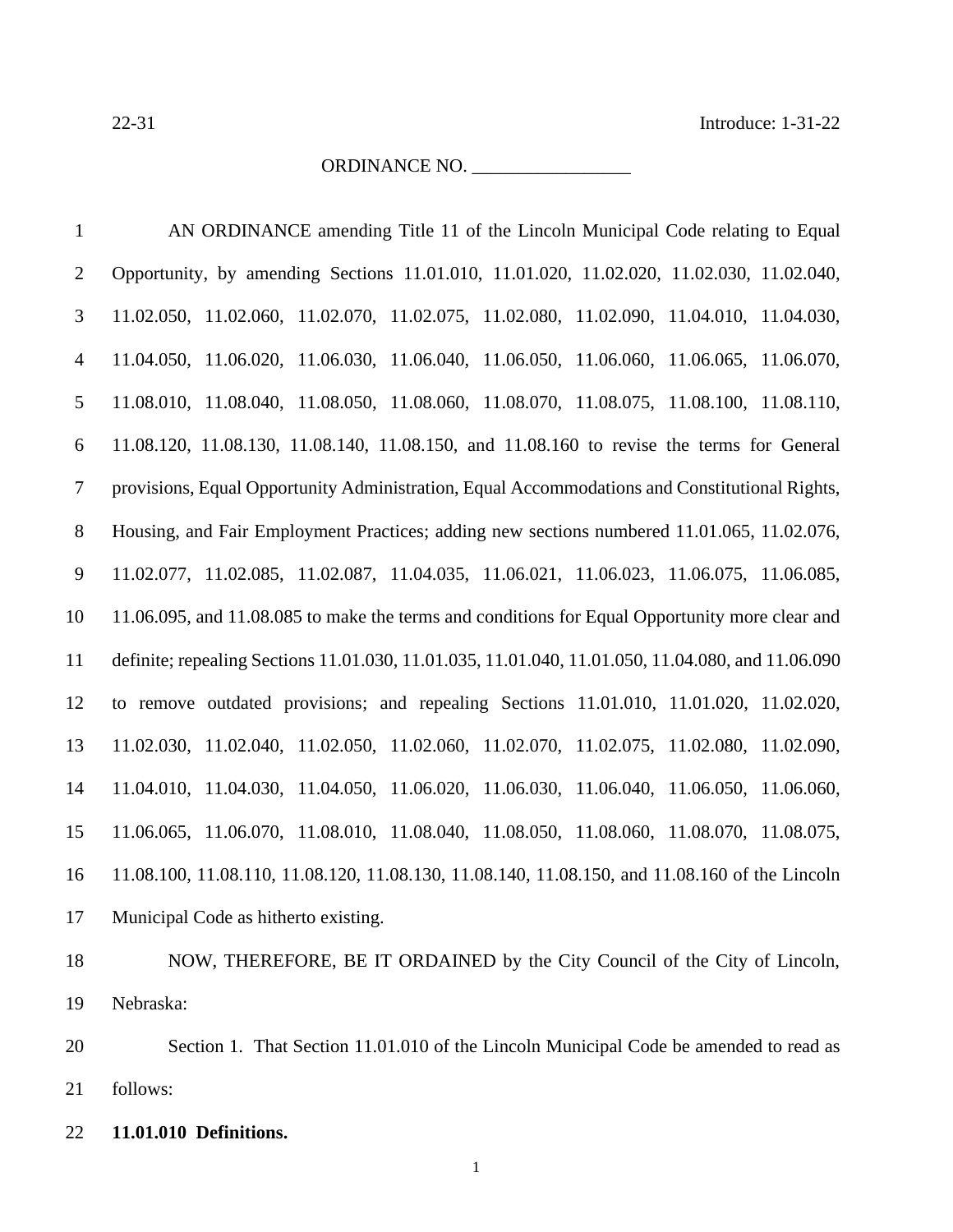22-31 Introduce: 1-31-22

ORDINANCE NO. _________________

AN ORDINANCE amending Title 11 of the Lincoln Municipal Code relating to Equal Opportunity, by amending Sections 11.01.010, 11.01.020, 11.02.020, 11.02.030, 11.02.040, 11.02.050, 11.02.060, 11.02.070, 11.02.075, 11.02.080, 11.02.090, 11.04.010, 11.04.030, 11.04.050, 11.06.020, 11.06.030, 11.06.040, 11.06.050, 11.06.060, 11.06.065, 11.06.070, 11.08.010, 11.08.040, 11.08.050, 11.08.060, 11.08.070, 11.08.075, 11.08.100, 11.08.110, 11.08.120, 11.08.130, 11.08.140, 11.08.150, and 11.08.160 to revise the terms for General provisions, Equal Opportunity Administration, Equal Accommodations and Constitutional Rights, Housing, and Fair Employment Practices; adding new sections numbered 11.01.065, 11.02.076, 11.02.077, 11.02.085, 11.02.087, 11.04.035, 11.06.021, 11.06.023, 11.06.075, 11.06.085, 11.06.095, and 11.08.085 to make the terms and conditions for Equal Opportunity more clear and definite; repealing Sections 11.01.030, 11.01.035, 11.01.040, 11.01.050, 11.04.080, and 11.06.090 to remove outdated provisions; and repealing Sections 11.01.010, 11.01.020, 11.02.020, 11.02.030, 11.02.040, 11.02.050, 11.02.060, 11.02.070, 11.02.075, 11.02.080, 11.02.090, 11.04.010, 11.04.030, 11.04.050, 11.06.020, 11.06.030, 11.06.040, 11.06.050, 11.06.060, 11.06.065, 11.06.070, 11.08.010, 11.08.040, 11.08.050, 11.08.060, 11.08.070, 11.08.075, 11.08.100, 11.08.110, 11.08.120, 11.08.130, 11.08.140, 11.08.150, and 11.08.160 of the Lincoln Municipal Code as hitherto existing.

NOW, THEREFORE, BE IT ORDAINED by the City Council of the City of Lincoln, Nebraska:

Section 1. That Section 11.01.010 of the Lincoln Municipal Code be amended to read as follows:

**11.01.010 Definitions.**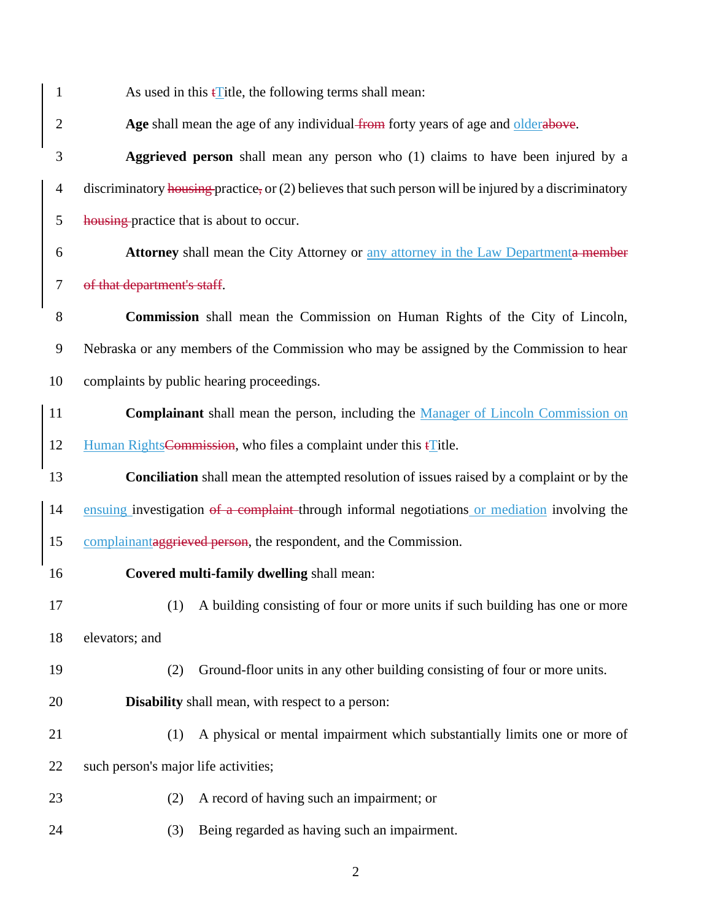As used in this ~~t~~Title, the following terms shall mean:

**Age** shall mean the age of any individual ~~from~~ forty years of age and older~~above~~.

**Aggrieved person** shall mean any person who (1) claims to have been injured by a discriminatory ~~housing~~ practice~~,~~ or (2) believes that such person will be injured by a discriminatory ~~housing~~ practice that is about to occur.

**Attorney** shall mean the City Attorney or any attorney in the Law Department~~a member of that department's staff~~.

**Commission** shall mean the Commission on Human Rights of the City of Lincoln, Nebraska or any members of the Commission who may be assigned by the Commission to hear complaints by public hearing proceedings.

**Complainant** shall mean the person, including the Manager of Lincoln Commission on Human Rights~~Commission~~, who files a complaint under this ~~t~~Title.

**Conciliation** shall mean the attempted resolution of issues raised by a complaint or by the ensuing investigation ~~of a complaint~~ through informal negotiations or mediation involving the complainant~~aggrieved person~~, the respondent, and the Commission.

**Covered multi-family dwelling** shall mean:

(1) A building consisting of four or more units if such building has one or more elevators; and

(2) Ground-floor units in any other building consisting of four or more units.

**Disability** shall mean, with respect to a person:

(1) A physical or mental impairment which substantially limits one or more of such person's major life activities;

(2) A record of having such an impairment; or

(3) Being regarded as having such an impairment.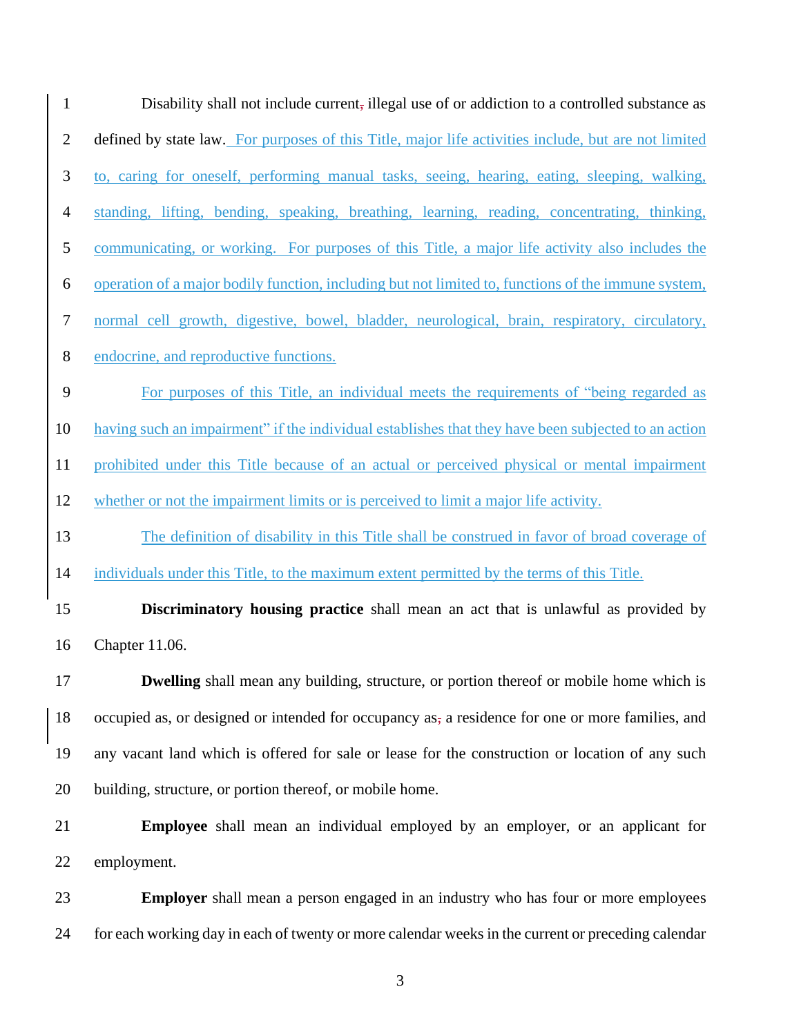Disability shall not include current, illegal use of or addiction to a controlled substance as defined by state law. For purposes of this Title, major life activities include, but are not limited to, caring for oneself, performing manual tasks, seeing, hearing, eating, sleeping, walking, standing, lifting, bending, speaking, breathing, learning, reading, concentrating, thinking, communicating, or working. For purposes of this Title, a major life activity also includes the operation of a major bodily function, including but not limited to, functions of the immune system, normal cell growth, digestive, bowel, bladder, neurological, brain, respiratory, circulatory, endocrine, and reproductive functions.

For purposes of this Title, an individual meets the requirements of "being regarded as having such an impairment" if the individual establishes that they have been subjected to an action prohibited under this Title because of an actual or perceived physical or mental impairment whether or not the impairment limits or is perceived to limit a major life activity.

The definition of disability in this Title shall be construed in favor of broad coverage of individuals under this Title, to the maximum extent permitted by the terms of this Title.

**Discriminatory housing practice** shall mean an act that is unlawful as provided by Chapter 11.06.

**Dwelling** shall mean any building, structure, or portion thereof or mobile home which is occupied as, or designed or intended for occupancy as, a residence for one or more families, and any vacant land which is offered for sale or lease for the construction or location of any such building, structure, or portion thereof, or mobile home.

**Employee** shall mean an individual employed by an employer, or an applicant for employment.

**Employer** shall mean a person engaged in an industry who has four or more employees for each working day in each of twenty or more calendar weeks in the current or preceding calendar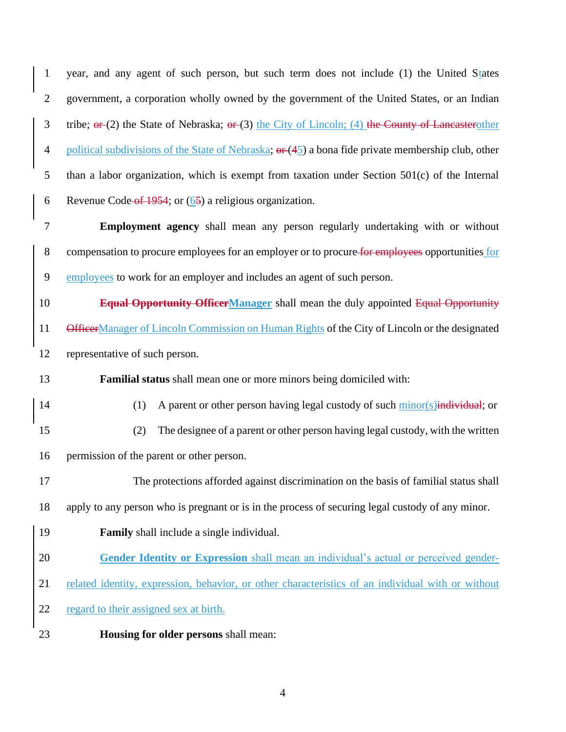year, and any agent of such person, but such term does not include (1) the United States government, a corporation wholly owned by the government of the United States, or an Indian tribe; ~~or~~ (2) the State of Nebraska; ~~or~~ (3) the City of Lincoln; (4) ~~the County of Lancaster~~other political subdivisions of the State of Nebraska; ~~or~~ (~~4~~5) a bona fide private membership club, other than a labor organization, which is exempt from taxation under Section 501(c) of the Internal Revenue Code ~~of 1954~~; or (6~~5~~) a religious organization.

**Employment agency** shall mean any person regularly undertaking with or without compensation to procure employees for an employer or to procure ~~for employees~~ opportunities for employees to work for an employer and includes an agent of such person.

**~~Equal Opportunity Officer~~Manager** shall mean the duly appointed ~~Equal Opportunity Officer~~Manager of Lincoln Commission on Human Rights of the City of Lincoln or the designated representative of such person.

**Familial status** shall mean one or more minors being domiciled with:

(1) A parent or other person having legal custody of such minor(s)~~individual~~; or

(2) The designee of a parent or other person having legal custody, with the written permission of the parent or other person.

The protections afforded against discrimination on the basis of familial status shall apply to any person who is pregnant or is in the process of securing legal custody of any minor.

**Family** shall include a single individual.

**Gender Identity or Expression** shall mean an individual's actual or perceived gender-related identity, expression, behavior, or other characteristics of an individual with or without regard to their assigned sex at birth.

**Housing for older persons** shall mean: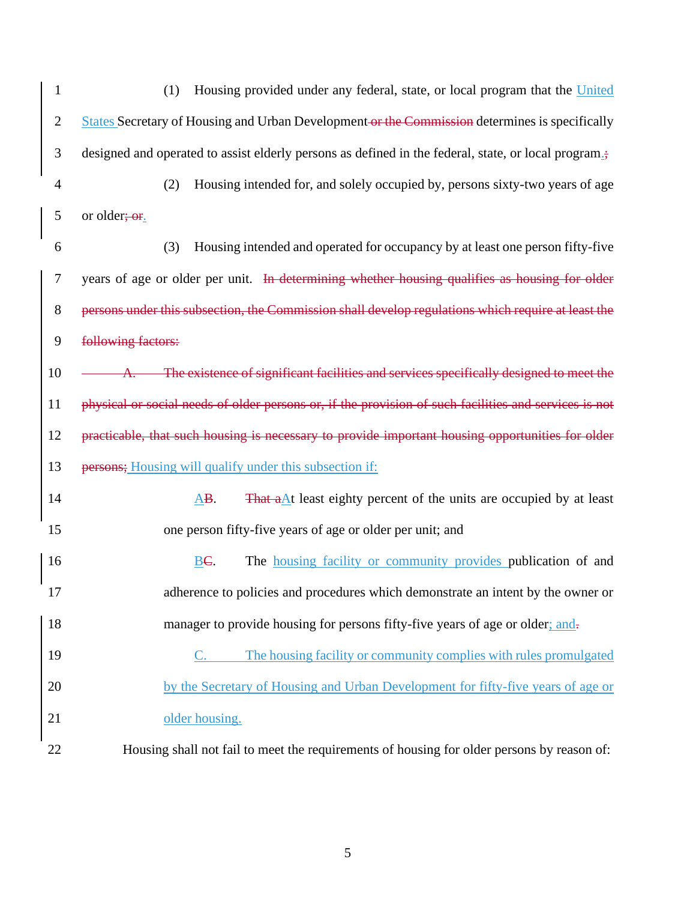(1) Housing provided under any federal, state, or local program that the United States Secretary of Housing and Urban Development ~~or the Commission~~ determines is specifically designed and operated to assist elderly persons as defined in the federal, state, or local program.~~;~~

(2) Housing intended for, and solely occupied by, persons sixty-two years of age or older~~; or~~.

(3) Housing intended and operated for occupancy by at least one person fifty-five years of age or older per unit. ~~In determining whether housing qualifies as housing for older persons under this subsection, the Commission shall develop regulations which require at least the following factors:~~

~~A. The existence of significant facilities and services specifically designed to meet the physical or social needs of older persons or, if the provision of such facilities and services is not practicable, that such housing is necessary to provide important housing opportunities for older persons;~~ Housing will qualify under this subsection if:

A~~B~~. ~~That a~~At least eighty percent of the units are occupied by at least one person fifty-five years of age or older per unit; and

B~~C~~. The housing facility or community provides publication of and adherence to policies and procedures which demonstrate an intent by the owner or manager to provide housing for persons fifty-five years of age or older; and~~.~~

C. The housing facility or community complies with rules promulgated by the Secretary of Housing and Urban Development for fifty-five years of age or older housing.

Housing shall not fail to meet the requirements of housing for older persons by reason of: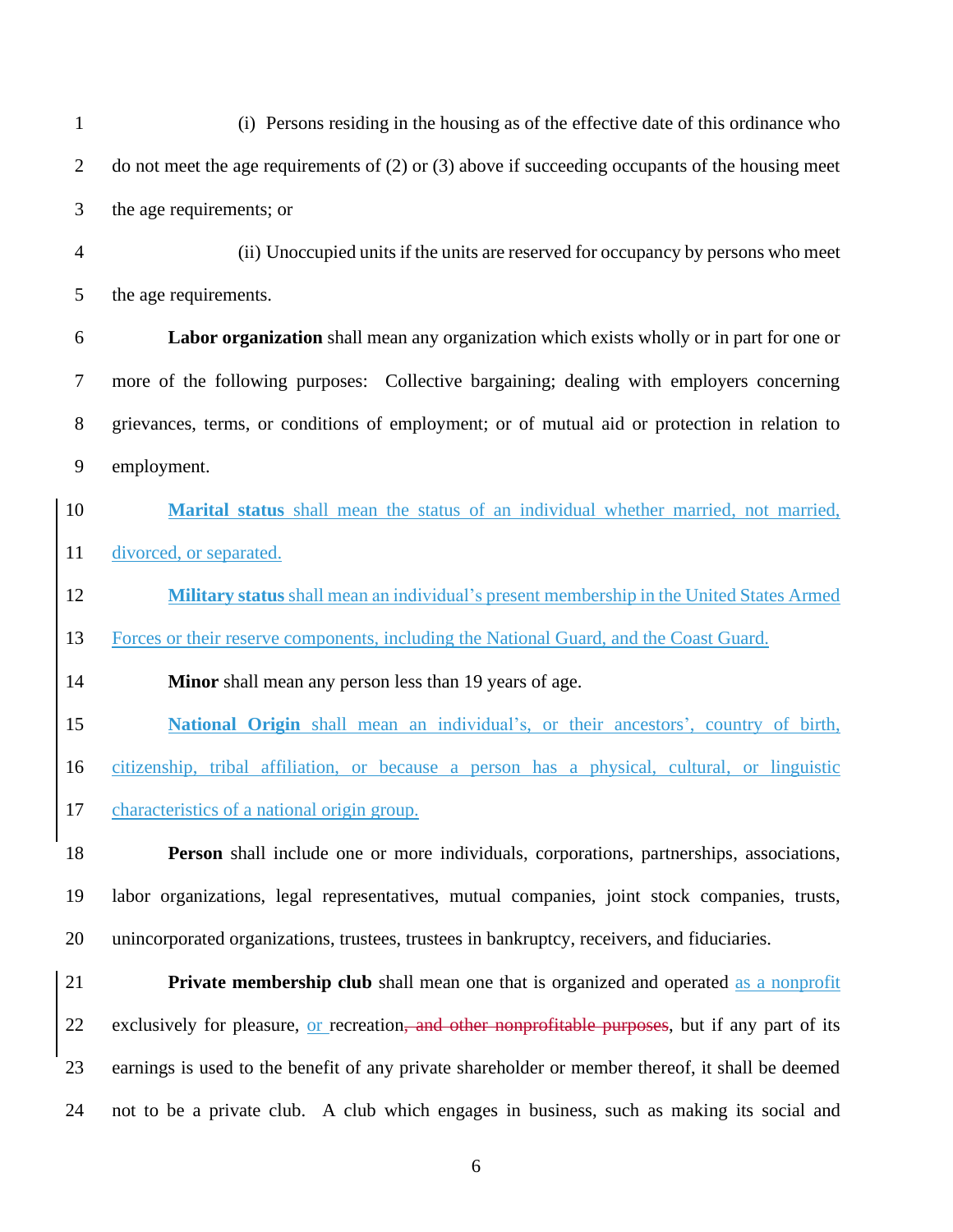(i) Persons residing in the housing as of the effective date of this ordinance who do not meet the age requirements of (2) or (3) above if succeeding occupants of the housing meet the age requirements; or

(ii) Unoccupied units if the units are reserved for occupancy by persons who meet the age requirements.

**Labor organization** shall mean any organization which exists wholly or in part for one or more of the following purposes: Collective bargaining; dealing with employers concerning grievances, terms, or conditions of employment; or of mutual aid or protection in relation to employment.

**Marital status** shall mean the status of an individual whether married, not married, divorced, or separated.

**Military status** shall mean an individual's present membership in the United States Armed Forces or their reserve components, including the National Guard, and the Coast Guard.

**Minor** shall mean any person less than 19 years of age.

**National Origin** shall mean an individual's, or their ancestors', country of birth, citizenship, tribal affiliation, or because a person has a physical, cultural, or linguistic characteristics of a national origin group.

**Person** shall include one or more individuals, corporations, partnerships, associations, labor organizations, legal representatives, mutual companies, joint stock companies, trusts, unincorporated organizations, trustees, trustees in bankruptcy, receivers, and fiduciaries.

**Private membership club** shall mean one that is organized and operated as a nonprofit exclusively for pleasure, or recreation~~, and other nonprofitable purposes~~, but if any part of its earnings is used to the benefit of any private shareholder or member thereof, it shall be deemed not to be a private club. A club which engages in business, such as making its social and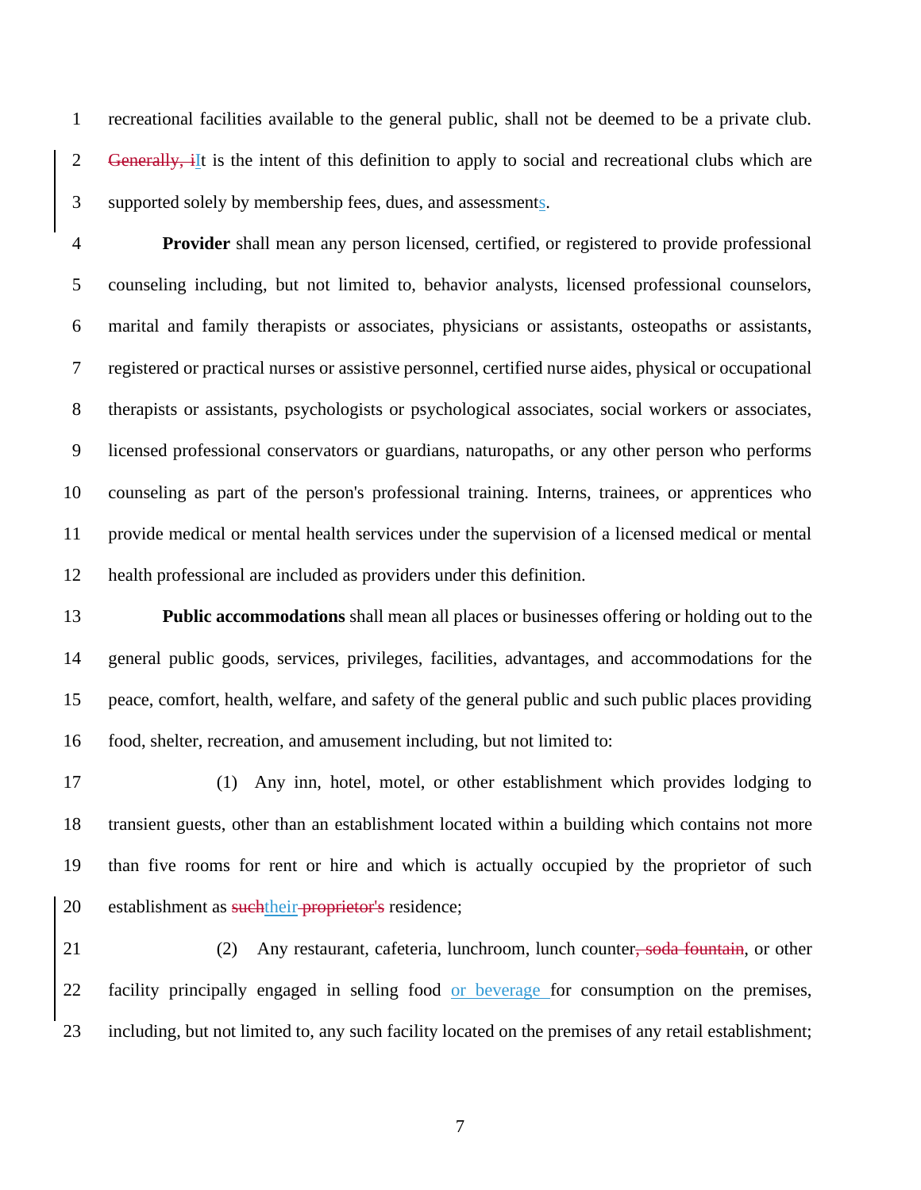recreational facilities available to the general public, shall not be deemed to be a private club. ~~Generally, i~~It is the intent of this definition to apply to social and recreational clubs which are supported solely by membership fees, dues, and assessments.

**Provider** shall mean any person licensed, certified, or registered to provide professional counseling including, but not limited to, behavior analysts, licensed professional counselors, marital and family therapists or associates, physicians or assistants, osteopaths or assistants, registered or practical nurses or assistive personnel, certified nurse aides, physical or occupational therapists or assistants, psychologists or psychological associates, social workers or associates, licensed professional conservators or guardians, naturopaths, or any other person who performs counseling as part of the person's professional training. Interns, trainees, or apprentices who provide medical or mental health services under the supervision of a licensed medical or mental health professional are included as providers under this definition.

**Public accommodations** shall mean all places or businesses offering or holding out to the general public goods, services, privileges, facilities, advantages, and accommodations for the peace, comfort, health, welfare, and safety of the general public and such public places providing food, shelter, recreation, and amusement including, but not limited to:

(1) Any inn, hotel, motel, or other establishment which provides lodging to transient guests, other than an establishment located within a building which contains not more than five rooms for rent or hire and which is actually occupied by the proprietor of such establishment as ~~such~~their ~~proprietor's~~ residence;

(2) Any restaurant, cafeteria, lunchroom, lunch counter~~, soda fountain~~, or other facility principally engaged in selling food or beverage for consumption on the premises, including, but not limited to, any such facility located on the premises of any retail establishment;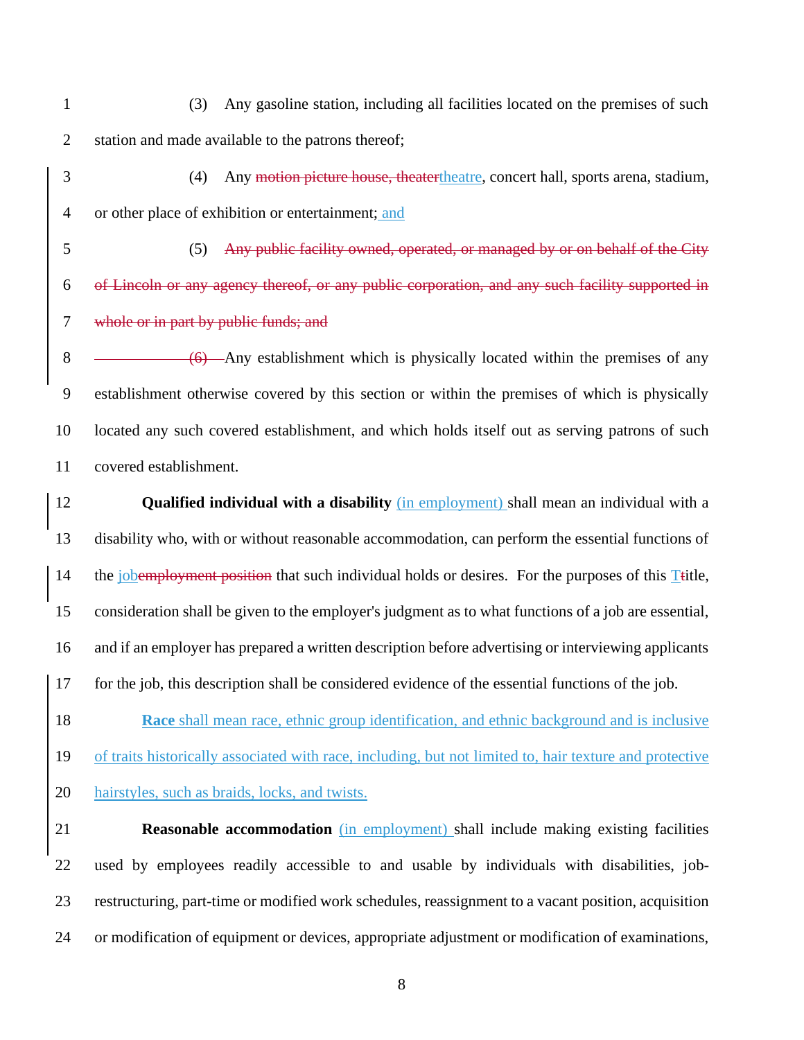(3) Any gasoline station, including all facilities located on the premises of such station and made available to the patrons thereof;

(4) Any ~~motion picture house, theater~~theatre, concert hall, sports arena, stadium, or other place of exhibition or entertainment; and

(5) ~~Any public facility owned, operated, or managed by or on behalf of the City of Lincoln or any agency thereof, or any public corporation, and any such facility supported in whole or in part by public funds; and~~

~~(6)~~ Any establishment which is physically located within the premises of any establishment otherwise covered by this section or within the premises of which is physically located any such covered establishment, and which holds itself out as serving patrons of such covered establishment.

**Qualified individual with a disability** (in employment) shall mean an individual with a disability who, with or without reasonable accommodation, can perform the essential functions of the job~~employment position~~ that such individual holds or desires. For the purposes of this T~~t~~itle, consideration shall be given to the employer's judgment as to what functions of a job are essential, and if an employer has prepared a written description before advertising or interviewing applicants for the job, this description shall be considered evidence of the essential functions of the job.

**Race** shall mean race, ethnic group identification, and ethnic background and is inclusive of traits historically associated with race, including, but not limited to, hair texture and protective hairstyles, such as braids, locks, and twists.

**Reasonable accommodation** (in employment) shall include making existing facilities used by employees readily accessible to and usable by individuals with disabilities, job-restructuring, part-time or modified work schedules, reassignment to a vacant position, acquisition or modification of equipment or devices, appropriate adjustment or modification of examinations,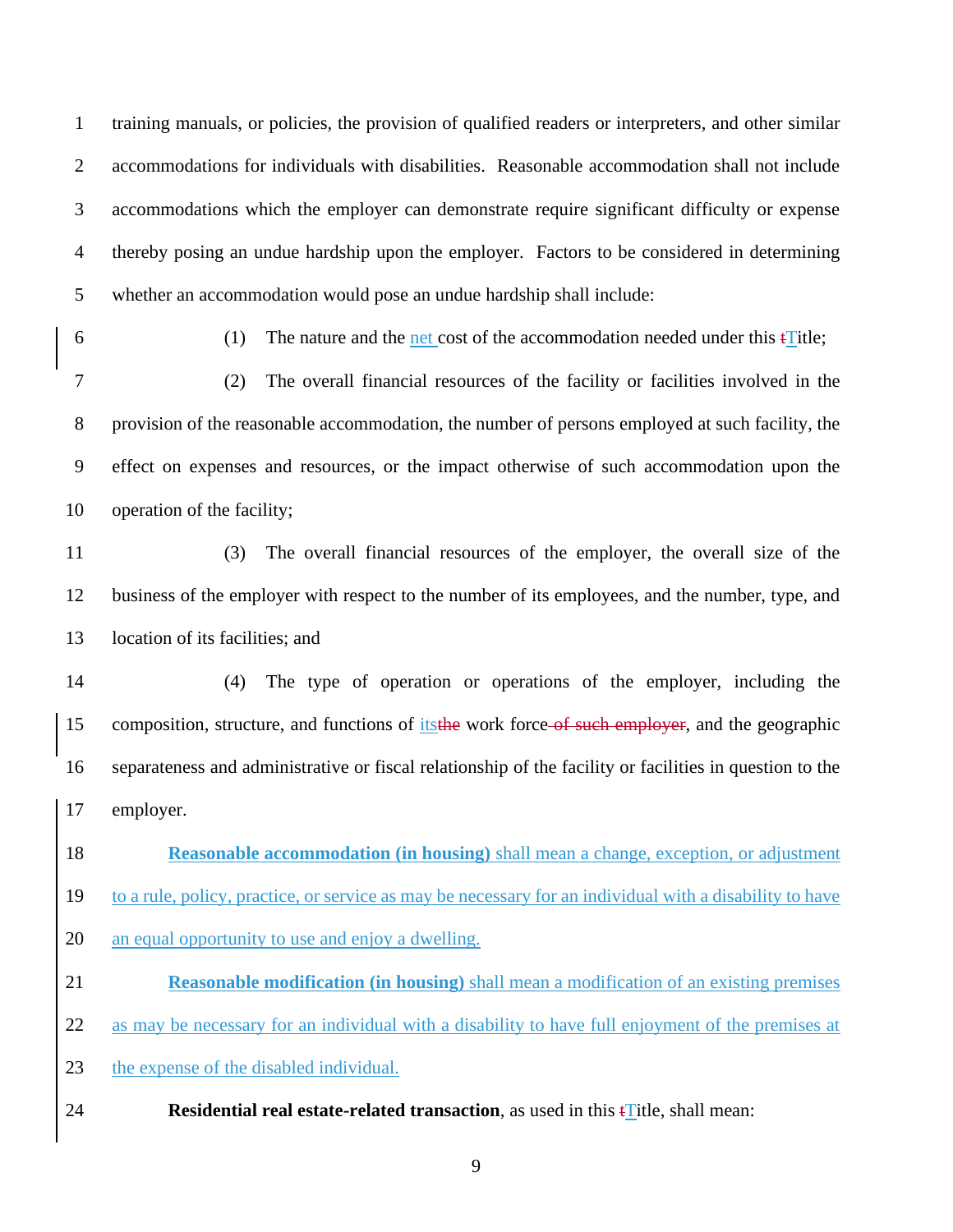training manuals, or policies, the provision of qualified readers or interpreters, and other similar accommodations for individuals with disabilities. Reasonable accommodation shall not include accommodations which the employer can demonstrate require significant difficulty or expense thereby posing an undue hardship upon the employer. Factors to be considered in determining whether an accommodation would pose an undue hardship shall include:

(1) The nature and the net cost of the accommodation needed under this Title;

(2) The overall financial resources of the facility or facilities involved in the provision of the reasonable accommodation, the number of persons employed at such facility, the effect on expenses and resources, or the impact otherwise of such accommodation upon the operation of the facility;

(3) The overall financial resources of the employer, the overall size of the business of the employer with respect to the number of its employees, and the number, type, and location of its facilities; and

(4) The type of operation or operations of the employer, including the composition, structure, and functions of its work force, and the geographic separateness and administrative or fiscal relationship of the facility or facilities in question to the employer.

**Reasonable accommodation (in housing)** shall mean a change, exception, or adjustment to a rule, policy, practice, or service as may be necessary for an individual with a disability to have an equal opportunity to use and enjoy a dwelling.

**Reasonable modification (in housing)** shall mean a modification of an existing premises as may be necessary for an individual with a disability to have full enjoyment of the premises at the expense of the disabled individual.

**Residential real estate-related transaction**, as used in this Title, shall mean: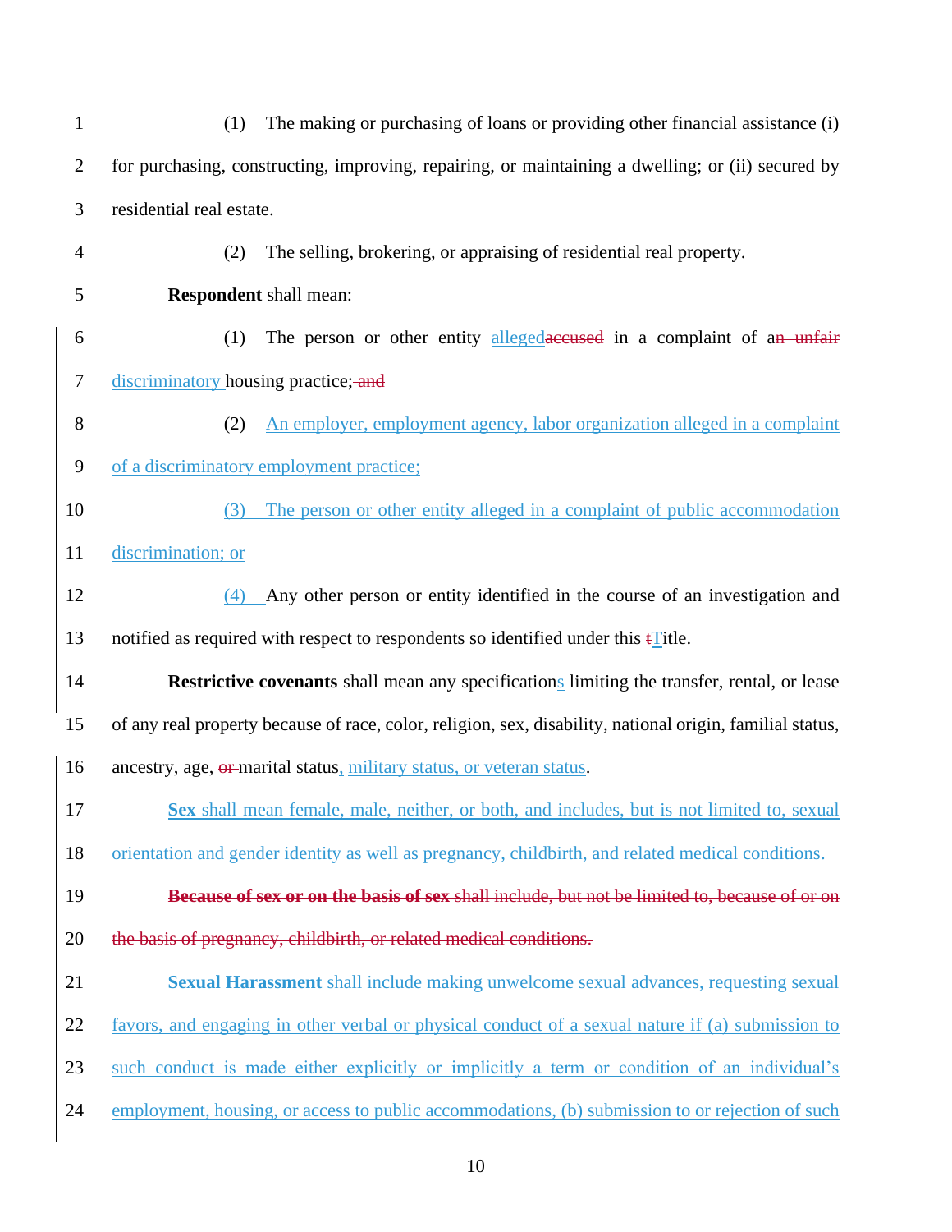(1) The making or purchasing of loans or providing other financial assistance (i) for purchasing, constructing, improving, repairing, or maintaining a dwelling; or (ii) secured by residential real estate.

(2) The selling, brokering, or appraising of residential real property.

**Respondent** shall mean:

(1) The person or other entity allegedaccused in a complaint of an unfair discriminatory housing practice; and

(2) An employer, employment agency, labor organization alleged in a complaint of a discriminatory employment practice;

(3) The person or other entity alleged in a complaint of public accommodation discrimination; or

(4) Any other person or entity identified in the course of an investigation and notified as required with respect to respondents so identified under this tTitle.

**Restrictive covenants** shall mean any specifications limiting the transfer, rental, or lease of any real property because of race, color, religion, sex, disability, national origin, familial status, ancestry, age, or marital status, military status, or veteran status.

**Sex** shall mean female, male, neither, or both, and includes, but is not limited to, sexual orientation and gender identity as well as pregnancy, childbirth, and related medical conditions.

~~**Because of sex or on the basis of sex** shall include, but not be limited to, because of or on the basis of pregnancy, childbirth, or related medical conditions.~~

**Sexual Harassment** shall include making unwelcome sexual advances, requesting sexual favors, and engaging in other verbal or physical conduct of a sexual nature if (a) submission to such conduct is made either explicitly or implicitly a term or condition of an individual's employment, housing, or access to public accommodations, (b) submission to or rejection of such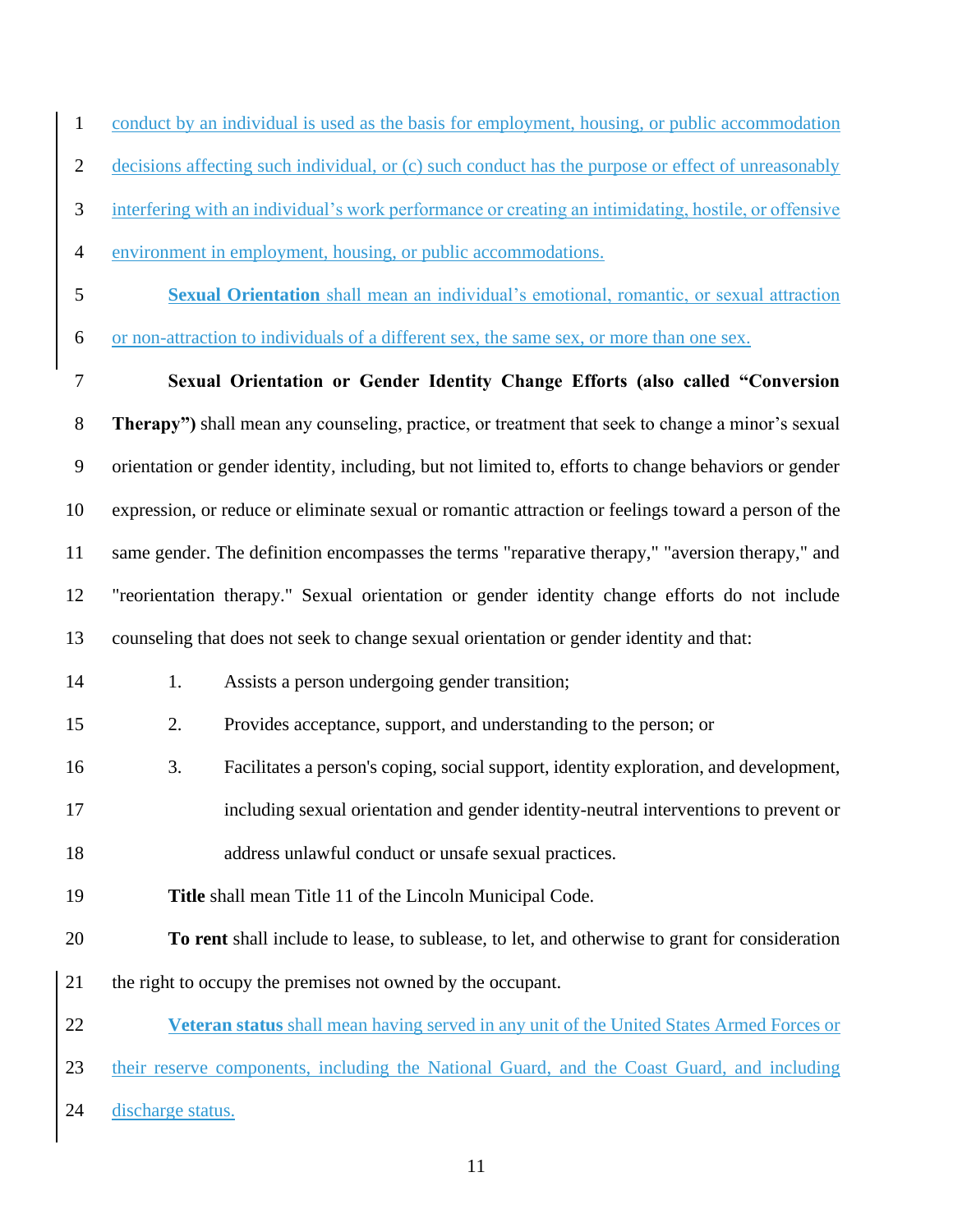conduct by an individual is used as the basis for employment, housing, or public accommodation decisions affecting such individual, or (c) such conduct has the purpose or effect of unreasonably interfering with an individual's work performance or creating an intimidating, hostile, or offensive environment in employment, housing, or public accommodations.

**Sexual Orientation** shall mean an individual's emotional, romantic, or sexual attraction or non-attraction to individuals of a different sex, the same sex, or more than one sex.

**Sexual Orientation or Gender Identity Change Efforts (also called "Conversion Therapy")** shall mean any counseling, practice, or treatment that seek to change a minor's sexual orientation or gender identity, including, but not limited to, efforts to change behaviors or gender expression, or reduce or eliminate sexual or romantic attraction or feelings toward a person of the same gender. The definition encompasses the terms "reparative therapy," "aversion therapy," and "reorientation therapy." Sexual orientation or gender identity change efforts do not include counseling that does not seek to change sexual orientation or gender identity and that:

1. Assists a person undergoing gender transition;
2. Provides acceptance, support, and understanding to the person; or
3. Facilitates a person's coping, social support, identity exploration, and development, including sexual orientation and gender identity-neutral interventions to prevent or address unlawful conduct or unsafe sexual practices.

**Title** shall mean Title 11 of the Lincoln Municipal Code.

**To rent** shall include to lease, to sublease, to let, and otherwise to grant for consideration the right to occupy the premises not owned by the occupant.

**Veteran status** shall mean having served in any unit of the United States Armed Forces or their reserve components, including the National Guard, and the Coast Guard, and including discharge status.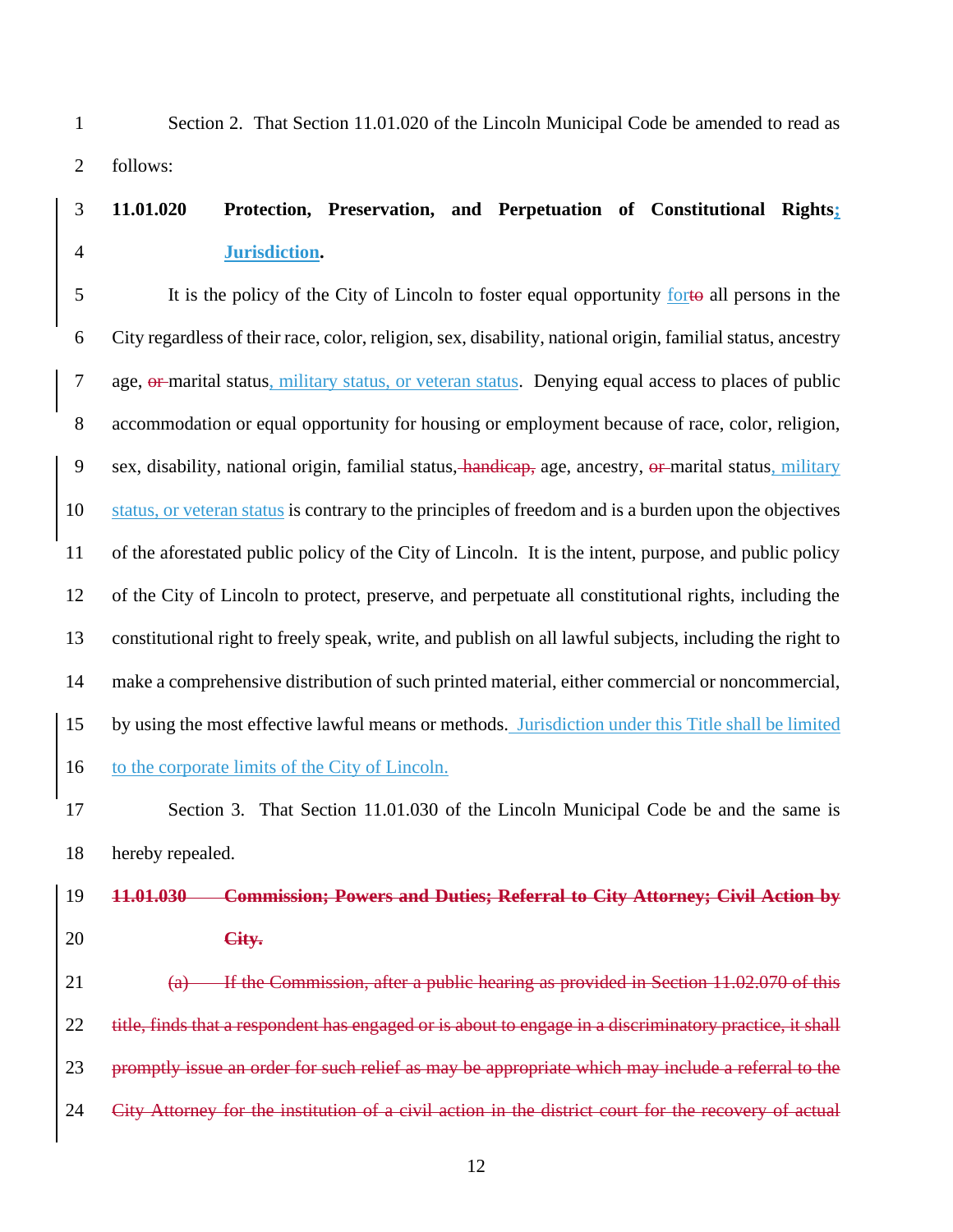Section 2. That Section 11.01.020 of the Lincoln Municipal Code be amended to read as follows:

**11.01.020 Protection, Preservation, and Perpetuation of Constitutional Rights<u>; Jurisdiction</u>.**

It is the policy of the City of Lincoln to foster equal opportunity <u>for</u>~~to~~ all persons in the City regardless of their race, color, religion, sex, disability, national origin, familial status, ancestry age, ~~or~~ marital status<u>, military status, or veteran status</u>. Denying equal access to places of public accommodation or equal opportunity for housing or employment because of race, color, religion, sex, disability, national origin, familial status,~~ handicap,~~ age, ancestry, ~~or~~ marital status<u>, military status, or veteran status</u> is contrary to the principles of freedom and is a burden upon the objectives of the aforestated public policy of the City of Lincoln. It is the intent, purpose, and public policy of the City of Lincoln to protect, preserve, and perpetuate all constitutional rights, including the constitutional right to freely speak, write, and publish on all lawful subjects, including the right to make a comprehensive distribution of such printed material, either commercial or noncommercial, by using the most effective lawful means or methods.<u> Jurisdiction under this Title shall be limited to the corporate limits of the City of Lincoln.</u>

Section 3. That Section 11.01.030 of the Lincoln Municipal Code be and the same is hereby repealed.

~~**11.01.030 Commission; Powers and Duties; Referral to City Attorney; Civil Action by City.**~~

~~(a) If the Commission, after a public hearing as provided in Section 11.02.070 of this title, finds that a respondent has engaged or is about to engage in a discriminatory practice, it shall promptly issue an order for such relief as may be appropriate which may include a referral to the City Attorney for the institution of a civil action in the district court for the recovery of actual~~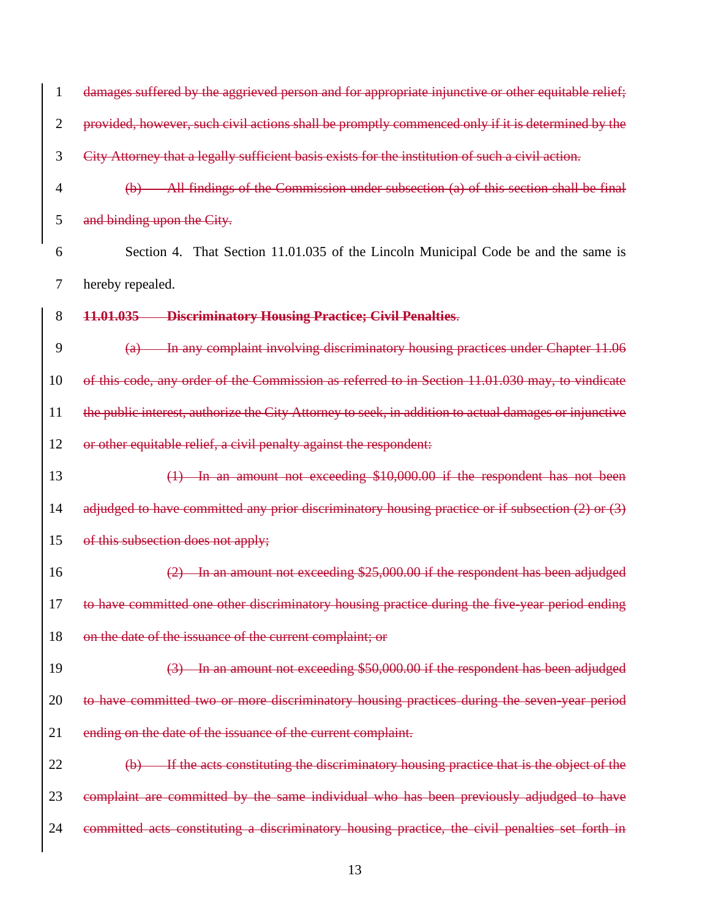~~damages suffered by the aggrieved person and for appropriate injunctive or other equitable relief; provided, however, such civil actions shall be promptly commenced only if it is determined by the City Attorney that a legally sufficient basis exists for the institution of such a civil action.~~

~~(b) All findings of the Commission under subsection (a) of this section shall be final and binding upon the City.~~

Section 4. That Section 11.01.035 of the Lincoln Municipal Code be and the same is hereby repealed.

~~**11.01.035 Discriminatory Housing Practice; Civil Penalties**.~~

~~(a) In any complaint involving discriminatory housing practices under Chapter 11.06 of this code, any order of the Commission as referred to in Section 11.01.030 may, to vindicate the public interest, authorize the City Attorney to seek, in addition to actual damages or injunctive or other equitable relief, a civil penalty against the respondent:~~

~~(1) In an amount not exceeding $10,000.00 if the respondent has not been adjudged to have committed any prior discriminatory housing practice or if subsection (2) or (3) of this subsection does not apply;~~

~~(2) In an amount not exceeding $25,000.00 if the respondent has been adjudged to have committed one other discriminatory housing practice during the five-year period ending on the date of the issuance of the current complaint; or~~

~~(3) In an amount not exceeding $50,000.00 if the respondent has been adjudged to have committed two or more discriminatory housing practices during the seven-year period ending on the date of the issuance of the current complaint.~~

~~(b) If the acts constituting the discriminatory housing practice that is the object of the complaint are committed by the same individual who has been previously adjudged to have committed acts constituting a discriminatory housing practice, the civil penalties set forth in~~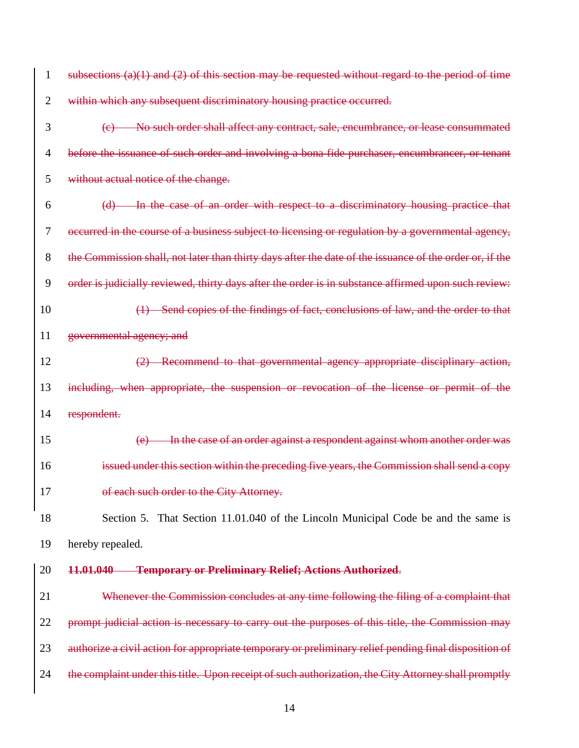~~subsections (a)(1) and (2) of this section may be requested without regard to the period of time within which any subsequent discriminatory housing practice occurred.~~

~~(c) No such order shall affect any contract, sale, encumbrance, or lease consummated before the issuance of such order and involving a bona fide purchaser, encumbrancer, or tenant without actual notice of the change.~~

~~(d) In the case of an order with respect to a discriminatory housing practice that occurred in the course of a business subject to licensing or regulation by a governmental agency, the Commission shall, not later than thirty days after the date of the issuance of the order or, if the order is judicially reviewed, thirty days after the order is in substance affirmed upon such review:~~

~~(1) Send copies of the findings of fact, conclusions of law, and the order to that governmental agency; and~~

~~(2) Recommend to that governmental agency appropriate disciplinary action, including, when appropriate, the suspension or revocation of the license or permit of the respondent.~~

~~(e) In the case of an order against a respondent against whom another order was issued under this section within the preceding five years, the Commission shall send a copy of each such order to the City Attorney.~~

Section 5. That Section 11.01.040 of the Lincoln Municipal Code be and the same is hereby repealed.

~~**11.01.040 Temporary or Preliminary Relief; Actions Authorized**.~~

~~Whenever the Commission concludes at any time following the filing of a complaint that prompt judicial action is necessary to carry out the purposes of this title, the Commission may authorize a civil action for appropriate temporary or preliminary relief pending final disposition of the complaint under this title. Upon receipt of such authorization, the City Attorney shall promptly~~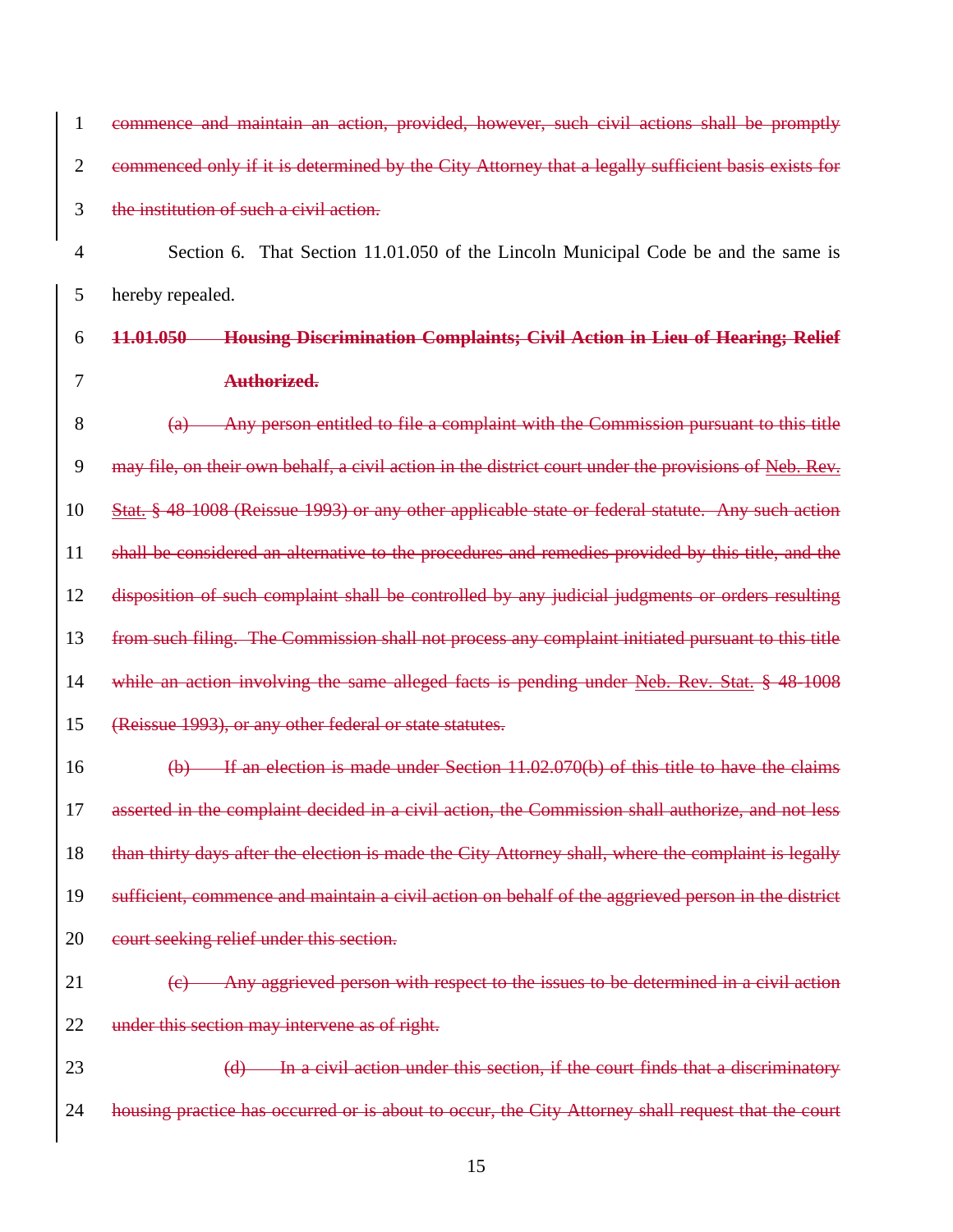~~commence and maintain an action, provided, however, such civil actions shall be promptly commenced only if it is determined by the City Attorney that a legally sufficient basis exists for the institution of such a civil action.~~

Section 6. That Section 11.01.050 of the Lincoln Municipal Code be and the same is hereby repealed.

~~**11.01.050 Housing Discrimination Complaints; Civil Action in Lieu of Hearing; Relief Authorized.**~~

~~(a) Any person entitled to file a complaint with the Commission pursuant to this title may file, on their own behalf, a civil action in the district court under the provisions of Neb. Rev. Stat. § 48-1008 (Reissue 1993) or any other applicable state or federal statute. Any such action shall be considered an alternative to the procedures and remedies provided by this title, and the disposition of such complaint shall be controlled by any judicial judgments or orders resulting from such filing. The Commission shall not process any complaint initiated pursuant to this title while an action involving the same alleged facts is pending under Neb. Rev. Stat. § 48-1008 (Reissue 1993), or any other federal or state statutes.~~

~~(b) If an election is made under Section 11.02.070(b) of this title to have the claims asserted in the complaint decided in a civil action, the Commission shall authorize, and not less than thirty days after the election is made the City Attorney shall, where the complaint is legally sufficient, commence and maintain a civil action on behalf of the aggrieved person in the district court seeking relief under this section.~~

~~(c) Any aggrieved person with respect to the issues to be determined in a civil action under this section may intervene as of right.~~

~~(d) In a civil action under this section, if the court finds that a discriminatory housing practice has occurred or is about to occur, the City Attorney shall request that the court~~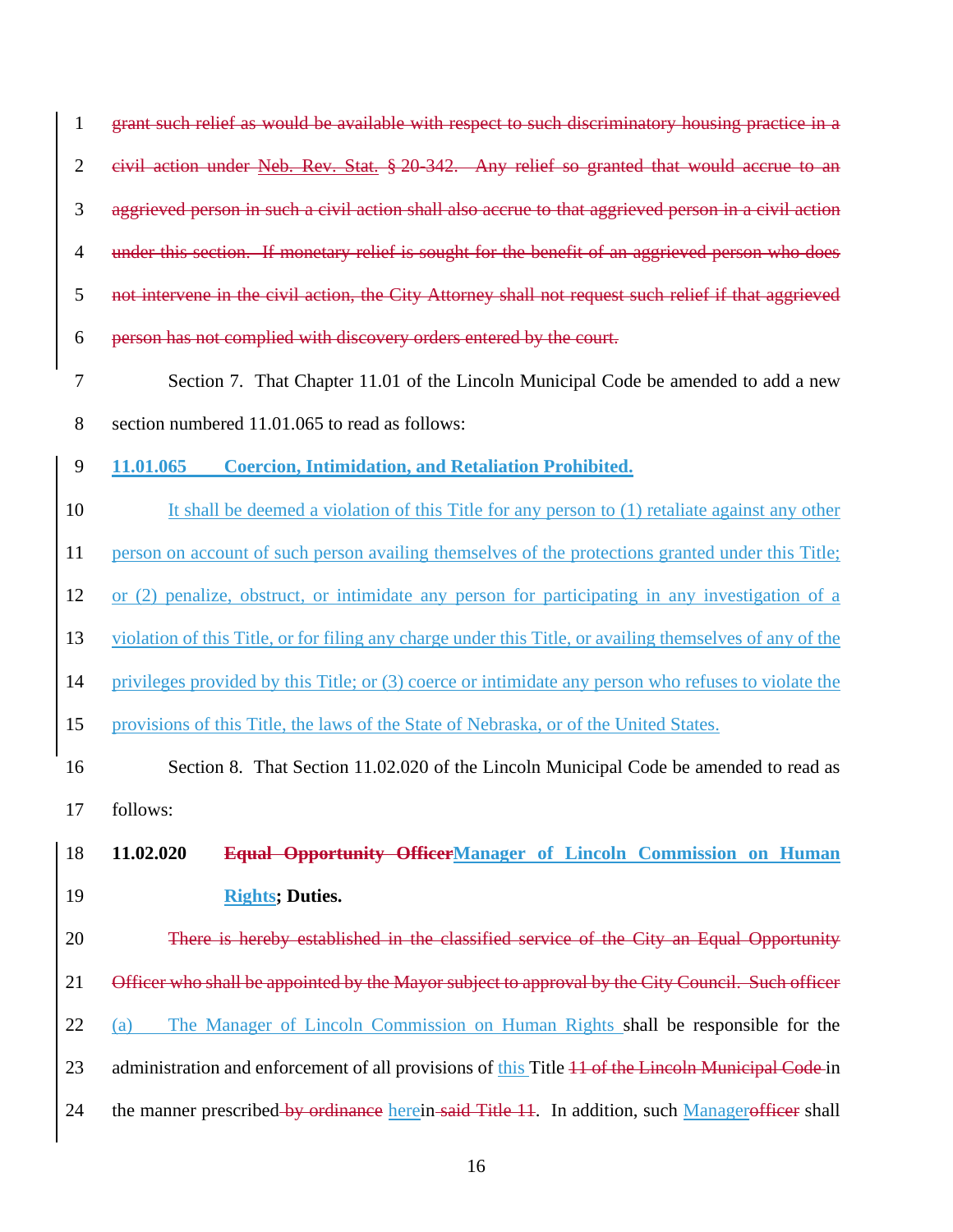~~grant such relief as would be available with respect to such discriminatory housing practice in a civil action under Neb. Rev. Stat. § 20-342. Any relief so granted that would accrue to an aggrieved person in such a civil action shall also accrue to that aggrieved person in a civil action under this section. If monetary relief is sought for the benefit of an aggrieved person who does not intervene in the civil action, the City Attorney shall not request such relief if that aggrieved person has not complied with discovery orders entered by the court.~~

Section 7. That Chapter 11.01 of the Lincoln Municipal Code be amended to add a new section numbered 11.01.065 to read as follows:

**<u>11.01.065 Coercion, Intimidation, and Retaliation Prohibited.</u>**

<u>It shall be deemed a violation of this Title for any person to (1) retaliate against any other person on account of such person availing themselves of the protections granted under this Title; or (2) penalize, obstruct, or intimidate any person for participating in any investigation of a violation of this Title, or for filing any charge under this Title, or availing themselves of any of the privileges provided by this Title; or (3) coerce or intimidate any person who refuses to violate the provisions of this Title, the laws of the State of Nebraska, or of the United States.</u>

Section 8. That Section 11.02.020 of the Lincoln Municipal Code be amended to read as follows:

**11.02.020 ~~Equal Opportunity Officer~~<u>Manager of Lincoln Commission on Human Rights</u>; Duties.**

~~There is hereby established in the classified service of the City an Equal Opportunity Officer who shall be appointed by the Mayor subject to approval by the City Council. Such officer~~ <u>(a) The Manager of Lincoln Commission on Human Rights</u> shall be responsible for the administration and enforcement of all provisions of <u>this</u> Title ~~11 of the Lincoln Municipal Code~~ in the manner prescribed ~~by ordinance~~ <u>here</u>in ~~said Title 11~~. In addition, such <u>Manager</u>~~officer~~ shall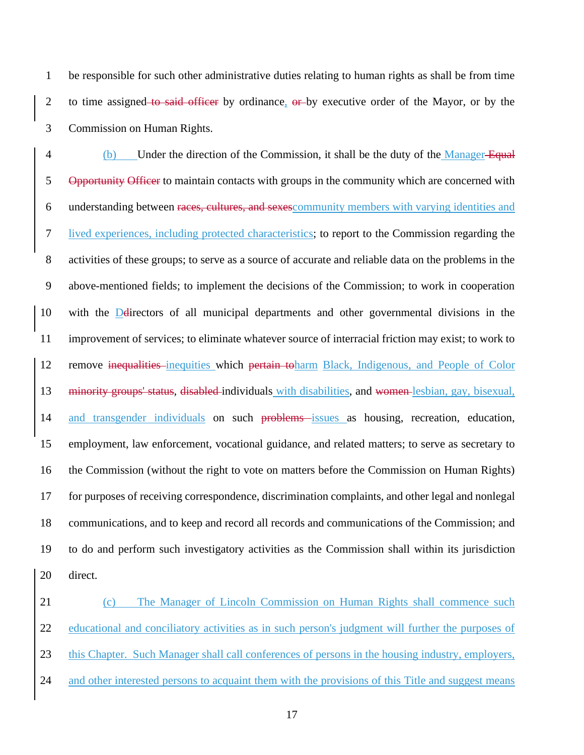be responsible for such other administrative duties relating to human rights as shall be from time to time assigned ~~to said officer~~ by ordinance, ~~or~~ by executive order of the Mayor, or by the Commission on Human Rights.

(b) Under the direction of the Commission, it shall be the duty of the Manager ~~Equal Opportunity Officer~~ to maintain contacts with groups in the community which are concerned with understanding between ~~races, cultures, and sexes~~community members with varying identities and lived experiences, including protected characteristics; to report to the Commission regarding the activities of these groups; to serve as a source of accurate and reliable data on the problems in the above-mentioned fields; to implement the decisions of the Commission; to work in cooperation with the D~~d~~irectors of all municipal departments and other governmental divisions in the improvement of services; to eliminate whatever source of interracial friction may exist; to work to remove ~~inequalities~~ inequities which ~~pertain to~~harm Black, Indigenous, and People of Color ~~minority groups' status~~, ~~disabled~~ individuals with disabilities, and ~~women~~ lesbian, gay, bisexual, and transgender individuals on such ~~problems~~ issues as housing, recreation, education, employment, law enforcement, vocational guidance, and related matters; to serve as secretary to the Commission (without the right to vote on matters before the Commission on Human Rights) for purposes of receiving correspondence, discrimination complaints, and other legal and nonlegal communications, and to keep and record all records and communications of the Commission; and to do and perform such investigatory activities as the Commission shall within its jurisdiction direct.

(c) The Manager of Lincoln Commission on Human Rights shall commence such educational and conciliatory activities as in such person's judgment will further the purposes of this Chapter. Such Manager shall call conferences of persons in the housing industry, employers, and other interested persons to acquaint them with the provisions of this Title and suggest means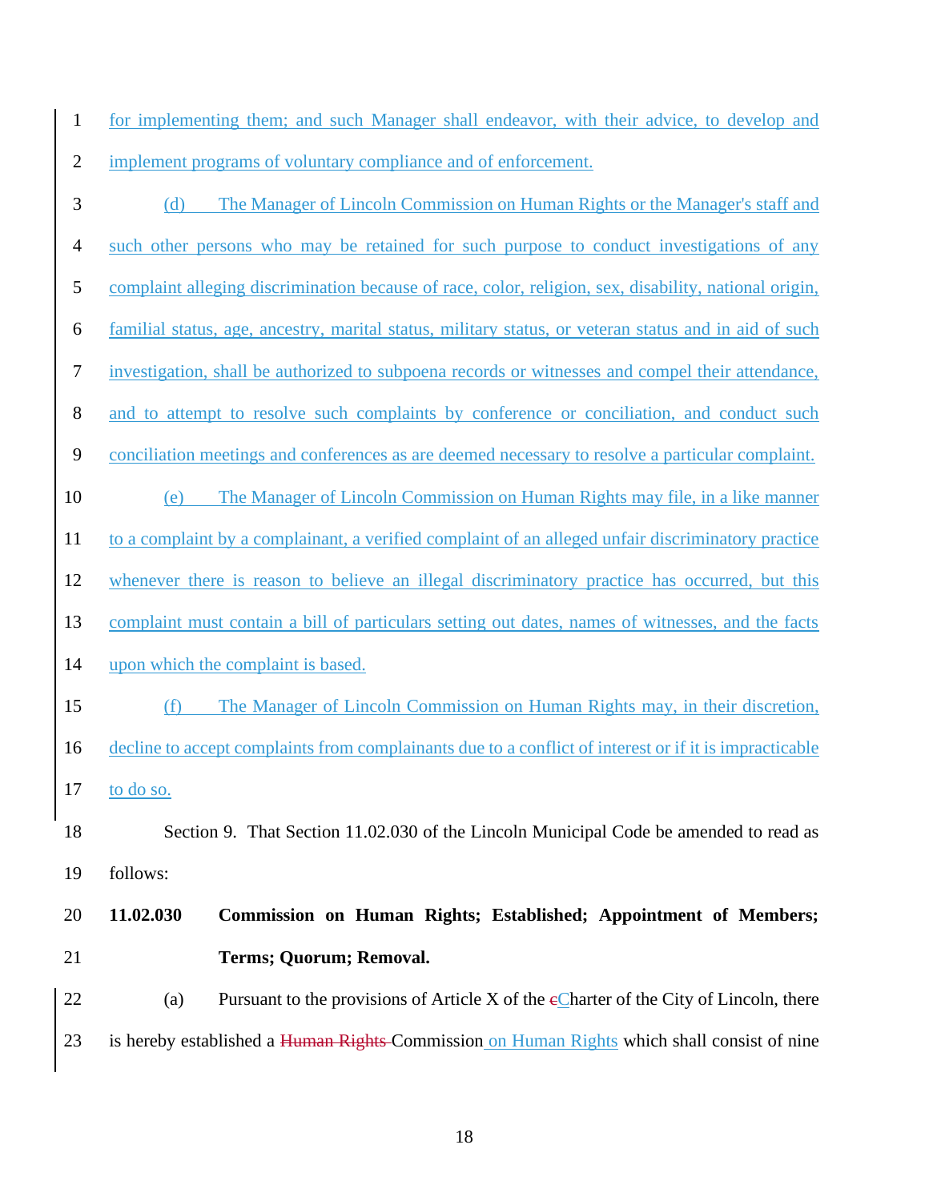for implementing them; and such Manager shall endeavor, with their advice, to develop and implement programs of voluntary compliance and of enforcement.

(d) The Manager of Lincoln Commission on Human Rights or the Manager's staff and such other persons who may be retained for such purpose to conduct investigations of any complaint alleging discrimination because of race, color, religion, sex, disability, national origin, familial status, age, ancestry, marital status, military status, or veteran status and in aid of such investigation, shall be authorized to subpoena records or witnesses and compel their attendance, and to attempt to resolve such complaints by conference or conciliation, and conduct such conciliation meetings and conferences as are deemed necessary to resolve a particular complaint.

(e) The Manager of Lincoln Commission on Human Rights may file, in a like manner to a complaint by a complainant, a verified complaint of an alleged unfair discriminatory practice whenever there is reason to believe an illegal discriminatory practice has occurred, but this complaint must contain a bill of particulars setting out dates, names of witnesses, and the facts upon which the complaint is based.

(f) The Manager of Lincoln Commission on Human Rights may, in their discretion, decline to accept complaints from complainants due to a conflict of interest or if it is impracticable to do so.

Section 9. That Section 11.02.030 of the Lincoln Municipal Code be amended to read as follows:

**11.02.030 Commission on Human Rights; Established; Appointment of Members; Terms; Quorum; Removal.**

(a) Pursuant to the provisions of Article X of the ~~c~~Charter of the City of Lincoln, there is hereby established a ~~Human Rights~~ Commission on Human Rights which shall consist of nine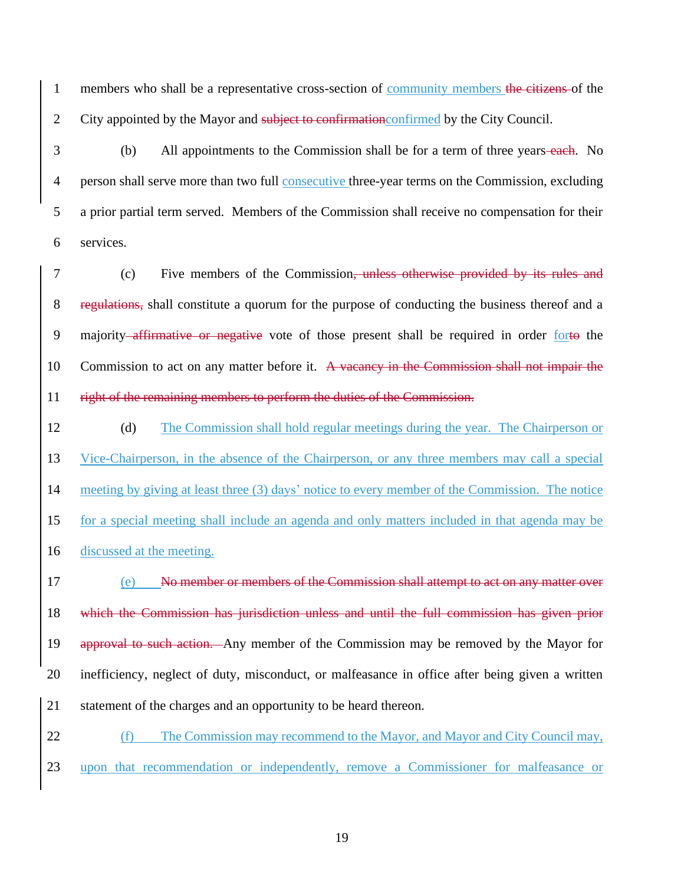members who shall be a representative cross-section of community members ~~the citizens~~ of the City appointed by the Mayor and ~~subject to confirmation~~confirmed by the City Council.

(b) All appointments to the Commission shall be for a term of three years~~ each~~. No person shall serve more than two full consecutive three-year terms on the Commission, excluding a prior partial term served. Members of the Commission shall receive no compensation for their services.

(c) Five members of the Commission~~, unless otherwise provided by its rules and regulations,~~ shall constitute a quorum for the purpose of conducting the business thereof and a majority~~ affirmative or negative~~ vote of those present shall be required in order for~~to~~ the Commission to act on any matter before it. ~~A vacancy in the Commission shall not impair the right of the remaining members to perform the duties of the Commission.~~

(d) The Commission shall hold regular meetings during the year. The Chairperson or Vice-Chairperson, in the absence of the Chairperson, or any three members may call a special meeting by giving at least three (3) days' notice to every member of the Commission. The notice for a special meeting shall include an agenda and only matters included in that agenda may be discussed at the meeting.

(e) ~~No member or members of the Commission shall attempt to act on any matter over which the Commission has jurisdiction unless and until the full commission has given prior approval to such action.~~ Any member of the Commission may be removed by the Mayor for inefficiency, neglect of duty, misconduct, or malfeasance in office after being given a written statement of the charges and an opportunity to be heard thereon.

(f) The Commission may recommend to the Mayor, and Mayor and City Council may, upon that recommendation or independently, remove a Commissioner for malfeasance or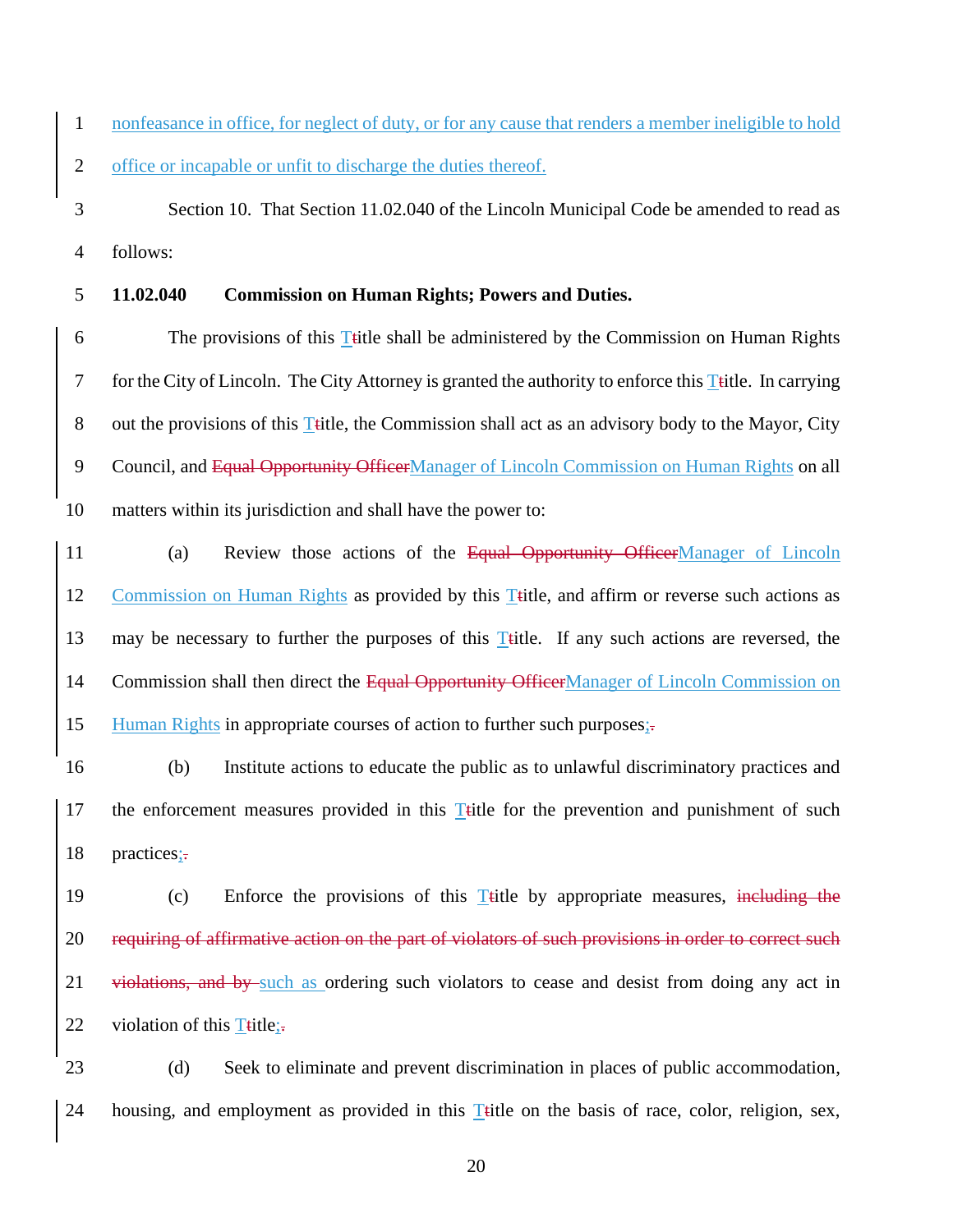nonfeasance in office, for neglect of duty, or for any cause that renders a member ineligible to hold office or incapable or unfit to discharge the duties thereof.

Section 10. That Section 11.02.040 of the Lincoln Municipal Code be amended to read as follows:

**11.02.040 Commission on Human Rights; Powers and Duties.**

The provisions of this Ttitle shall be administered by the Commission on Human Rights for the City of Lincoln. The City Attorney is granted the authority to enforce this Ttitle. In carrying out the provisions of this Ttitle, the Commission shall act as an advisory body to the Mayor, City Council, and ~~Equal Opportunity Officer~~Manager of Lincoln Commission on Human Rights on all matters within its jurisdiction and shall have the power to:

(a) Review those actions of the ~~Equal Opportunity Officer~~Manager of Lincoln Commission on Human Rights as provided by this Ttitle, and affirm or reverse such actions as may be necessary to further the purposes of this Ttitle. If any such actions are reversed, the Commission shall then direct the ~~Equal Opportunity Officer~~Manager of Lincoln Commission on Human Rights in appropriate courses of action to further such purposes;~~.~~

(b) Institute actions to educate the public as to unlawful discriminatory practices and the enforcement measures provided in this Ttitle for the prevention and punishment of such practices;~~.~~

(c) Enforce the provisions of this Ttitle by appropriate measures, ~~including the requiring of affirmative action on the part of violators of such provisions in order to correct such violations, and by~~ such as ordering such violators to cease and desist from doing any act in violation of this Ttitle;~~.~~

(d) Seek to eliminate and prevent discrimination in places of public accommodation, housing, and employment as provided in this Ttitle on the basis of race, color, religion, sex,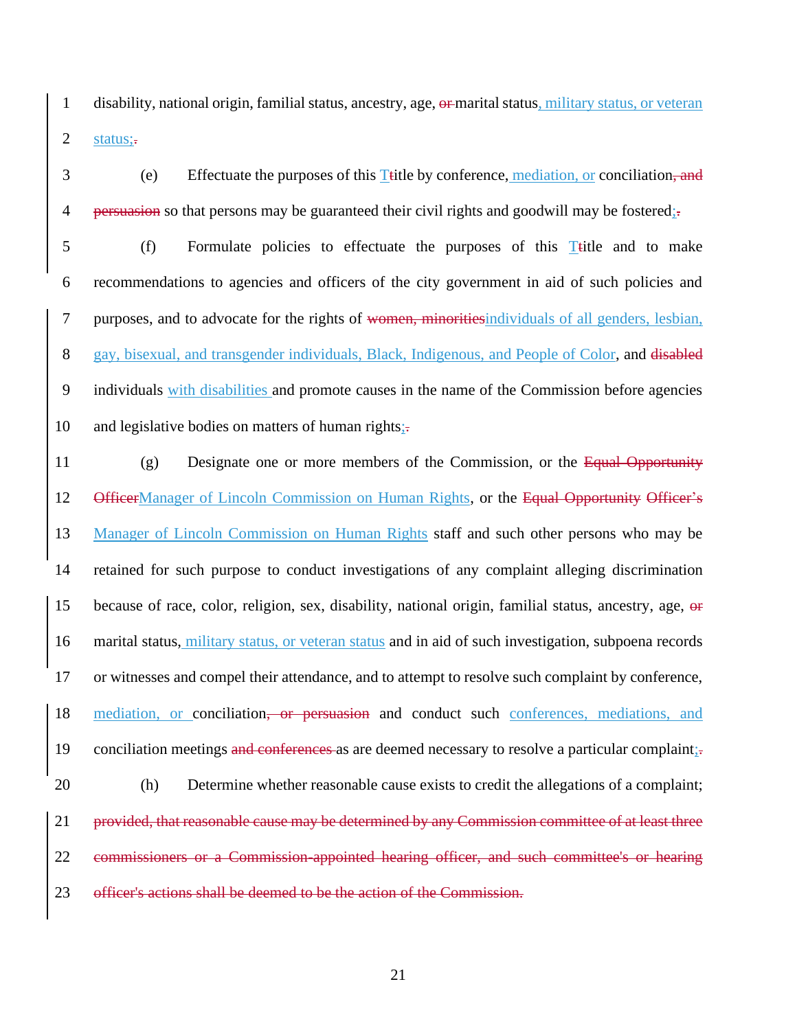disability, national origin, familial status, ancestry, age, ~~or~~ marital status, military status, or veteran status;~~.~~

(e) Effectuate the purposes of this Title~~title~~ by conference, mediation, or conciliation~~, and persuasion~~ so that persons may be guaranteed their civil rights and goodwill may be fostered;~~.~~

(f) Formulate policies to effectuate the purposes of this Title~~title~~ and to make recommendations to agencies and officers of the city government in aid of such policies and purposes, and to advocate for the rights of ~~women, minorities~~individuals of all genders, lesbian, gay, bisexual, and transgender individuals, Black, Indigenous, and People of Color, and ~~disabled~~ individuals with disabilities and promote causes in the name of the Commission before agencies and legislative bodies on matters of human rights;~~.~~

(g) Designate one or more members of the Commission, or the ~~Equal Opportunity Officer~~Manager of Lincoln Commission on Human Rights, or the ~~Equal Opportunity Officer's~~ Manager of Lincoln Commission on Human Rights staff and such other persons who may be retained for such purpose to conduct investigations of any complaint alleging discrimination because of race, color, religion, sex, disability, national origin, familial status, ancestry, age, ~~or~~ marital status, military status, or veteran status and in aid of such investigation, subpoena records or witnesses and compel their attendance, and to attempt to resolve such complaint by conference, mediation, or conciliation~~, or persuasion~~ and conduct such conferences, mediations, and conciliation meetings ~~and conferences~~ as are deemed necessary to resolve a particular complaint;~~.~~

(h) Determine whether reasonable cause exists to credit the allegations of a complaint; ~~provided, that reasonable cause may be determined by any Commission committee of at least three commissioners or a Commission-appointed hearing officer, and such committee's or hearing officer's actions shall be deemed to be the action of the Commission.~~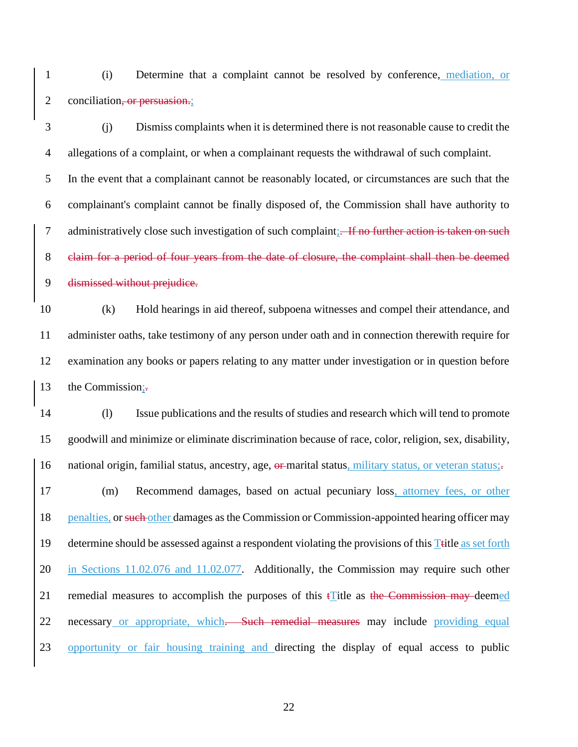(i) Determine that a complaint cannot be resolved by conference, mediation, or conciliation, or persuasion.;

(j) Dismiss complaints when it is determined there is not reasonable cause to credit the allegations of a complaint, or when a complainant requests the withdrawal of such complaint. In the event that a complainant cannot be reasonably located, or circumstances are such that the complainant's complaint cannot be finally disposed of, the Commission shall have authority to administratively close such investigation of such complaint;. If no further action is taken on such claim for a period of four years from the date of closure, the complaint shall then be deemed dismissed without prejudice.

(k) Hold hearings in aid thereof, subpoena witnesses and compel their attendance, and administer oaths, take testimony of any person under oath and in connection therewith require for examination any books or papers relating to any matter under investigation or in question before the Commission;.

(l) Issue publications and the results of studies and research which will tend to promote goodwill and minimize or eliminate discrimination because of race, color, religion, sex, disability, national origin, familial status, ancestry, age, or marital status, military status, or veteran status;.

(m) Recommend damages, based on actual pecuniary loss, attorney fees, or other penalties, or such other damages as the Commission or Commission-appointed hearing officer may determine should be assessed against a respondent violating the provisions of this Ttitle as set forth in Sections 11.02.076 and 11.02.077. Additionally, the Commission may require such other remedial measures to accomplish the purposes of this tTitle as the Commission may deemed necessary or appropriate, which. Such remedial measures may include providing equal opportunity or fair housing training and directing the display of equal access to public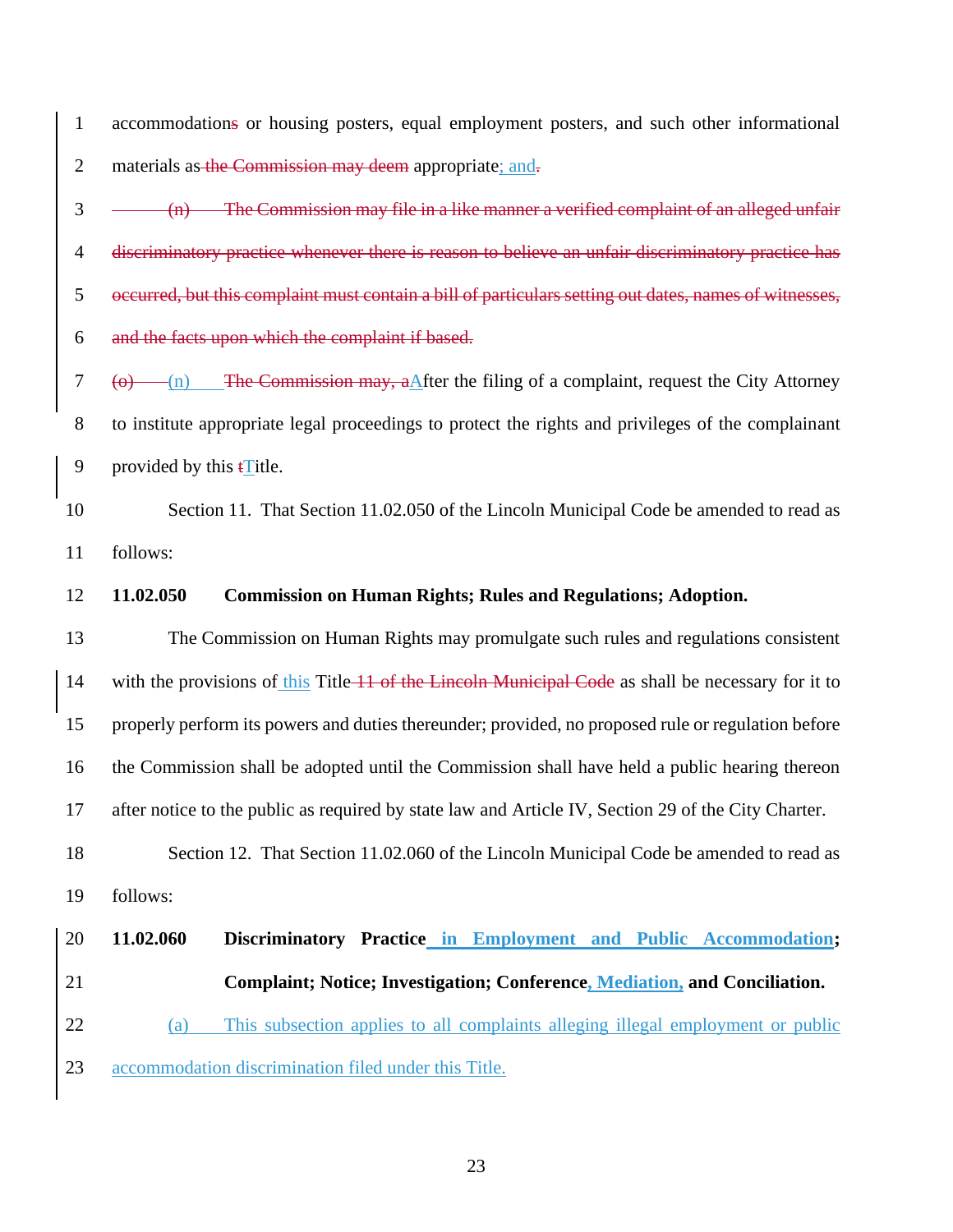accommodations or housing posters, equal employment posters, and such other informational materials as the Commission may deem appropriate; and.

~~(n) The Commission may file in a like manner a verified complaint of an alleged unfair discriminatory practice whenever there is reason to believe an unfair discriminatory practice has occurred, but this complaint must contain a bill of particulars setting out dates, names of witnesses, and the facts upon which the complaint if based.~~

~~(o)~~ (n) ~~The Commission may, a~~After the filing of a complaint, request the City Attorney to institute appropriate legal proceedings to protect the rights and privileges of the complainant provided by this ~~t~~Title.

Section 11. That Section 11.02.050 of the Lincoln Municipal Code be amended to read as follows:

**11.02.050 Commission on Human Rights; Rules and Regulations; Adoption.**

The Commission on Human Rights may promulgate such rules and regulations consistent with the provisions of this Title ~~11 of the Lincoln Municipal Code~~ as shall be necessary for it to properly perform its powers and duties thereunder; provided, no proposed rule or regulation before the Commission shall be adopted until the Commission shall have held a public hearing thereon after notice to the public as required by state law and Article IV, Section 29 of the City Charter.

Section 12. That Section 11.02.060 of the Lincoln Municipal Code be amended to read as follows:

**11.02.060 Discriminatory Practice in Employment and Public Accommodation; Complaint; Notice; Investigation; Conference, Mediation, and Conciliation.**

(a) This subsection applies to all complaints alleging illegal employment or public accommodation discrimination filed under this Title.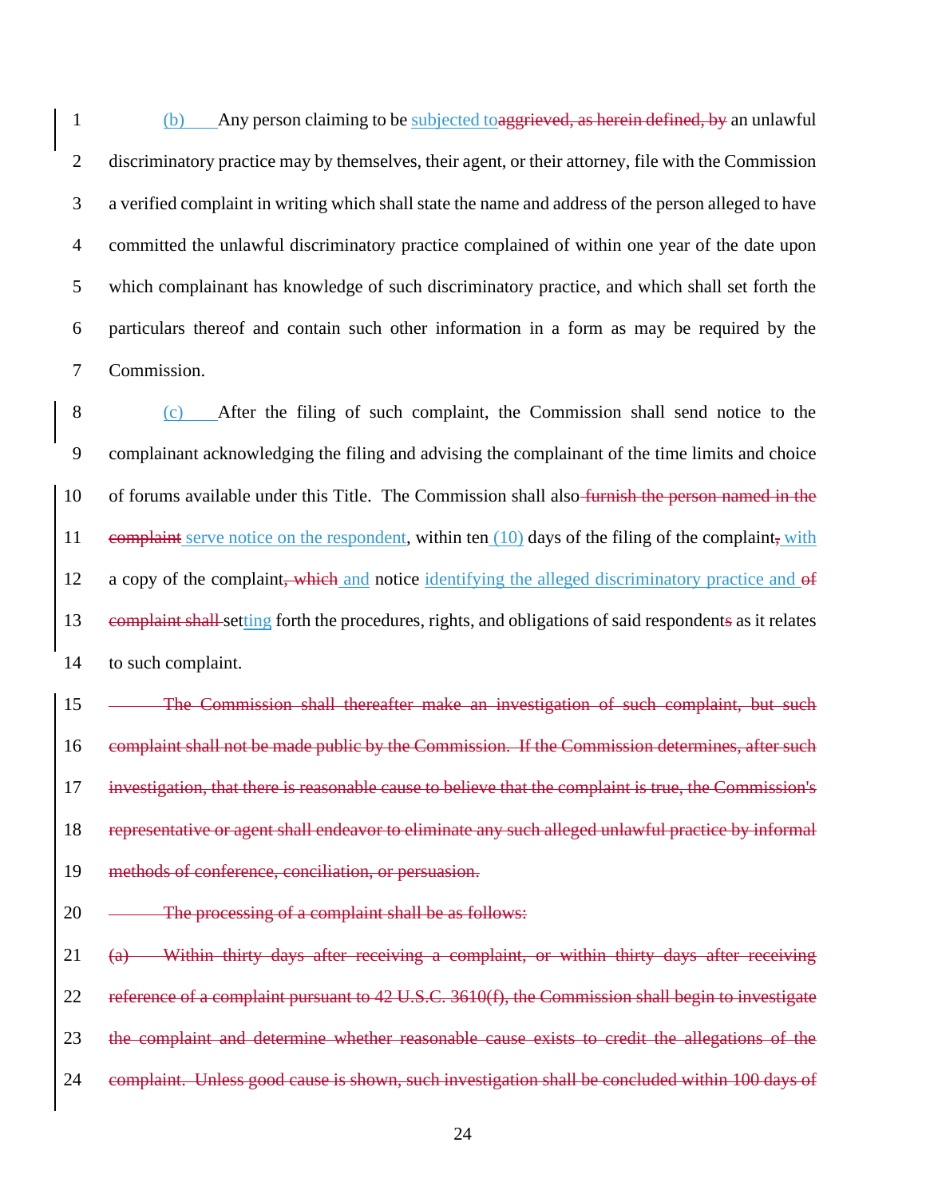<u>(b)</u> Any person claiming to be <u>subjected to</u>~~aggrieved, as herein defined, by~~ an unlawful discriminatory practice may by themselves, their agent, or their attorney, file with the Commission a verified complaint in writing which shall state the name and address of the person alleged to have committed the unlawful discriminatory practice complained of within one year of the date upon which complainant has knowledge of such discriminatory practice, and which shall set forth the particulars thereof and contain such other information in a form as may be required by the Commission.

<u>(c)</u> After the filing of such complaint, the Commission shall send notice to the complainant acknowledging the filing and advising the complainant of the time limits and choice of forums available under this Title. The Commission shall also~~ furnish the person named in the complaint~~<u> serve notice on the respondent</u>, within ten<u> (10)</u> days of the filing of the complaint~~,~~<u> with</u> a copy of the complaint~~, which~~<u> and</u> notice <u>identifying the alleged discriminatory practice and </u>~~of complaint shall ~~set<u>ting</u> forth the procedures, rights, and obligations of said respondent~~s~~ as it relates to such complaint.

~~The Commission shall thereafter make an investigation of such complaint, but such complaint shall not be made public by the Commission. If the Commission determines, after such investigation, that there is reasonable cause to believe that the complaint is true, the Commission's representative or agent shall endeavor to eliminate any such alleged unlawful practice by informal methods of conference, conciliation, or persuasion.~~

~~The processing of a complaint shall be as follows:~~

~~(a) Within thirty days after receiving a complaint, or within thirty days after receiving reference of a complaint pursuant to 42 U.S.C. 3610(f), the Commission shall begin to investigate the complaint and determine whether reasonable cause exists to credit the allegations of the complaint. Unless good cause is shown, such investigation shall be concluded within 100 days of~~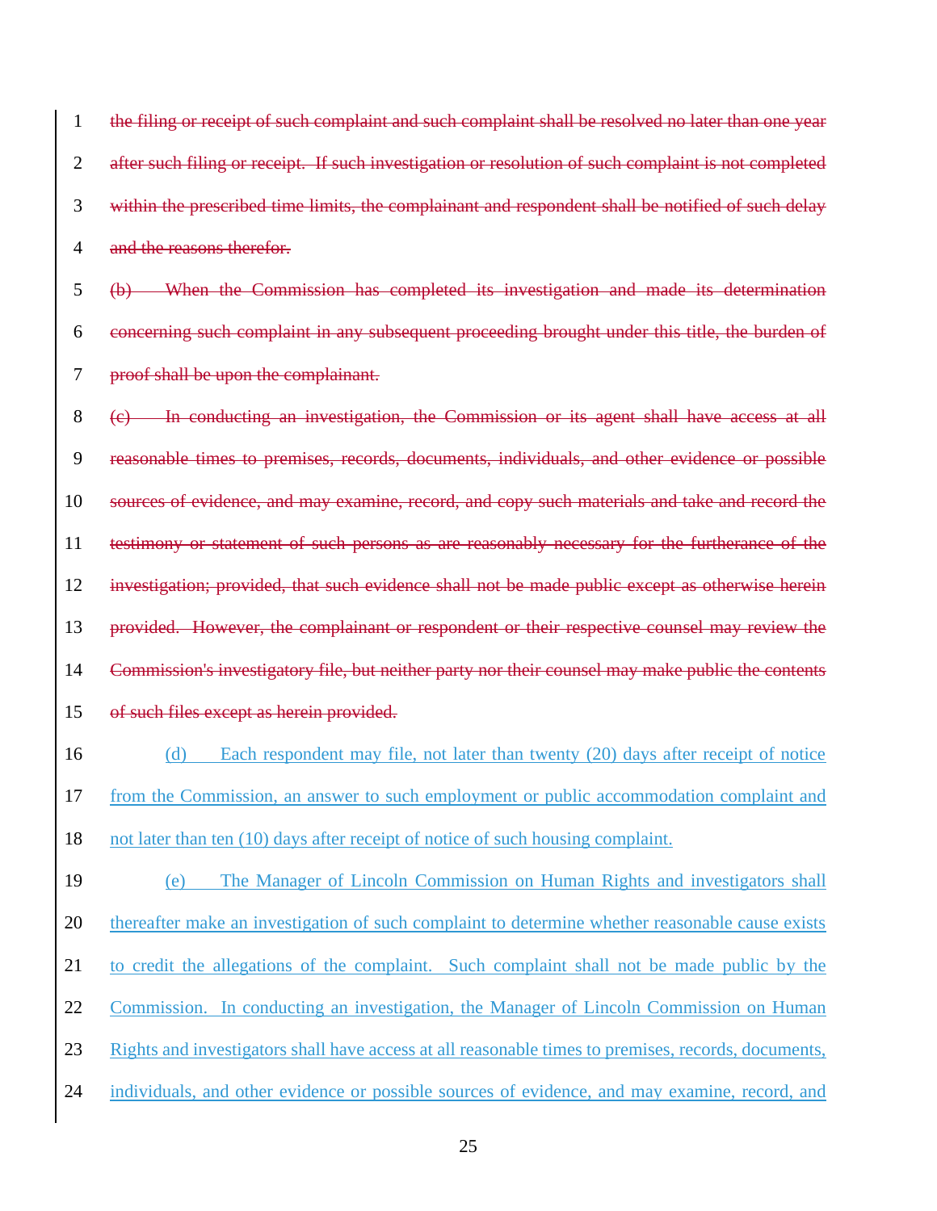~~the filing or receipt of such complaint and such complaint shall be resolved no later than one year after such filing or receipt. If such investigation or resolution of such complaint is not completed within the prescribed time limits, the complainant and respondent shall be notified of such delay and the reasons therefor.~~

~~(b) When the Commission has completed its investigation and made its determination concerning such complaint in any subsequent proceeding brought under this title, the burden of proof shall be upon the complainant.~~

~~(c) In conducting an investigation, the Commission or its agent shall have access at all reasonable times to premises, records, documents, individuals, and other evidence or possible sources of evidence, and may examine, record, and copy such materials and take and record the testimony or statement of such persons as are reasonably necessary for the furtherance of the investigation; provided, that such evidence shall not be made public except as otherwise herein provided. However, the complainant or respondent or their respective counsel may review the Commission's investigatory file, but neither party nor their counsel may make public the contents of such files except as herein provided.~~

<u>(d) Each respondent may file, not later than twenty (20) days after receipt of notice from the Commission, an answer to such employment or public accommodation complaint and not later than ten (10) days after receipt of notice of such housing complaint.</u>

<u>(e) The Manager of Lincoln Commission on Human Rights and investigators shall thereafter make an investigation of such complaint to determine whether reasonable cause exists to credit the allegations of the complaint. Such complaint shall not be made public by the Commission. In conducting an investigation, the Manager of Lincoln Commission on Human Rights and investigators shall have access at all reasonable times to premises, records, documents, individuals, and other evidence or possible sources of evidence, and may examine, record, and</u>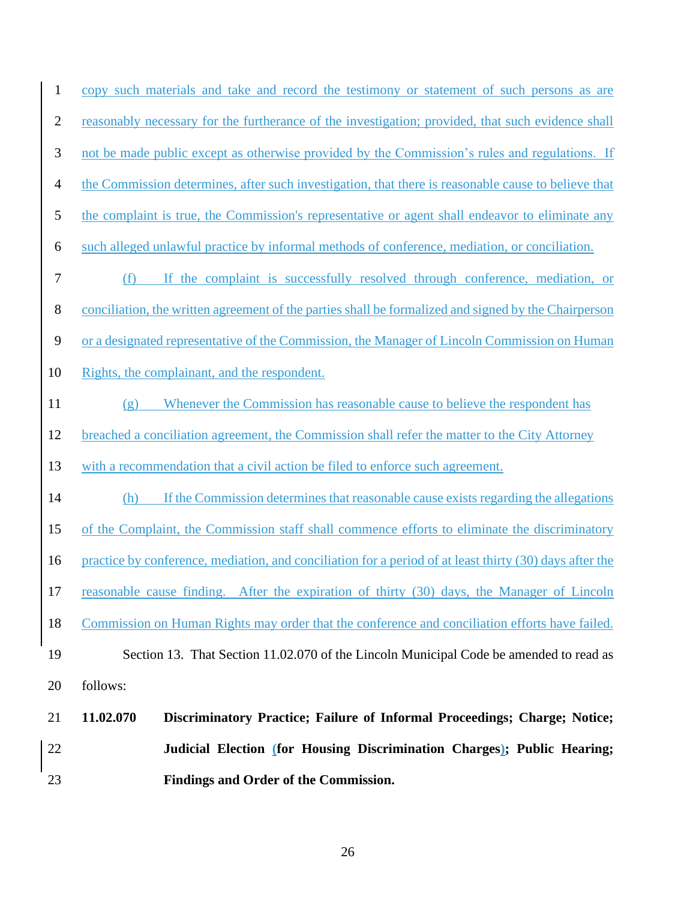copy such materials and take and record the testimony or statement of such persons as are reasonably necessary for the furtherance of the investigation; provided, that such evidence shall not be made public except as otherwise provided by the Commission's rules and regulations. If the Commission determines, after such investigation, that there is reasonable cause to believe that the complaint is true, the Commission's representative or agent shall endeavor to eliminate any such alleged unlawful practice by informal methods of conference, mediation, or conciliation.

(f) If the complaint is successfully resolved through conference, mediation, or conciliation, the written agreement of the parties shall be formalized and signed by the Chairperson or a designated representative of the Commission, the Manager of Lincoln Commission on Human Rights, the complainant, and the respondent.

(g) Whenever the Commission has reasonable cause to believe the respondent has breached a conciliation agreement, the Commission shall refer the matter to the City Attorney with a recommendation that a civil action be filed to enforce such agreement.

(h) If the Commission determines that reasonable cause exists regarding the allegations of the Complaint, the Commission staff shall commence efforts to eliminate the discriminatory practice by conference, mediation, and conciliation for a period of at least thirty (30) days after the reasonable cause finding. After the expiration of thirty (30) days, the Manager of Lincoln Commission on Human Rights may order that the conference and conciliation efforts have failed.

Section 13. That Section 11.02.070 of the Lincoln Municipal Code be amended to read as follows:

**11.02.070 Discriminatory Practice; Failure of Informal Proceedings; Charge; Notice; Judicial Election (for Housing Discrimination Charges); Public Hearing; Findings and Order of the Commission.**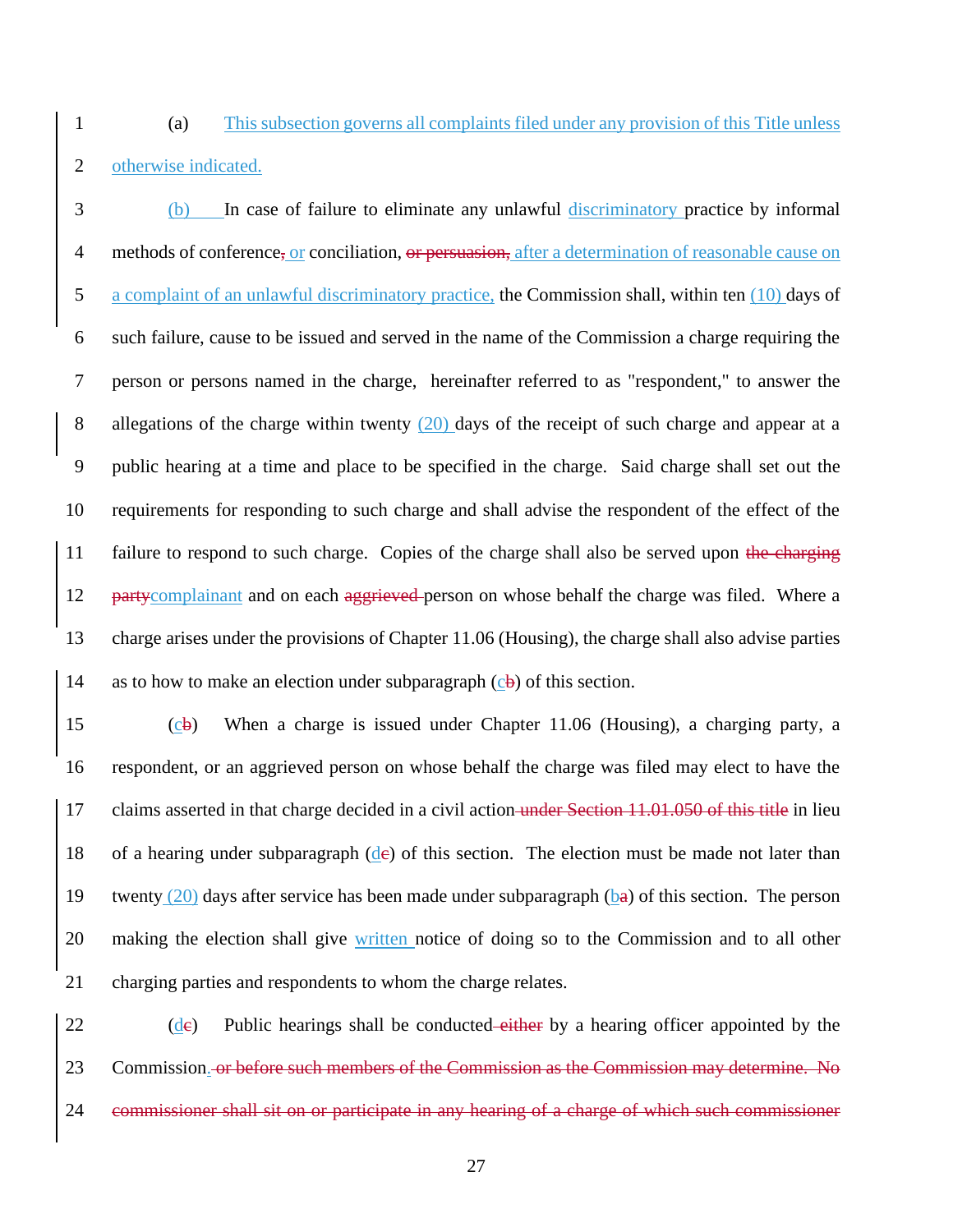(a) This subsection governs all complaints filed under any provision of this Title unless otherwise indicated.

(b) In case of failure to eliminate any unlawful discriminatory practice by informal methods of conference~~,~~ or conciliation, ~~or persuasion,~~ after a determination of reasonable cause on a complaint of an unlawful discriminatory practice, the Commission shall, within ten (10) days of such failure, cause to be issued and served in the name of the Commission a charge requiring the person or persons named in the charge, hereinafter referred to as "respondent," to answer the allegations of the charge within twenty (20) days of the receipt of such charge and appear at a public hearing at a time and place to be specified in the charge. Said charge shall set out the requirements for responding to such charge and shall advise the respondent of the effect of the failure to respond to such charge. Copies of the charge shall also be served upon ~~the charging party~~complainant and on each ~~aggrieved~~ person on whose behalf the charge was filed. Where a charge arises under the provisions of Chapter 11.06 (Housing), the charge shall also advise parties as to how to make an election under subparagraph (c~~b~~) of this section.

(c~~b~~) When a charge is issued under Chapter 11.06 (Housing), a charging party, a respondent, or an aggrieved person on whose behalf the charge was filed may elect to have the claims asserted in that charge decided in a civil action ~~under Section 11.01.050 of this title~~ in lieu of a hearing under subparagraph (d~~c~~) of this section. The election must be made not later than twenty (20) days after service has been made under subparagraph (b~~a~~) of this section. The person making the election shall give written notice of doing so to the Commission and to all other charging parties and respondents to whom the charge relates.

(d~~c~~) Public hearings shall be conducted ~~either~~ by a hearing officer appointed by the Commission. ~~or before such members of the Commission as the Commission may determine. No commissioner shall sit on or participate in any hearing of a charge of which such commissioner~~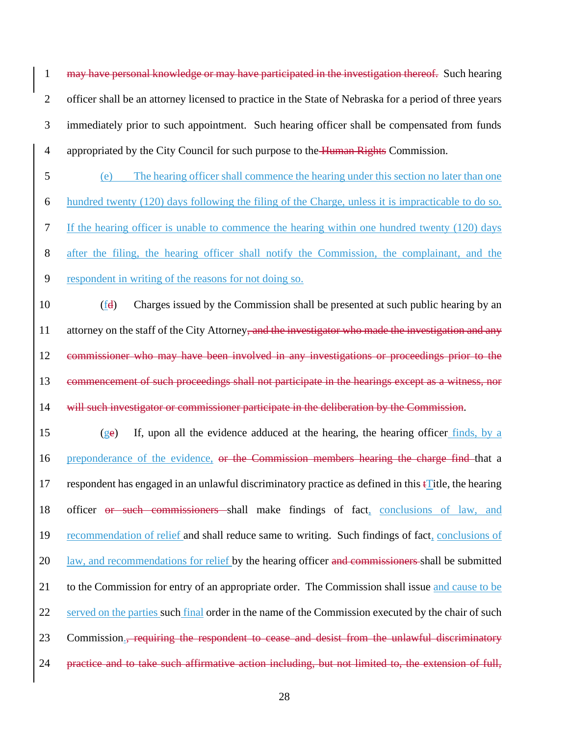1 ~~may have personal knowledge or may have participated in the investigation thereof.~~ Such hearing

2 officer shall be an attorney licensed to practice in the State of Nebraska for a period of three years

3 immediately prior to such appointment. Such hearing officer shall be compensated from funds

4 appropriated by the City Council for such purpose to the ~~Human Rights~~ Commission.

5 (e) The hearing officer shall commence the hearing under this section no later than one

6 hundred twenty (120) days following the filing of the Charge, unless it is impracticable to do so.

7 If the hearing officer is unable to commence the hearing within one hundred twenty (120) days

8 after the filing, the hearing officer shall notify the Commission, the complainant, and the

9 respondent in writing of the reasons for not doing so.

10 (f~~d~~) Charges issued by the Commission shall be presented at such public hearing by an

11 attorney on the staff of the City Attorney~~, and the investigator who made the investigation and any~~

12 ~~commissioner who may have been involved in any investigations or proceedings prior to the~~

13 ~~commencement of such proceedings shall not participate in the hearings except as a witness, nor~~

14 ~~will such investigator or commissioner participate in the deliberation by the Commission~~.

15 (g~~e~~) If, upon all the evidence adduced at the hearing, the hearing officer finds, by a

16 preponderance of the evidence, ~~or the Commission members hearing the charge find~~ that a

17 respondent has engaged in an unlawful discriminatory practice as defined in this ~~t~~Title, the hearing

18 officer ~~or such commissioners~~ shall make findings of fact, conclusions of law, and

19 recommendation of relief and shall reduce same to writing. Such findings of fact, conclusions of

20 law, and recommendations for relief by the hearing officer ~~and commissioners~~ shall be submitted

21 to the Commission for entry of an appropriate order. The Commission shall issue and cause to be

22 served on the parties such final order in the name of the Commission executed by the chair of such

23 Commission.~~, requiring the respondent to cease and desist from the unlawful discriminatory~~

24 ~~practice and to take such affirmative action including, but not limited to, the extension of full,~~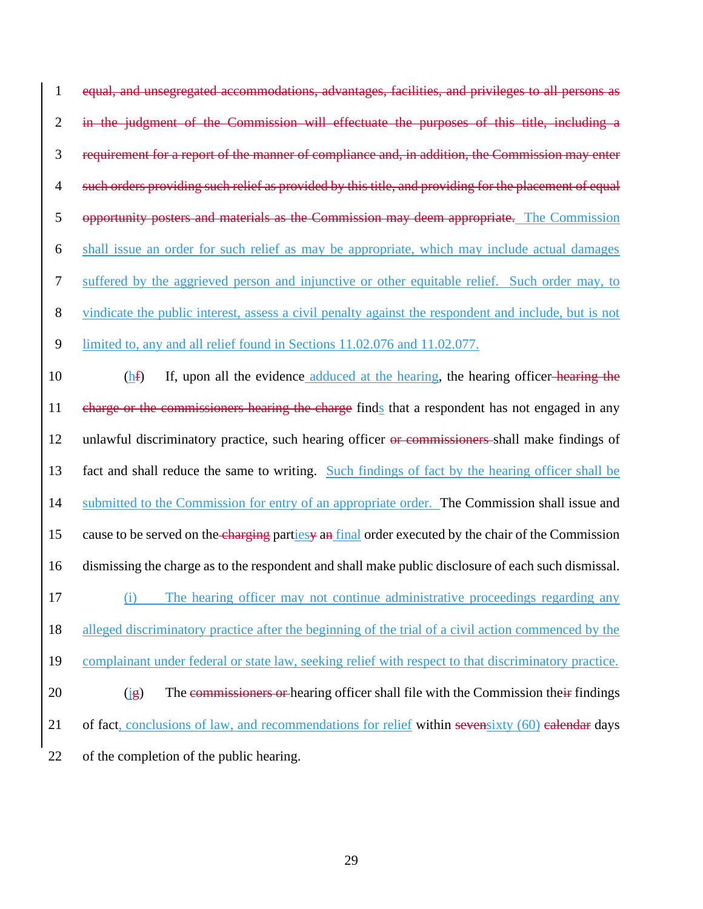~~equal, and unsegregated accommodations, advantages, facilities, and privileges to all persons as in the judgment of the Commission will effectuate the purposes of this title, including a requirement for a report of the manner of compliance and, in addition, the Commission may enter such orders providing such relief as provided by this title, and providing for the placement of equal opportunity posters and materials as the Commission may deem appropriate.~~ <u>The Commission shall issue an order for such relief as may be appropriate, which may include actual damages suffered by the aggrieved person and injunctive or other equitable relief. Such order may, to vindicate the public interest, assess a civil penalty against the respondent and include, but is not limited to, any and all relief found in Sections 11.02.076 and 11.02.077.</u>

(<u>h</u>~~f~~) If, upon all the evidence<u> adduced at the hearing</u>, the hearing officer~~ hearing the charge or the commissioners hearing the charge~~ find<u>s</u> that a respondent has not engaged in any unlawful discriminatory practice, such hearing officer ~~or commissioners~~ shall make findings of fact and shall reduce the same to writing. <u>Such findings of fact by the hearing officer shall be submitted to the Commission for entry of an appropriate order.</u> The Commission shall issue and cause to be served on the~~ charging~~ part<u>ies</u>~~y~~ a~~n~~<u> final</u> order executed by the chair of the Commission dismissing the charge as to the respondent and shall make public disclosure of each such dismissal.

<u>(i) The hearing officer may not continue administrative proceedings regarding any alleged discriminatory practice after the beginning of the trial of a civil action commenced by the complainant under federal or state law, seeking relief with respect to that discriminatory practice.</u>

(<u>j</u>~~g~~) The ~~commissioners or~~ hearing officer shall file with the Commission the~~ir~~ findings of fact<u>, conclusions of law, and recommendations for relief</u> within ~~seven~~<u>sixty (60)</u> ~~calendar~~ days of the completion of the public hearing.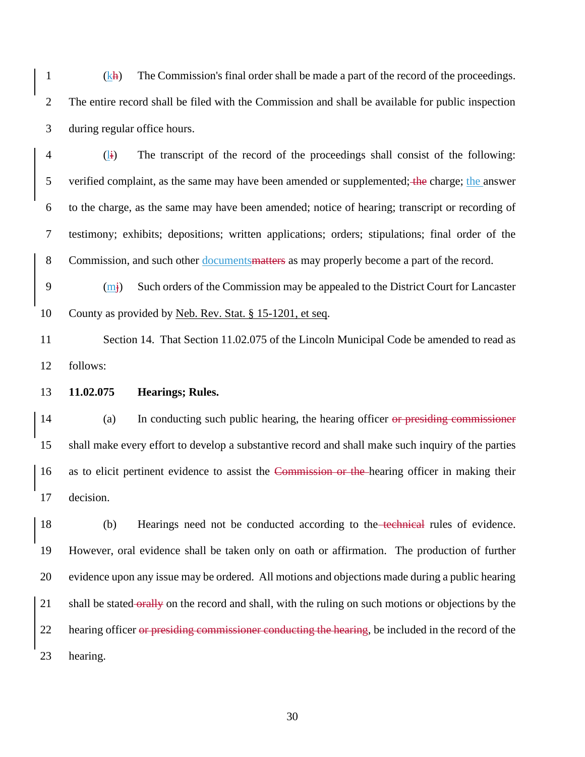(~~h~~k) The Commission's final order shall be made a part of the record of the proceedings. The entire record shall be filed with the Commission and shall be available for public inspection during regular office hours.

(~~i~~l) The transcript of the record of the proceedings shall consist of the following: verified complaint, as the same may have been amended or supplemented; ~~the~~ charge; the answer to the charge, as the same may have been amended; notice of hearing; transcript or recording of testimony; exhibits; depositions; written applications; orders; stipulations; final order of the Commission, and such other documents~~matters~~ as may properly become a part of the record.

(~~j~~m) Such orders of the Commission may be appealed to the District Court for Lancaster County as provided by Neb. Rev. Stat. § 15-1201, et seq.

Section 14. That Section 11.02.075 of the Lincoln Municipal Code be amended to read as follows:

**11.02.075 Hearings; Rules.**

(a) In conducting such public hearing, the hearing officer ~~or presiding commissioner~~ shall make every effort to develop a substantive record and shall make such inquiry of the parties as to elicit pertinent evidence to assist the ~~Commission or the~~ hearing officer in making their decision.

(b) Hearings need not be conducted according to the ~~technical~~ rules of evidence. However, oral evidence shall be taken only on oath or affirmation. The production of further evidence upon any issue may be ordered. All motions and objections made during a public hearing shall be stated ~~orally~~ on the record and shall, with the ruling on such motions or objections by the hearing officer ~~or presiding commissioner conducting the hearing~~, be included in the record of the hearing.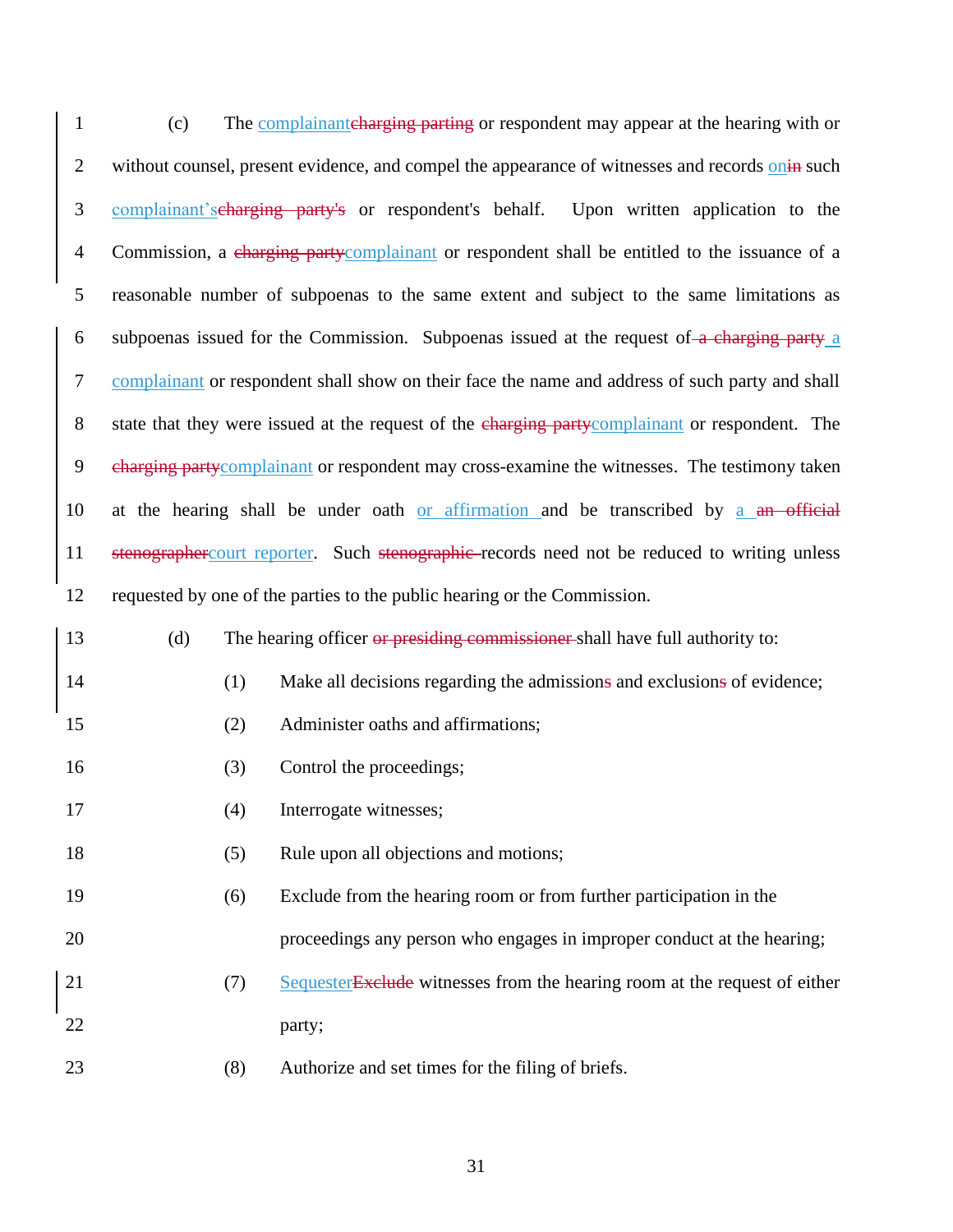(c) The complainant~~charging parting~~ or respondent may appear at the hearing with or without counsel, present evidence, and compel the appearance of witnesses and records on~~in~~ such complainant's~~charging party's~~ or respondent's behalf. Upon written application to the Commission, a ~~charging party~~complainant or respondent shall be entitled to the issuance of a reasonable number of subpoenas to the same extent and subject to the same limitations as subpoenas issued for the Commission. Subpoenas issued at the request of ~~a charging party~~ a complainant or respondent shall show on their face the name and address of such party and shall state that they were issued at the request of the ~~charging party~~complainant or respondent. The ~~charging party~~complainant or respondent may cross-examine the witnesses. The testimony taken at the hearing shall be under oath or affirmation and be transcribed by a ~~an official stenographer~~court reporter. Such ~~stenographic~~ records need not be reduced to writing unless requested by one of the parties to the public hearing or the Commission.

(d) The hearing officer ~~or presiding commissioner~~ shall have full authority to:

(1) Make all decisions regarding the admission~~s~~ and exclusion~~s~~ of evidence;

(2) Administer oaths and affirmations;

(3) Control the proceedings;

(4) Interrogate witnesses;

(5) Rule upon all objections and motions;

(6) Exclude from the hearing room or from further participation in the proceedings any person who engages in improper conduct at the hearing;

(7) Sequester~~Exclude~~ witnesses from the hearing room at the request of either party;

(8) Authorize and set times for the filing of briefs.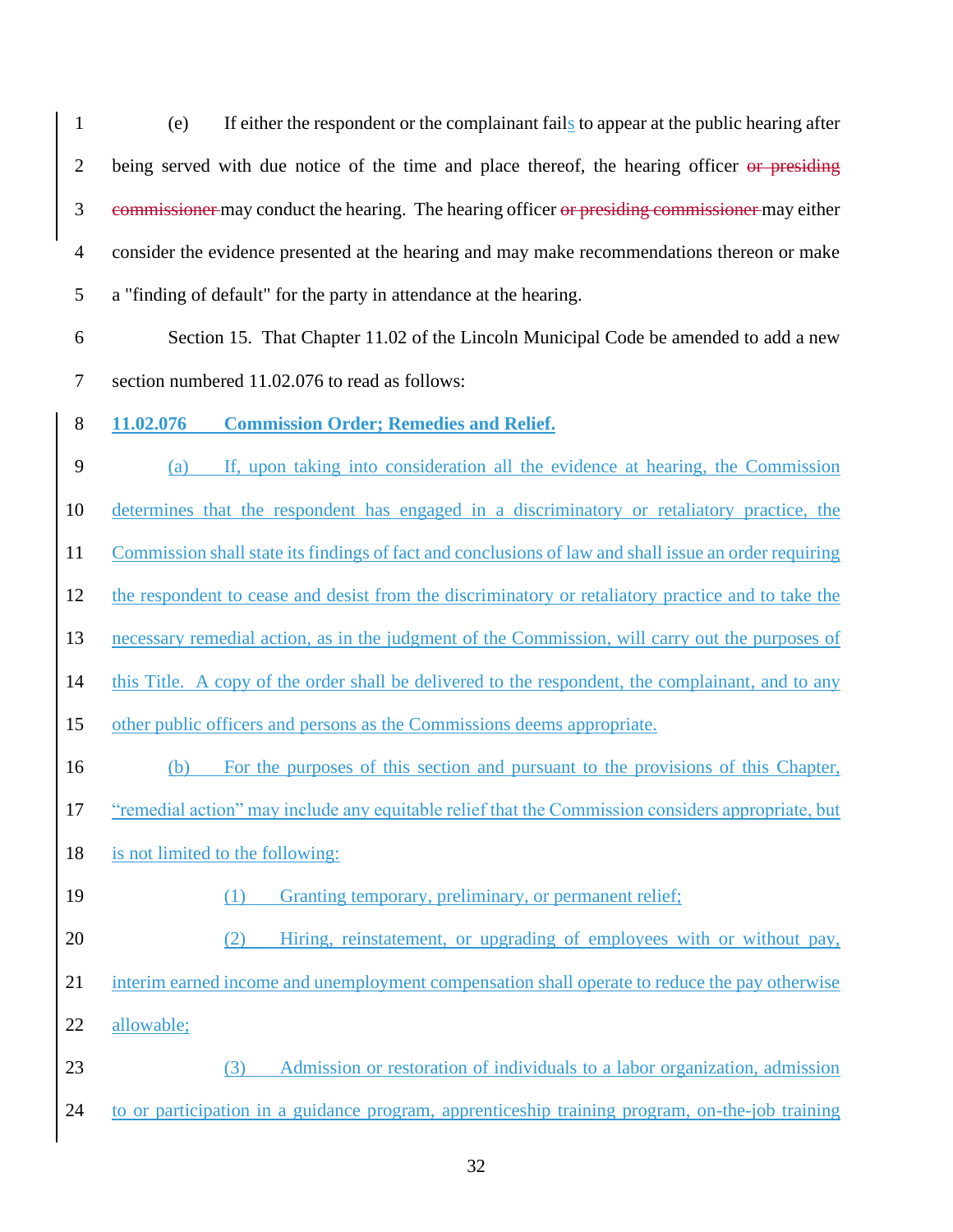(e) If either the respondent or the complainant fails to appear at the public hearing after being served with due notice of the time and place thereof, the hearing officer ~~or presiding commissioner~~ may conduct the hearing. The hearing officer ~~or presiding commissioner~~ may either consider the evidence presented at the hearing and may make recommendations thereon or make a "finding of default" for the party in attendance at the hearing.

Section 15. That Chapter 11.02 of the Lincoln Municipal Code be amended to add a new section numbered 11.02.076 to read as follows:

**11.02.076 Commission Order; Remedies and Relief.**

(a) If, upon taking into consideration all the evidence at hearing, the Commission determines that the respondent has engaged in a discriminatory or retaliatory practice, the Commission shall state its findings of fact and conclusions of law and shall issue an order requiring the respondent to cease and desist from the discriminatory or retaliatory practice and to take the necessary remedial action, as in the judgment of the Commission, will carry out the purposes of this Title. A copy of the order shall be delivered to the respondent, the complainant, and to any other public officers and persons as the Commissions deems appropriate.

(b) For the purposes of this section and pursuant to the provisions of this Chapter, "remedial action" may include any equitable relief that the Commission considers appropriate, but is not limited to the following:

(1) Granting temporary, preliminary, or permanent relief;

(2) Hiring, reinstatement, or upgrading of employees with or without pay, interim earned income and unemployment compensation shall operate to reduce the pay otherwise allowable;

(3) Admission or restoration of individuals to a labor organization, admission to or participation in a guidance program, apprenticeship training program, on-the-job training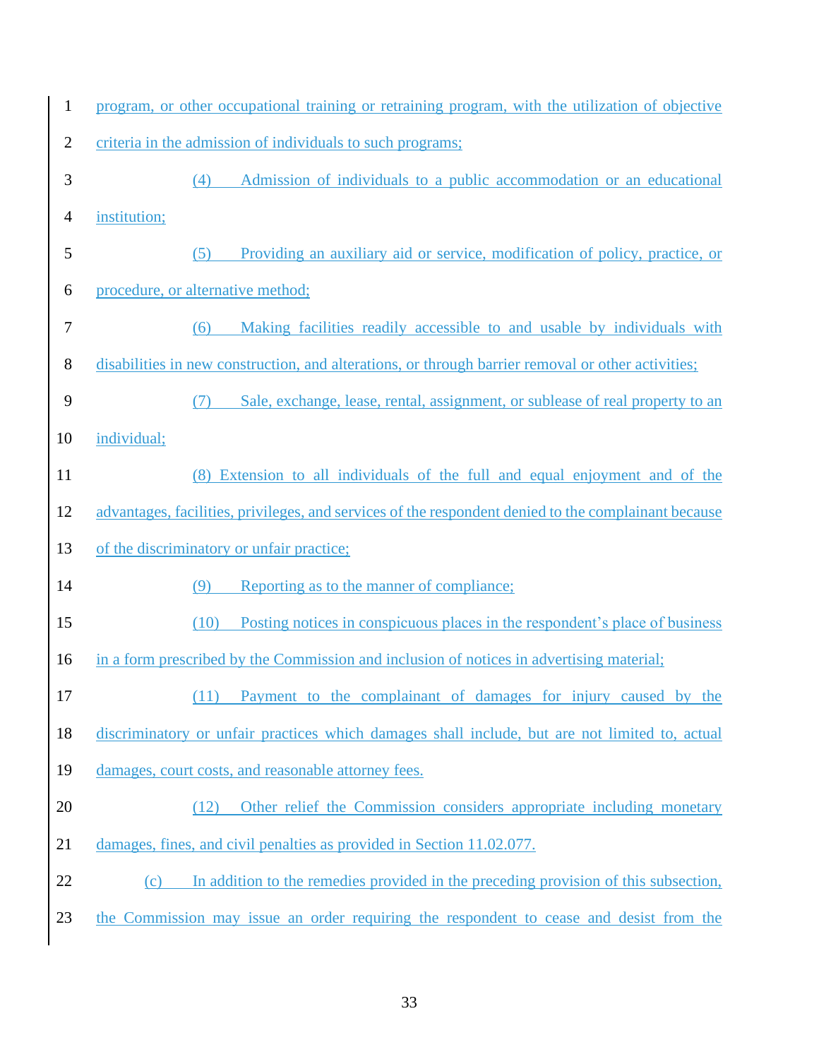program, or other occupational training or retraining program, with the utilization of objective criteria in the admission of individuals to such programs;

(4) Admission of individuals to a public accommodation or an educational institution;

(5) Providing an auxiliary aid or service, modification of policy, practice, or procedure, or alternative method;

(6) Making facilities readily accessible to and usable by individuals with disabilities in new construction, and alterations, or through barrier removal or other activities;

(7) Sale, exchange, lease, rental, assignment, or sublease of real property to an individual;

(8) Extension to all individuals of the full and equal enjoyment and of the advantages, facilities, privileges, and services of the respondent denied to the complainant because of the discriminatory or unfair practice;

(9) Reporting as to the manner of compliance;

(10) Posting notices in conspicuous places in the respondent's place of business in a form prescribed by the Commission and inclusion of notices in advertising material;

(11) Payment to the complainant of damages for injury caused by the discriminatory or unfair practices which damages shall include, but are not limited to, actual damages, court costs, and reasonable attorney fees.

(12) Other relief the Commission considers appropriate including monetary damages, fines, and civil penalties as provided in Section 11.02.077.

(c) In addition to the remedies provided in the preceding provision of this subsection, the Commission may issue an order requiring the respondent to cease and desist from the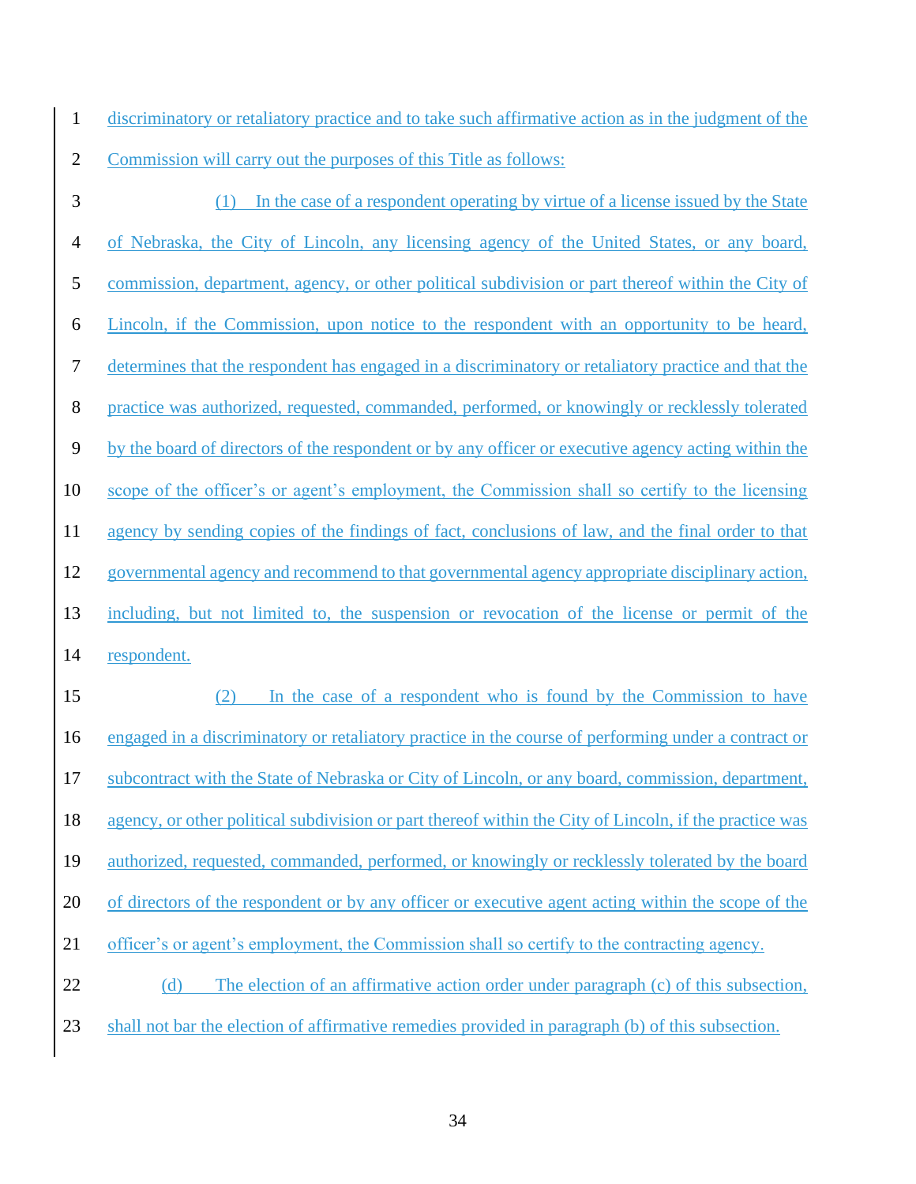discriminatory or retaliatory practice and to take such affirmative action as in the judgment of the Commission will carry out the purposes of this Title as follows:

(1) In the case of a respondent operating by virtue of a license issued by the State of Nebraska, the City of Lincoln, any licensing agency of the United States, or any board, commission, department, agency, or other political subdivision or part thereof within the City of Lincoln, if the Commission, upon notice to the respondent with an opportunity to be heard, determines that the respondent has engaged in a discriminatory or retaliatory practice and that the practice was authorized, requested, commanded, performed, or knowingly or recklessly tolerated by the board of directors of the respondent or by any officer or executive agency acting within the scope of the officer's or agent's employment, the Commission shall so certify to the licensing agency by sending copies of the findings of fact, conclusions of law, and the final order to that governmental agency and recommend to that governmental agency appropriate disciplinary action, including, but not limited to, the suspension or revocation of the license or permit of the respondent.

(2) In the case of a respondent who is found by the Commission to have engaged in a discriminatory or retaliatory practice in the course of performing under a contract or subcontract with the State of Nebraska or City of Lincoln, or any board, commission, department, agency, or other political subdivision or part thereof within the City of Lincoln, if the practice was authorized, requested, commanded, performed, or knowingly or recklessly tolerated by the board of directors of the respondent or by any officer or executive agent acting within the scope of the officer's or agent's employment, the Commission shall so certify to the contracting agency.

(d) The election of an affirmative action order under paragraph (c) of this subsection, shall not bar the election of affirmative remedies provided in paragraph (b) of this subsection.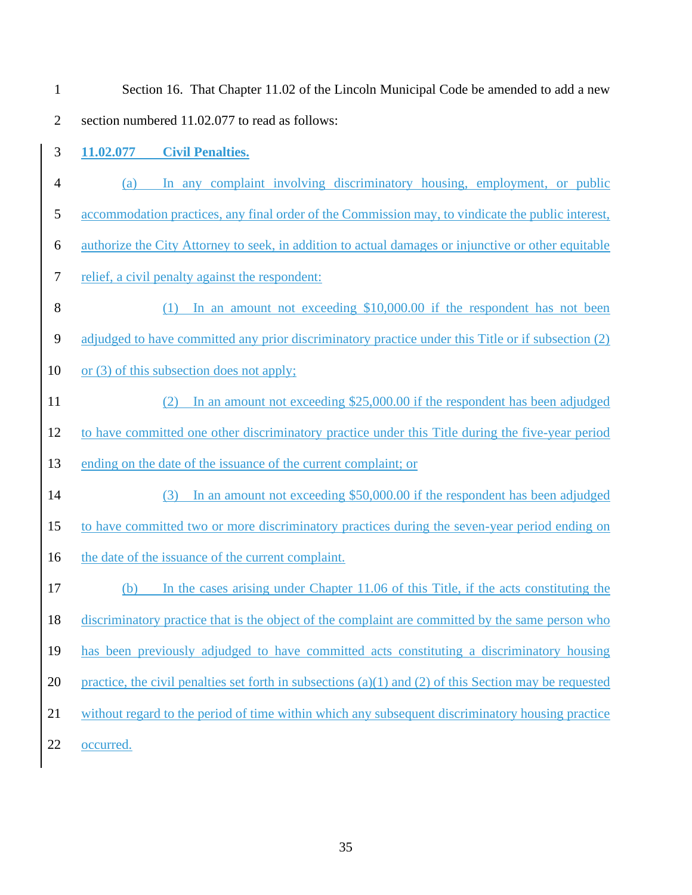Section 16. That Chapter 11.02 of the Lincoln Municipal Code be amended to add a new section numbered 11.02.077 to read as follows:

**11.02.077 Civil Penalties.**

(a) In any complaint involving discriminatory housing, employment, or public accommodation practices, any final order of the Commission may, to vindicate the public interest, authorize the City Attorney to seek, in addition to actual damages or injunctive or other equitable relief, a civil penalty against the respondent:

(1) In an amount not exceeding $10,000.00 if the respondent has not been adjudged to have committed any prior discriminatory practice under this Title or if subsection (2) or (3) of this subsection does not apply;

(2) In an amount not exceeding $25,000.00 if the respondent has been adjudged to have committed one other discriminatory practice under this Title during the five-year period ending on the date of the issuance of the current complaint; or

(3) In an amount not exceeding $50,000.00 if the respondent has been adjudged to have committed two or more discriminatory practices during the seven-year period ending on the date of the issuance of the current complaint.

(b) In the cases arising under Chapter 11.06 of this Title, if the acts constituting the discriminatory practice that is the object of the complaint are committed by the same person who has been previously adjudged to have committed acts constituting a discriminatory housing practice, the civil penalties set forth in subsections (a)(1) and (2) of this Section may be requested without regard to the period of time within which any subsequent discriminatory housing practice occurred.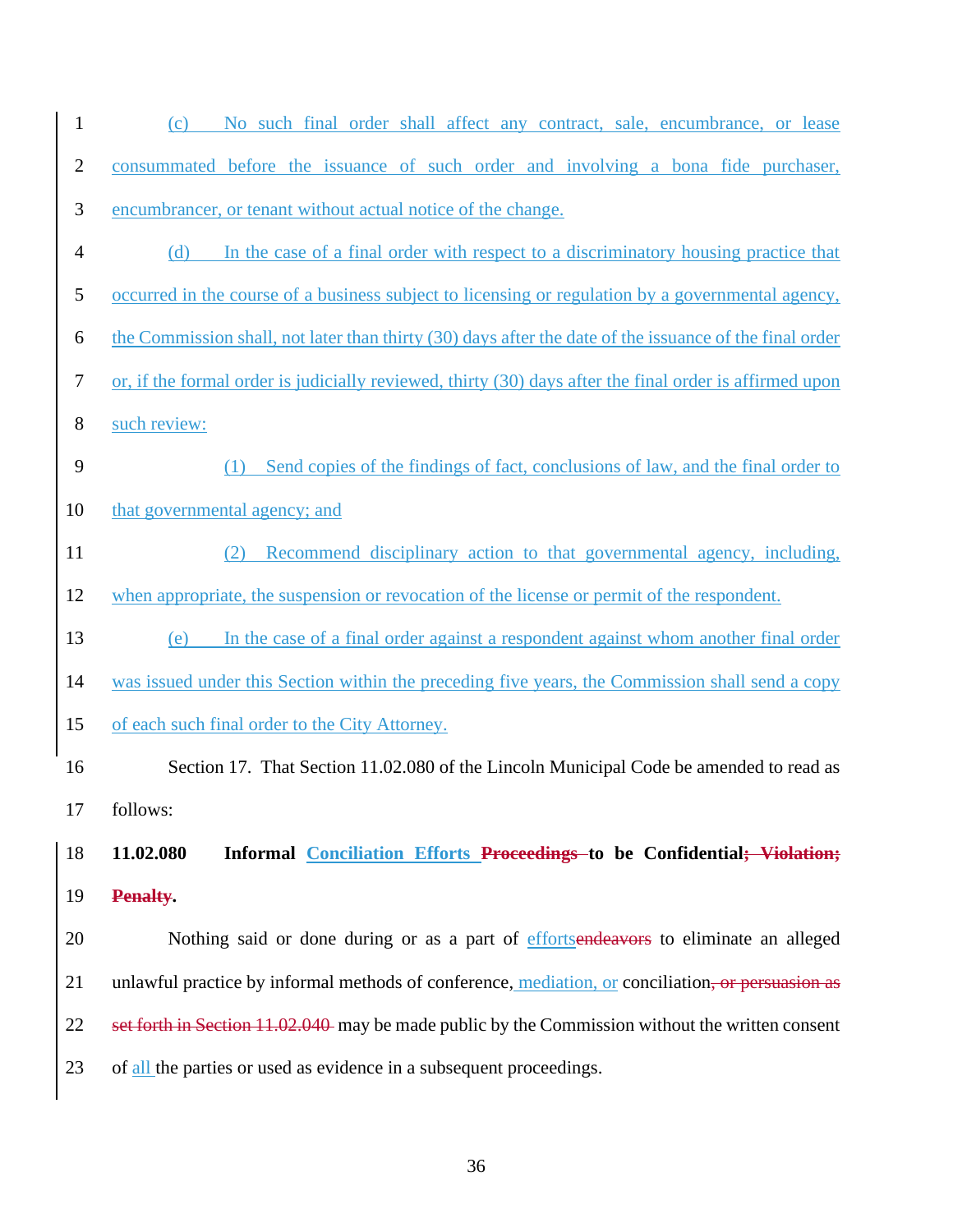(c) No such final order shall affect any contract, sale, encumbrance, or lease consummated before the issuance of such order and involving a bona fide purchaser, encumbrancer, or tenant without actual notice of the change.

(d) In the case of a final order with respect to a discriminatory housing practice that occurred in the course of a business subject to licensing or regulation by a governmental agency, the Commission shall, not later than thirty (30) days after the date of the issuance of the final order or, if the formal order is judicially reviewed, thirty (30) days after the final order is affirmed upon such review:

(1) Send copies of the findings of fact, conclusions of law, and the final order to that governmental agency; and

(2) Recommend disciplinary action to that governmental agency, including, when appropriate, the suspension or revocation of the license or permit of the respondent.

(e) In the case of a final order against a respondent against whom another final order was issued under this Section within the preceding five years, the Commission shall send a copy of each such final order to the City Attorney.

Section 17. That Section 11.02.080 of the Lincoln Municipal Code be amended to read as follows:

**11.02.080 Informal Conciliation Efforts ~~Proceedings~~ to be Confidential~~; Violation; Penalty~~.**

Nothing said or done during or as a part of efforts~~endeavors~~ to eliminate an alleged unlawful practice by informal methods of conference, mediation, or conciliation~~, or persuasion as set forth in Section 11.02.040~~ may be made public by the Commission without the written consent of all the parties or used as evidence in a subsequent proceedings.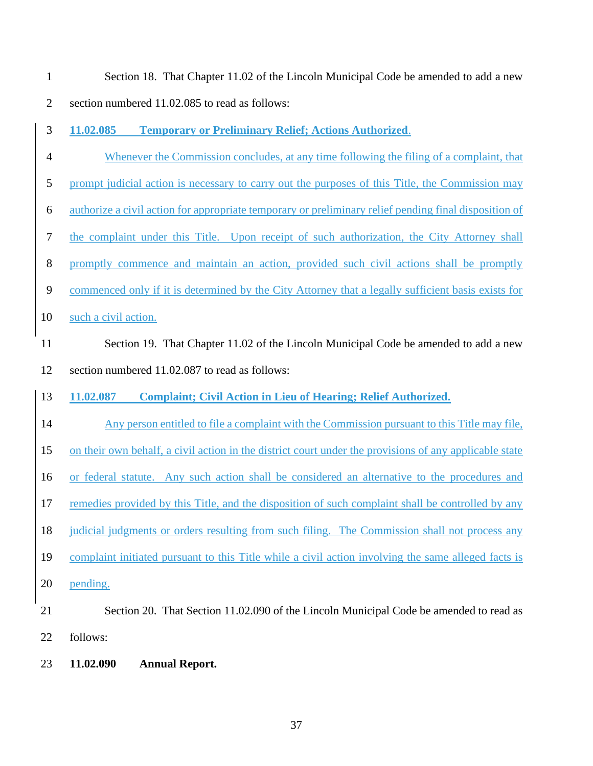Section 18. That Chapter 11.02 of the Lincoln Municipal Code be amended to add a new section numbered 11.02.085 to read as follows:

**11.02.085 Temporary or Preliminary Relief; Actions Authorized.**

Whenever the Commission concludes, at any time following the filing of a complaint, that prompt judicial action is necessary to carry out the purposes of this Title, the Commission may authorize a civil action for appropriate temporary or preliminary relief pending final disposition of the complaint under this Title. Upon receipt of such authorization, the City Attorney shall promptly commence and maintain an action, provided such civil actions shall be promptly commenced only if it is determined by the City Attorney that a legally sufficient basis exists for such a civil action.

Section 19. That Chapter 11.02 of the Lincoln Municipal Code be amended to add a new section numbered 11.02.087 to read as follows:

**11.02.087 Complaint; Civil Action in Lieu of Hearing; Relief Authorized.**

Any person entitled to file a complaint with the Commission pursuant to this Title may file, on their own behalf, a civil action in the district court under the provisions of any applicable state or federal statute. Any such action shall be considered an alternative to the procedures and remedies provided by this Title, and the disposition of such complaint shall be controlled by any judicial judgments or orders resulting from such filing. The Commission shall not process any complaint initiated pursuant to this Title while a civil action involving the same alleged facts is pending.

Section 20. That Section 11.02.090 of the Lincoln Municipal Code be amended to read as follows:

**11.02.090 Annual Report.**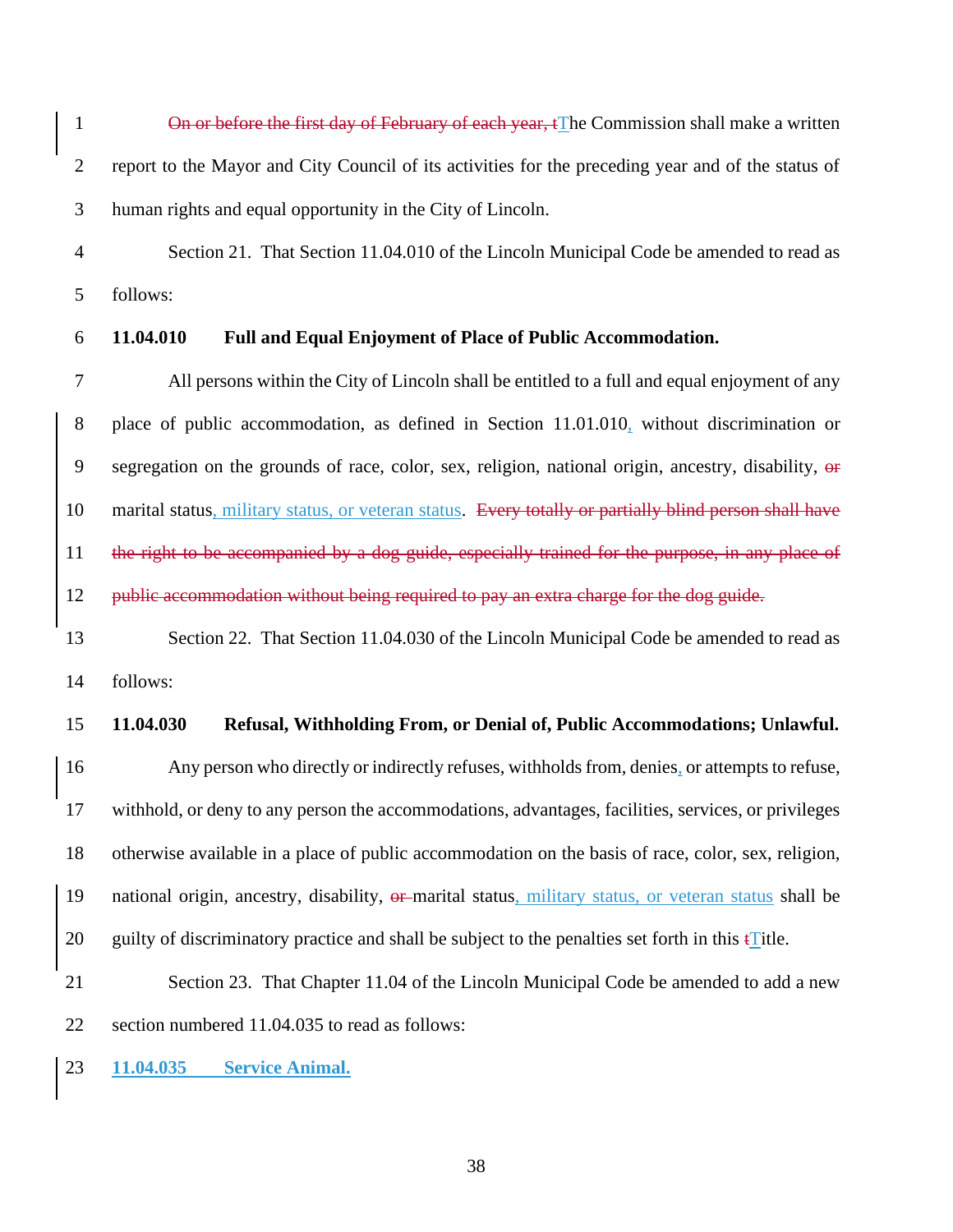~~On or before the first day of February of each year, t~~<u>T</u>he Commission shall make a written report to the Mayor and City Council of its activities for the preceding year and of the status of human rights and equal opportunity in the City of Lincoln.

Section 21. That Section 11.04.010 of the Lincoln Municipal Code be amended to read as follows:

**11.04.010 Full and Equal Enjoyment of Place of Public Accommodation.**

All persons within the City of Lincoln shall be entitled to a full and equal enjoyment of any place of public accommodation, as defined in Section 11.01.010<u>,</u> without discrimination or segregation on the grounds of race, color, sex, religion, national origin, ancestry, disability, ~~or~~ marital status<u>, military status, or veteran status</u>. ~~Every totally or partially blind person shall have the right to be accompanied by a dog guide, especially trained for the purpose, in any place of public accommodation without being required to pay an extra charge for the dog guide.~~

Section 22. That Section 11.04.030 of the Lincoln Municipal Code be amended to read as follows:

**11.04.030 Refusal, Withholding From, or Denial of, Public Accommodations; Unlawful.**

Any person who directly or indirectly refuses, withholds from, denies<u>,</u> or attempts to refuse, withhold, or deny to any person the accommodations, advantages, facilities, services, or privileges otherwise available in a place of public accommodation on the basis of race, color, sex, religion, national origin, ancestry, disability, ~~or~~ marital status<u>, military status, or veteran status</u> shall be guilty of discriminatory practice and shall be subject to the penalties set forth in this ~~t~~<u>T</u>itle.

Section 23. That Chapter 11.04 of the Lincoln Municipal Code be amended to add a new section numbered 11.04.035 to read as follows:

**<u>11.04.035 Service Animal.</u>**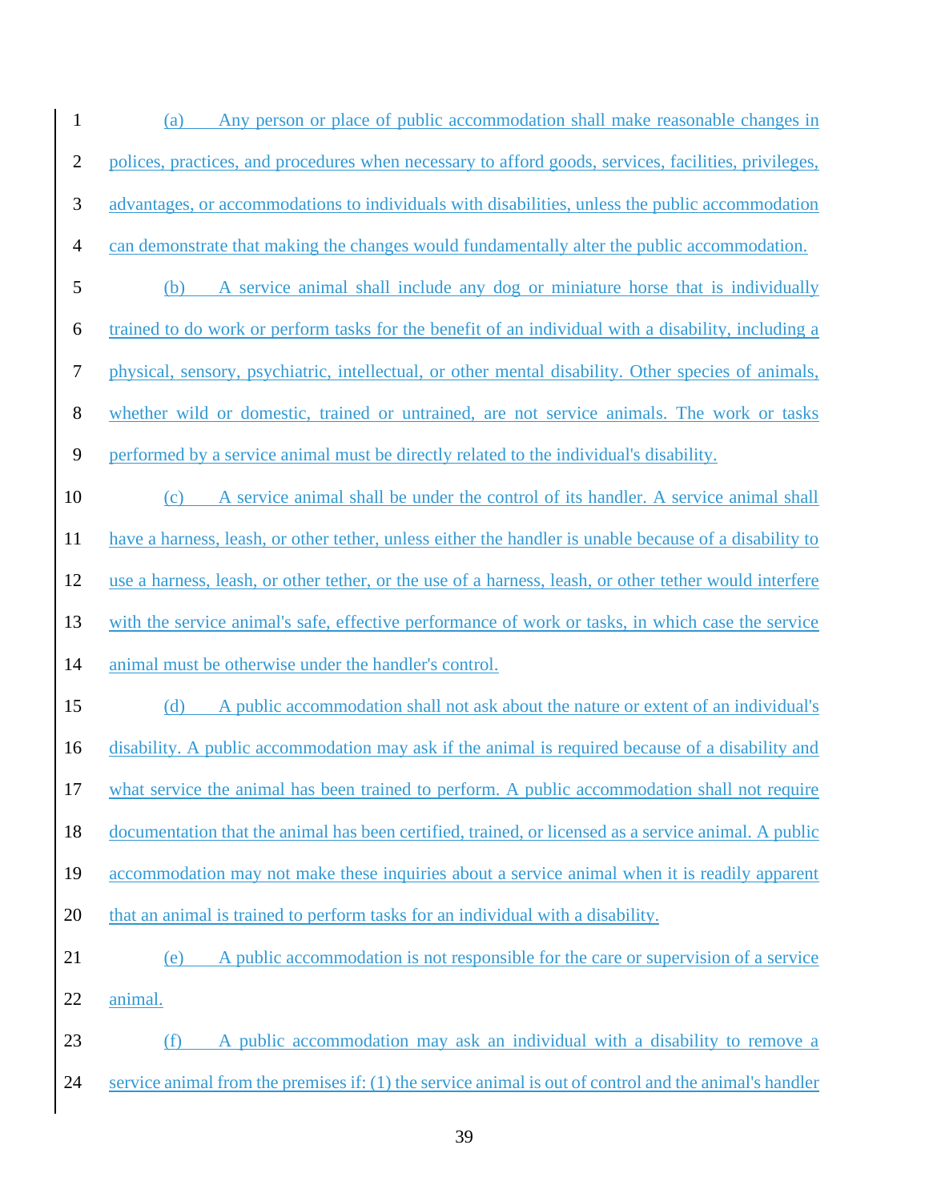(a) Any person or place of public accommodation shall make reasonable changes in polices, practices, and procedures when necessary to afford goods, services, facilities, privileges, advantages, or accommodations to individuals with disabilities, unless the public accommodation can demonstrate that making the changes would fundamentally alter the public accommodation.

(b) A service animal shall include any dog or miniature horse that is individually trained to do work or perform tasks for the benefit of an individual with a disability, including a physical, sensory, psychiatric, intellectual, or other mental disability. Other species of animals, whether wild or domestic, trained or untrained, are not service animals. The work or tasks performed by a service animal must be directly related to the individual's disability.

(c) A service animal shall be under the control of its handler. A service animal shall have a harness, leash, or other tether, unless either the handler is unable because of a disability to use a harness, leash, or other tether, or the use of a harness, leash, or other tether would interfere with the service animal's safe, effective performance of work or tasks, in which case the service animal must be otherwise under the handler's control.

(d) A public accommodation shall not ask about the nature or extent of an individual's disability. A public accommodation may ask if the animal is required because of a disability and what service the animal has been trained to perform. A public accommodation shall not require documentation that the animal has been certified, trained, or licensed as a service animal. A public accommodation may not make these inquiries about a service animal when it is readily apparent that an animal is trained to perform tasks for an individual with a disability.

(e) A public accommodation is not responsible for the care or supervision of a service animal.

(f) A public accommodation may ask an individual with a disability to remove a service animal from the premises if: (1) the service animal is out of control and the animal's handler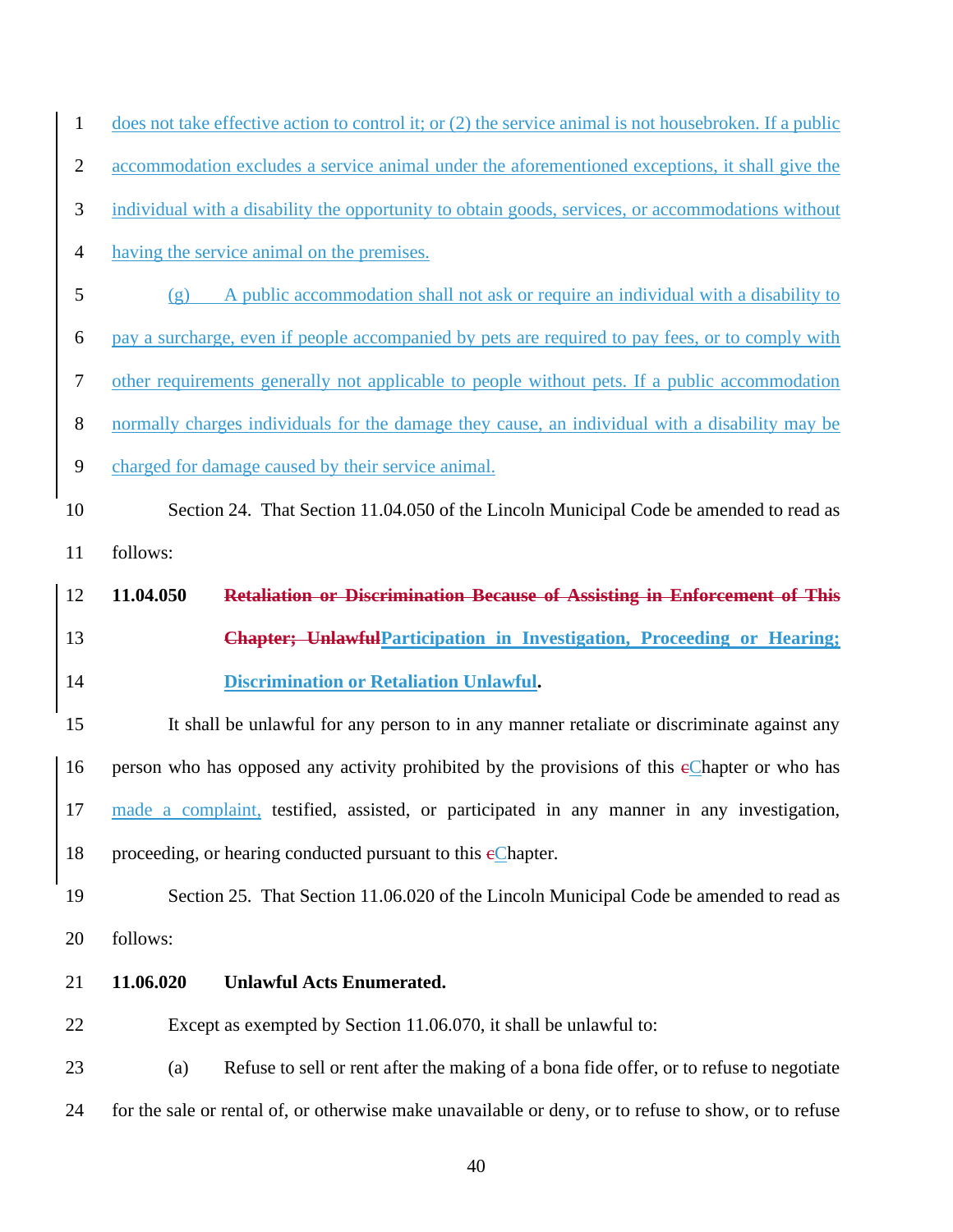does not take effective action to control it; or (2) the service animal is not housebroken. If a public accommodation excludes a service animal under the aforementioned exceptions, it shall give the individual with a disability the opportunity to obtain goods, services, or accommodations without having the service animal on the premises.

(g) A public accommodation shall not ask or require an individual with a disability to pay a surcharge, even if people accompanied by pets are required to pay fees, or to comply with other requirements generally not applicable to people without pets. If a public accommodation normally charges individuals for the damage they cause, an individual with a disability may be charged for damage caused by their service animal.

Section 24. That Section 11.04.050 of the Lincoln Municipal Code be amended to read as follows:

**11.04.050 ~~Retaliation or Discrimination Because of Assisting in Enforcement of This Chapter; Unlawful~~Participation in Investigation, Proceeding or Hearing; Discrimination or Retaliation Unlawful.**

It shall be unlawful for any person to in any manner retaliate or discriminate against any person who has opposed any activity prohibited by the provisions of this ~~c~~Chapter or who has made a complaint, testified, assisted, or participated in any manner in any investigation, proceeding, or hearing conducted pursuant to this ~~c~~Chapter.

Section 25. That Section 11.06.020 of the Lincoln Municipal Code be amended to read as follows:

**11.06.020 Unlawful Acts Enumerated.**

Except as exempted by Section 11.06.070, it shall be unlawful to:

(a) Refuse to sell or rent after the making of a bona fide offer, or to refuse to negotiate for the sale or rental of, or otherwise make unavailable or deny, or to refuse to show, or to refuse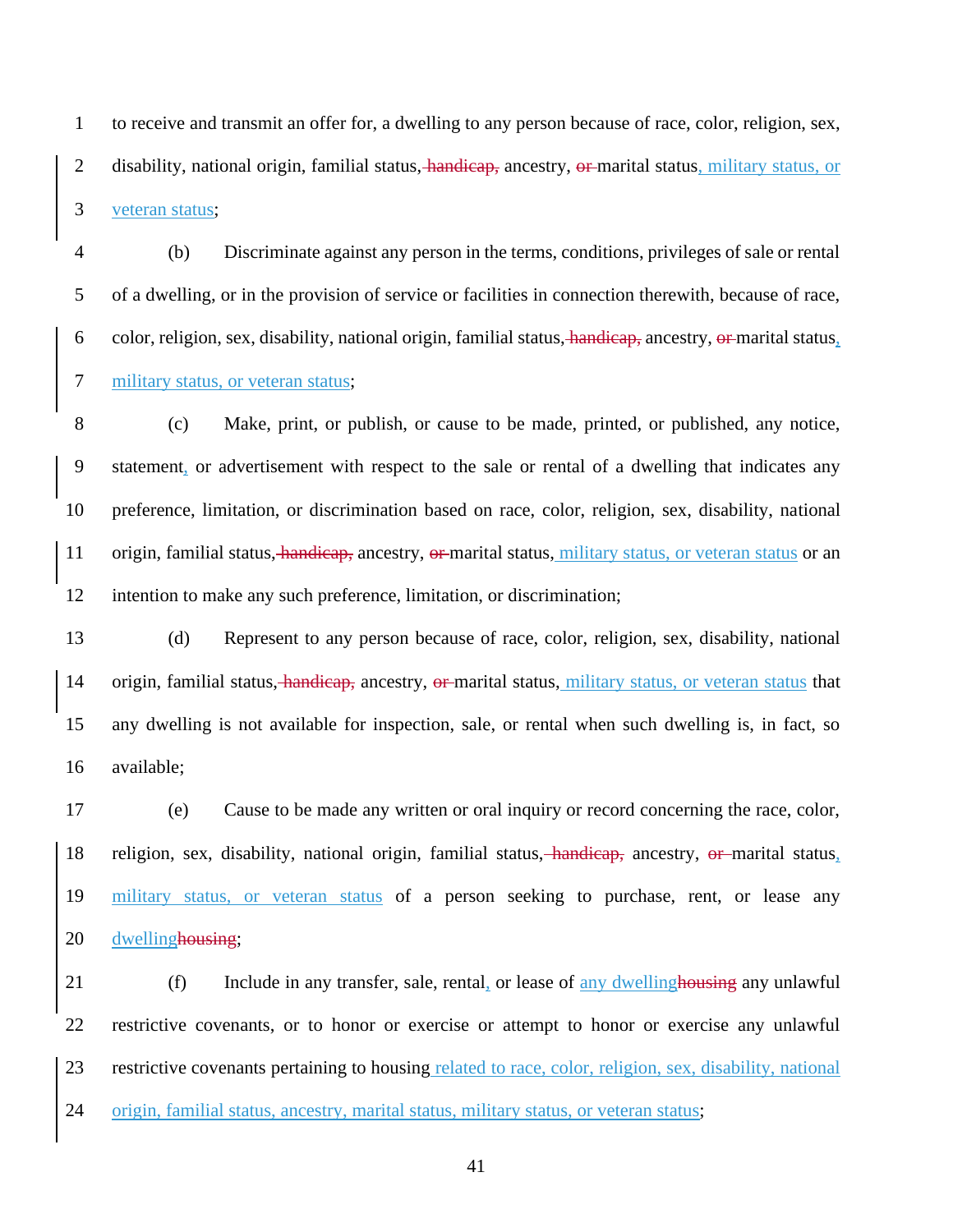to receive and transmit an offer for, a dwelling to any person because of race, color, religion, sex, disability, national origin, familial status,~~ handicap,~~ ancestry, ~~or~~ marital status<u>, military status, or veteran status</u>;

(b) Discriminate against any person in the terms, conditions, privileges of sale or rental of a dwelling, or in the provision of service or facilities in connection therewith, because of race, color, religion, sex, disability, national origin, familial status,~~ handicap,~~ ancestry, ~~or~~ marital status<u>, military status, or veteran status</u>;

(c) Make, print, or publish, or cause to be made, printed, or published, any notice, statement<u>,</u> or advertisement with respect to the sale or rental of a dwelling that indicates any preference, limitation, or discrimination based on race, color, religion, sex, disability, national origin, familial status,~~ handicap,~~ ancestry, ~~or~~ marital status,<u> military status, or veteran status</u> or an intention to make any such preference, limitation, or discrimination;

(d) Represent to any person because of race, color, religion, sex, disability, national origin, familial status,~~ handicap,~~ ancestry, ~~or~~ marital status,<u> military status, or veteran status</u> that any dwelling is not available for inspection, sale, or rental when such dwelling is, in fact, so available;

(e) Cause to be made any written or oral inquiry or record concerning the race, color, religion, sex, disability, national origin, familial status,~~ handicap,~~ ancestry, ~~or~~ marital status<u>, military status, or veteran status</u> of a person seeking to purchase, rent, or lease any <u>dwelling</u>~~housing~~;

(f) Include in any transfer, sale, rental<u>,</u> or lease of <u>any dwelling</u>~~housing~~ any unlawful restrictive covenants, or to honor or exercise or attempt to honor or exercise any unlawful restrictive covenants pertaining to housing<u> related to race, color, religion, sex, disability, national origin, familial status, ancestry, marital status, military status, or veteran status</u>;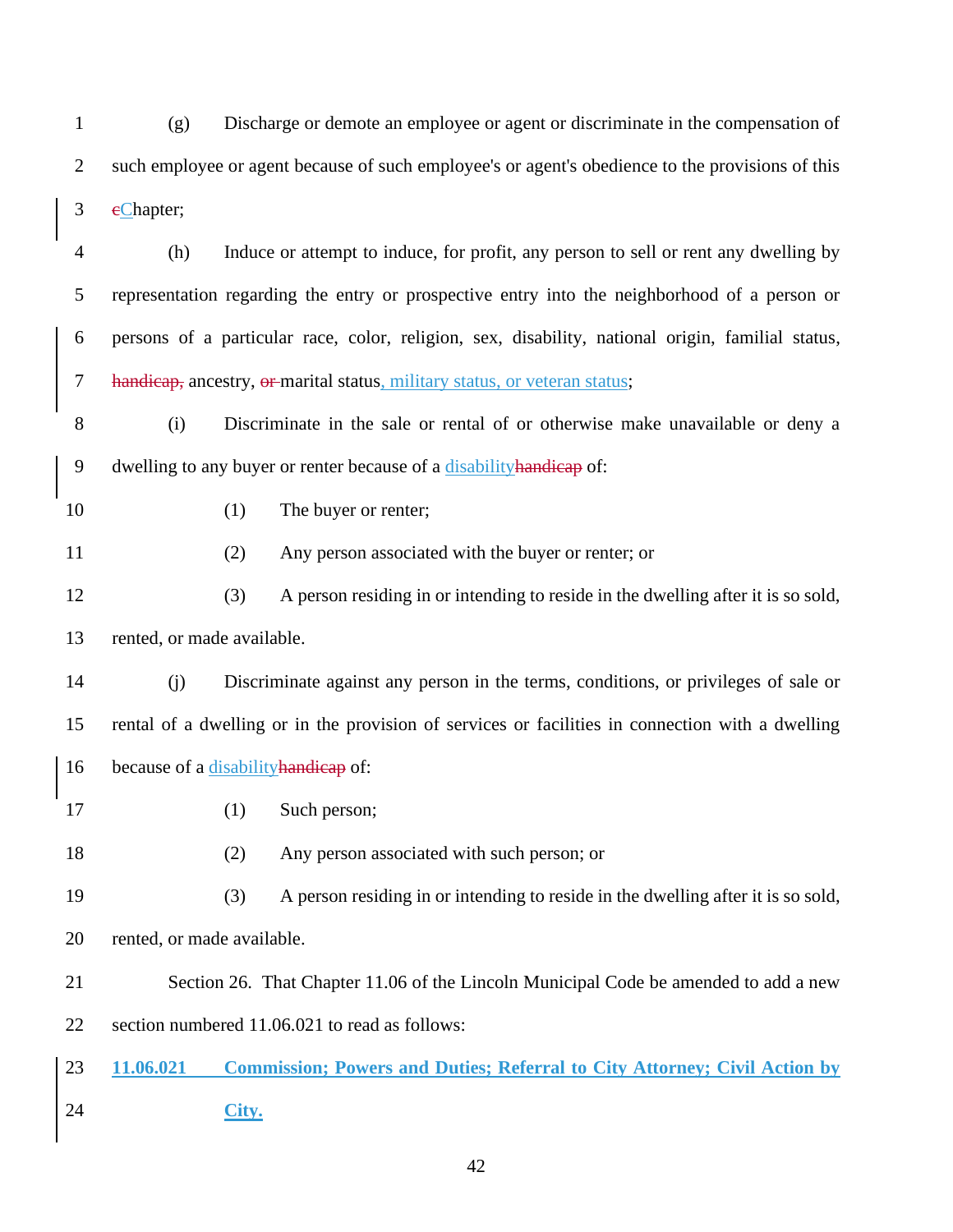(g) Discharge or demote an employee or agent or discriminate in the compensation of such employee or agent because of such employee's or agent's obedience to the provisions of this ~~c~~Chapter;

(h) Induce or attempt to induce, for profit, any person to sell or rent any dwelling by representation regarding the entry or prospective entry into the neighborhood of a person or persons of a particular race, color, religion, sex, disability, national origin, familial status, ~~handicap,~~ ancestry, ~~or~~ marital status, military status, or veteran status;

(i) Discriminate in the sale or rental of or otherwise make unavailable or deny a dwelling to any buyer or renter because of a disability~~handicap~~ of:

(1) The buyer or renter;

(2) Any person associated with the buyer or renter; or

(3) A person residing in or intending to reside in the dwelling after it is so sold, rented, or made available.

(j) Discriminate against any person in the terms, conditions, or privileges of sale or rental of a dwelling or in the provision of services or facilities in connection with a dwelling because of a disability~~handicap~~ of:

(1) Such person;

(2) Any person associated with such person; or

(3) A person residing in or intending to reside in the dwelling after it is so sold, rented, or made available.

Section 26. That Chapter 11.06 of the Lincoln Municipal Code be amended to add a new section numbered 11.06.021 to read as follows:

**11.06.021 Commission; Powers and Duties; Referral to City Attorney; Civil Action by City.**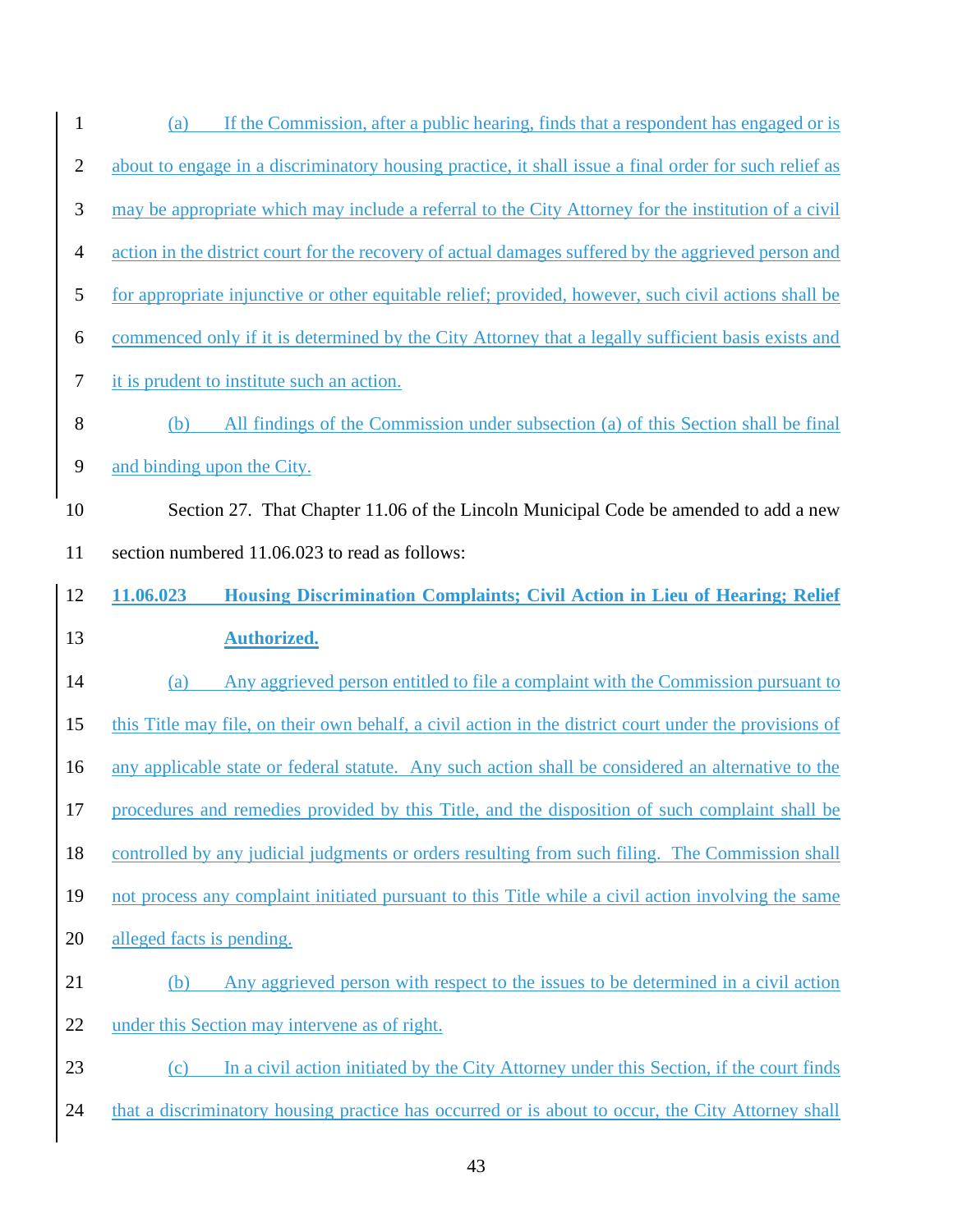(a) If the Commission, after a public hearing, finds that a respondent has engaged or is about to engage in a discriminatory housing practice, it shall issue a final order for such relief as may be appropriate which may include a referral to the City Attorney for the institution of a civil action in the district court for the recovery of actual damages suffered by the aggrieved person and for appropriate injunctive or other equitable relief; provided, however, such civil actions shall be commenced only if it is determined by the City Attorney that a legally sufficient basis exists and it is prudent to institute such an action.

(b) All findings of the Commission under subsection (a) of this Section shall be final and binding upon the City.

Section 27. That Chapter 11.06 of the Lincoln Municipal Code be amended to add a new section numbered 11.06.023 to read as follows:

**11.06.023 Housing Discrimination Complaints; Civil Action in Lieu of Hearing; Relief Authorized.**

(a) Any aggrieved person entitled to file a complaint with the Commission pursuant to this Title may file, on their own behalf, a civil action in the district court under the provisions of any applicable state or federal statute. Any such action shall be considered an alternative to the procedures and remedies provided by this Title, and the disposition of such complaint shall be controlled by any judicial judgments or orders resulting from such filing. The Commission shall not process any complaint initiated pursuant to this Title while a civil action involving the same alleged facts is pending.

(b) Any aggrieved person with respect to the issues to be determined in a civil action under this Section may intervene as of right.

(c) In a civil action initiated by the City Attorney under this Section, if the court finds that a discriminatory housing practice has occurred or is about to occur, the City Attorney shall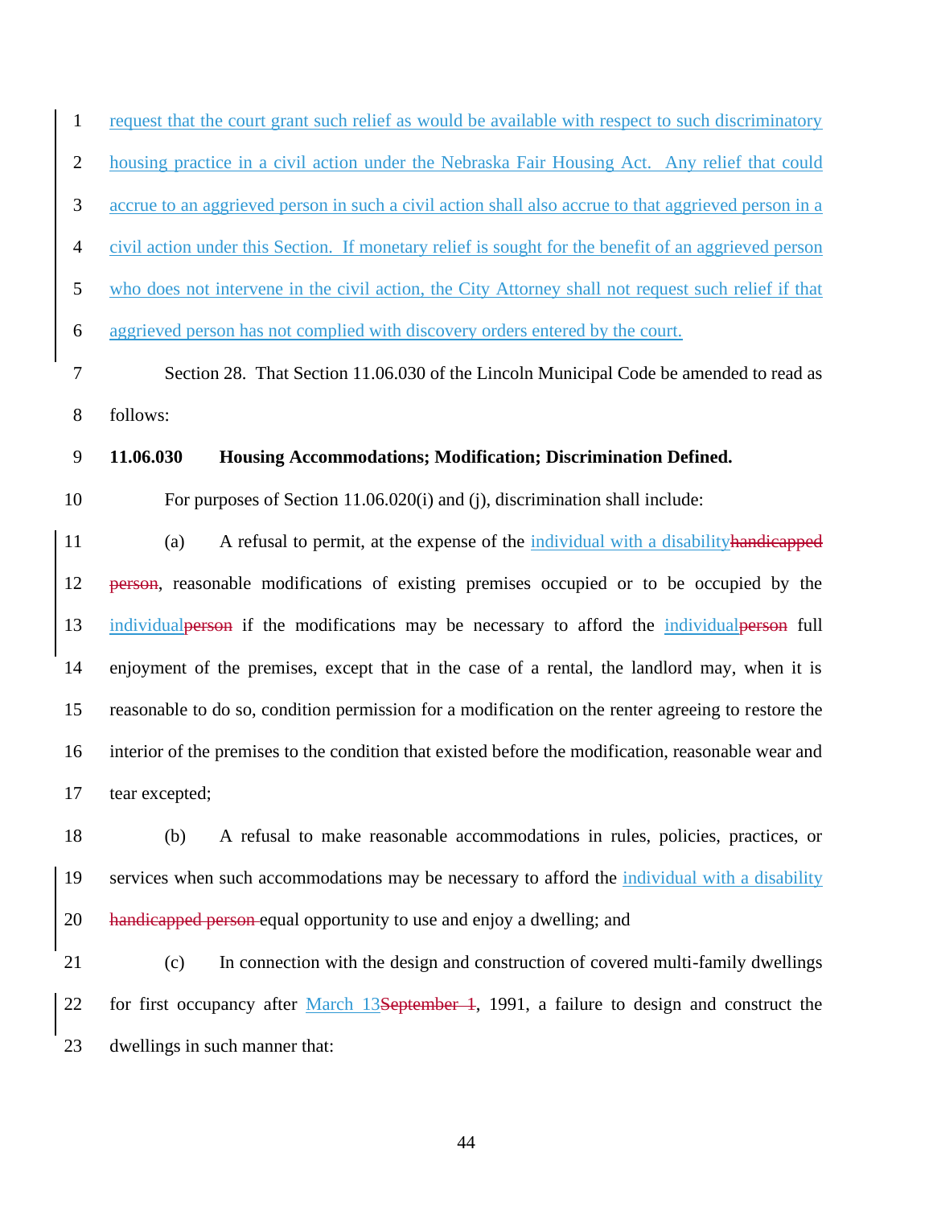request that the court grant such relief as would be available with respect to such discriminatory housing practice in a civil action under the Nebraska Fair Housing Act. Any relief that could accrue to an aggrieved person in such a civil action shall also accrue to that aggrieved person in a civil action under this Section. If monetary relief is sought for the benefit of an aggrieved person who does not intervene in the civil action, the City Attorney shall not request such relief if that aggrieved person has not complied with discovery orders entered by the court.

Section 28. That Section 11.06.030 of the Lincoln Municipal Code be amended to read as follows:

**11.06.030 Housing Accommodations; Modification; Discrimination Defined.**

For purposes of Section 11.06.020(i) and (j), discrimination shall include:

(a) A refusal to permit, at the expense of the individual with a disability~~handicapped person~~, reasonable modifications of existing premises occupied or to be occupied by the individual~~person~~ if the modifications may be necessary to afford the individual~~person~~ full enjoyment of the premises, except that in the case of a rental, the landlord may, when it is reasonable to do so, condition permission for a modification on the renter agreeing to restore the interior of the premises to the condition that existed before the modification, reasonable wear and tear excepted;

(b) A refusal to make reasonable accommodations in rules, policies, practices, or services when such accommodations may be necessary to afford the individual with a disability ~~handicapped person~~ equal opportunity to use and enjoy a dwelling; and

(c) In connection with the design and construction of covered multi-family dwellings for first occupancy after March 13~~September 1~~, 1991, a failure to design and construct the dwellings in such manner that: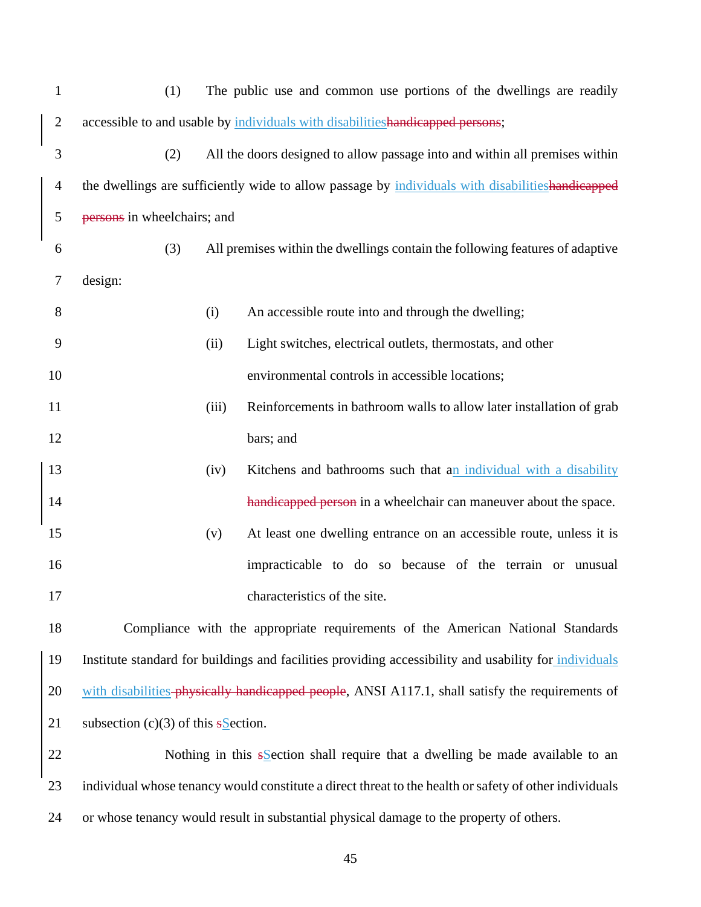(1) The public use and common use portions of the dwellings are readily accessible to and usable by individuals with disabilities~~handicapped persons~~;

(2) All the doors designed to allow passage into and within all premises within the dwellings are sufficiently wide to allow passage by individuals with disabilities~~handicapped persons~~ in wheelchairs; and

(3) All premises within the dwellings contain the following features of adaptive design:

- (i) An accessible route into and through the dwelling;
- (ii) Light switches, electrical outlets, thermostats, and other environmental controls in accessible locations;
- (iii) Reinforcements in bathroom walls to allow later installation of grab bars; and
- (iv) Kitchens and bathrooms such that an individual with a disability ~~handicapped person~~ in a wheelchair can maneuver about the space.
- (v) At least one dwelling entrance on an accessible route, unless it is impracticable to do so because of the terrain or unusual characteristics of the site.

Compliance with the appropriate requirements of the American National Standards Institute standard for buildings and facilities providing accessibility and usability for individuals with disabilities ~~physically handicapped people~~, ANSI A117.1, shall satisfy the requirements of subsection (c)(3) of this ~~s~~Section.

Nothing in this ~~s~~Section shall require that a dwelling be made available to an individual whose tenancy would constitute a direct threat to the health or safety of other individuals or whose tenancy would result in substantial physical damage to the property of others.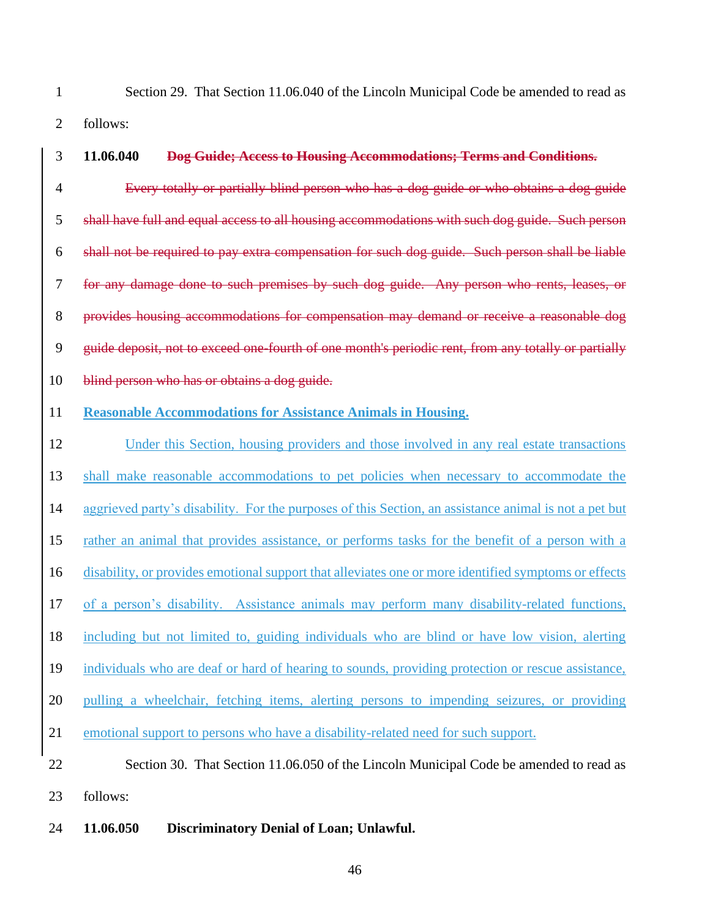Section 29. That Section 11.06.040 of the Lincoln Municipal Code be amended to read as follows:

**11.06.040** ~~**Dog Guide; Access to Housing Accommodations; Terms and Conditions.**~~

~~Every totally or partially blind person who has a dog guide or who obtains a dog guide shall have full and equal access to all housing accommodations with such dog guide. Such person shall not be required to pay extra compensation for such dog guide. Such person shall be liable for any damage done to such premises by such dog guide. Any person who rents, leases, or provides housing accommodations for compensation may demand or receive a reasonable dog guide deposit, not to exceed one-fourth of one month's periodic rent, from any totally or partially blind person who has or obtains a dog guide.~~

<u>**Reasonable Accommodations for Assistance Animals in Housing.**</u>

<u>Under this Section, housing providers and those involved in any real estate transactions shall make reasonable accommodations to pet policies when necessary to accommodate the aggrieved party's disability. For the purposes of this Section, an assistance animal is not a pet but rather an animal that provides assistance, or performs tasks for the benefit of a person with a disability, or provides emotional support that alleviates one or more identified symptoms or effects of a person's disability. Assistance animals may perform many disability-related functions, including but not limited to, guiding individuals who are blind or have low vision, alerting individuals who are deaf or hard of hearing to sounds, providing protection or rescue assistance, pulling a wheelchair, fetching items, alerting persons to impending seizures, or providing emotional support to persons who have a disability-related need for such support.</u>

Section 30. That Section 11.06.050 of the Lincoln Municipal Code be amended to read as follows:

**11.06.050 Discriminatory Denial of Loan; Unlawful.**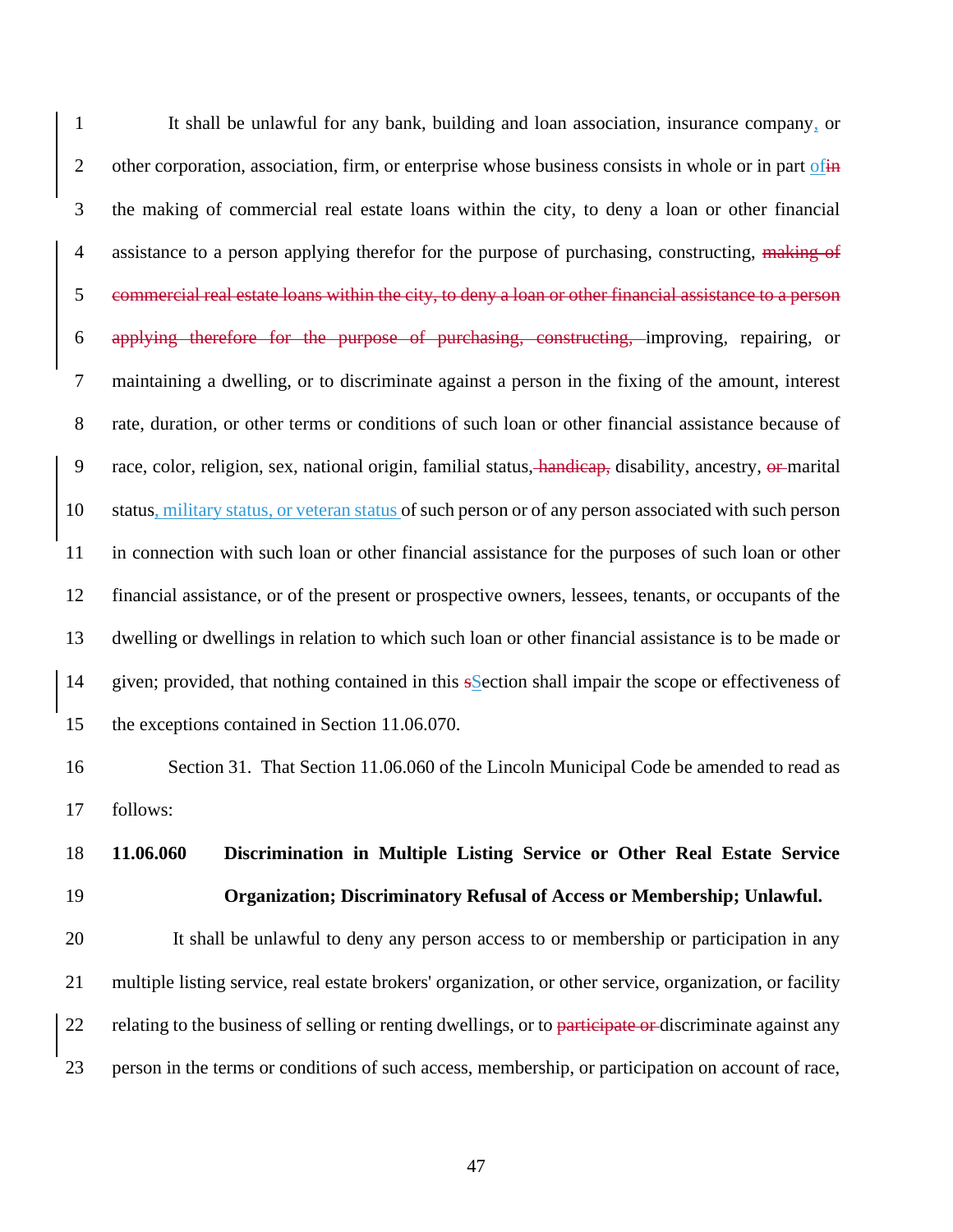It shall be unlawful for any bank, building and loan association, insurance company, or other corporation, association, firm, or enterprise whose business consists in whole or in part ofin the making of commercial real estate loans within the city, to deny a loan or other financial assistance to a person applying therefor for the purpose of purchasing, constructing, ~~making of commercial real estate loans within the city, to deny a loan or other financial assistance to a person applying therefore for the purpose of purchasing, constructing,~~ improving, repairing, or maintaining a dwelling, or to discriminate against a person in the fixing of the amount, interest rate, duration, or other terms or conditions of such loan or other financial assistance because of race, color, religion, sex, national origin, familial status,~~ handicap,~~ disability, ancestry, ~~or~~ marital status, military status, or veteran status of such person or of any person associated with such person in connection with such loan or other financial assistance for the purposes of such loan or other financial assistance, or of the present or prospective owners, lessees, tenants, or occupants of the dwelling or dwellings in relation to which such loan or other financial assistance is to be made or given; provided, that nothing contained in this sSection shall impair the scope or effectiveness of the exceptions contained in Section 11.06.070.

Section 31. That Section 11.06.060 of the Lincoln Municipal Code be amended to read as follows:

**11.06.060 Discrimination in Multiple Listing Service or Other Real Estate Service Organization; Discriminatory Refusal of Access or Membership; Unlawful.**

It shall be unlawful to deny any person access to or membership or participation in any multiple listing service, real estate brokers' organization, or other service, organization, or facility relating to the business of selling or renting dwellings, or to ~~participate or~~ discriminate against any person in the terms or conditions of such access, membership, or participation on account of race,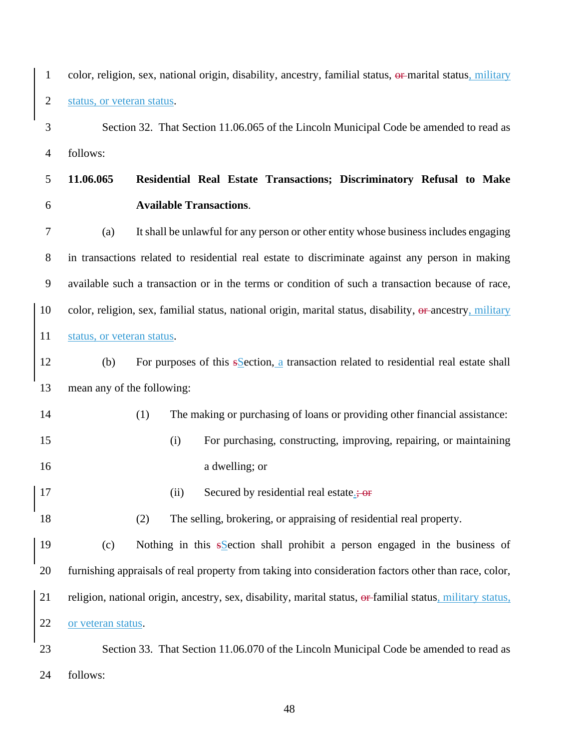color, religion, sex, national origin, disability, ancestry, familial status, ~~or~~ marital status, military status, or veteran status.

Section 32. That Section 11.06.065 of the Lincoln Municipal Code be amended to read as follows:

**11.06.065 Residential Real Estate Transactions; Discriminatory Refusal to Make Available Transactions.**

(a) It shall be unlawful for any person or other entity whose business includes engaging in transactions related to residential real estate to discriminate against any person in making available such a transaction or in the terms or condition of such a transaction because of race, color, religion, sex, familial status, national origin, marital status, disability, ~~or~~ ancestry, military status, or veteran status.

(b) For purposes of this ~~s~~Section, a transaction related to residential real estate shall mean any of the following:

(1) The making or purchasing of loans or providing other financial assistance:

(i) For purchasing, constructing, improving, repairing, or maintaining a dwelling; or

(ii) Secured by residential real estate.~~; or~~

(2) The selling, brokering, or appraising of residential real property.

(c) Nothing in this ~~s~~Section shall prohibit a person engaged in the business of furnishing appraisals of real property from taking into consideration factors other than race, color, religion, national origin, ancestry, sex, disability, marital status, ~~or~~ familial status, military status, or veteran status.

Section 33. That Section 11.06.070 of the Lincoln Municipal Code be amended to read as follows: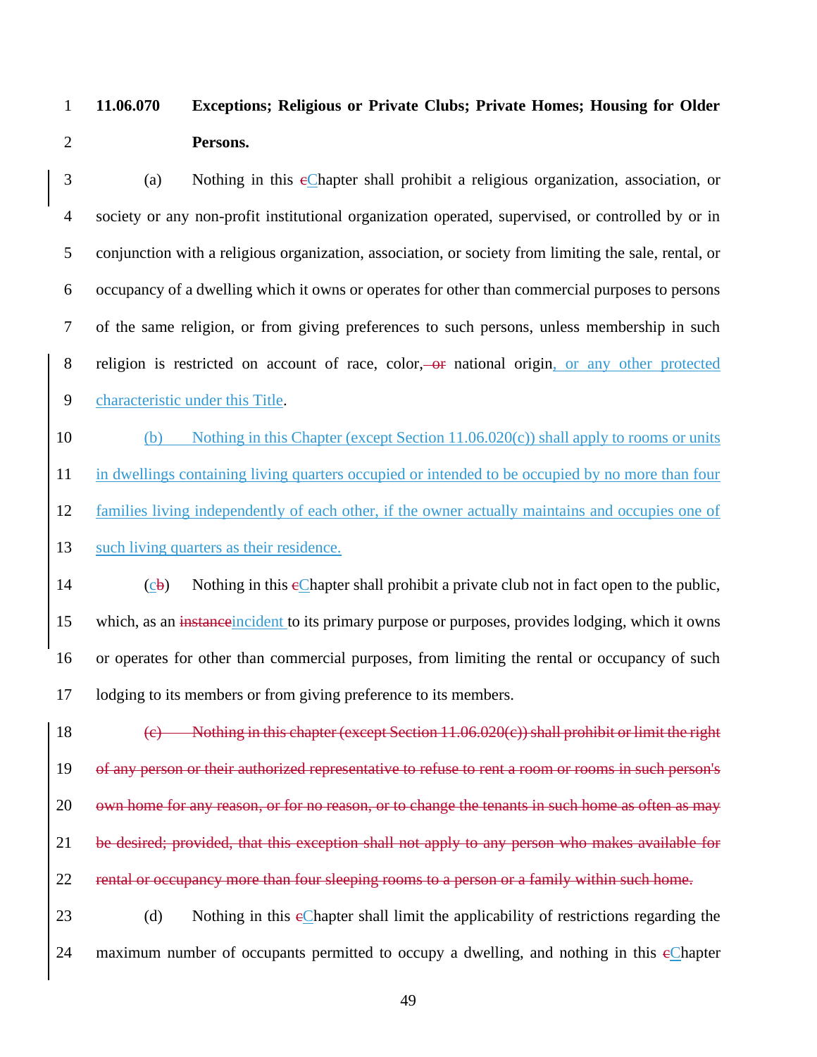**11.06.070 Exceptions; Religious or Private Clubs; Private Homes; Housing for Older Persons.**

(a) Nothing in this ~~c~~Chapter shall prohibit a religious organization, association, or society or any non-profit institutional organization operated, supervised, or controlled by or in conjunction with a religious organization, association, or society from limiting the sale, rental, or occupancy of a dwelling which it owns or operates for other than commercial purposes to persons of the same religion, or from giving preferences to such persons, unless membership in such religion is restricted on account of race, color,~~ or~~ national origin, or any other protected characteristic under this Title.

(b) Nothing in this Chapter (except Section 11.06.020(c)) shall apply to rooms or units in dwellings containing living quarters occupied or intended to be occupied by no more than four families living independently of each other, if the owner actually maintains and occupies one of such living quarters as their residence.

(c~~b~~) Nothing in this ~~c~~Chapter shall prohibit a private club not in fact open to the public, which, as an ~~instance~~incident to its primary purpose or purposes, provides lodging, which it owns or operates for other than commercial purposes, from limiting the rental or occupancy of such lodging to its members or from giving preference to its members.

~~(c) Nothing in this chapter (except Section 11.06.020(c)) shall prohibit or limit the right of any person or their authorized representative to refuse to rent a room or rooms in such person's own home for any reason, or for no reason, or to change the tenants in such home as often as may be desired; provided, that this exception shall not apply to any person who makes available for rental or occupancy more than four sleeping rooms to a person or a family within such home.~~

(d) Nothing in this ~~c~~Chapter shall limit the applicability of restrictions regarding the maximum number of occupants permitted to occupy a dwelling, and nothing in this ~~c~~Chapter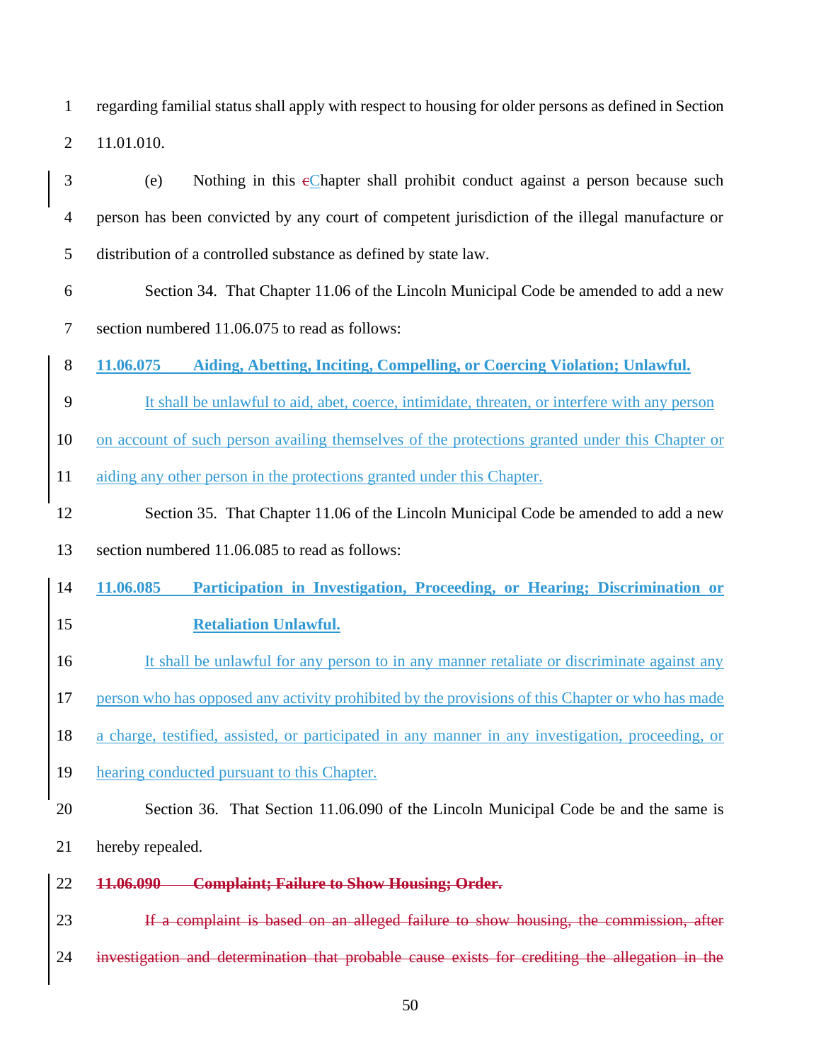regarding familial status shall apply with respect to housing for older persons as defined in Section 11.01.010.

(e) Nothing in this ~~c~~Chapter shall prohibit conduct against a person because such person has been convicted by any court of competent jurisdiction of the illegal manufacture or distribution of a controlled substance as defined by state law.

Section 34. That Chapter 11.06 of the Lincoln Municipal Code be amended to add a new section numbered 11.06.075 to read as follows:

**11.06.075 Aiding, Abetting, Inciting, Compelling, or Coercing Violation; Unlawful.**

It shall be unlawful to aid, abet, coerce, intimidate, threaten, or interfere with any person on account of such person availing themselves of the protections granted under this Chapter or aiding any other person in the protections granted under this Chapter.

Section 35. That Chapter 11.06 of the Lincoln Municipal Code be amended to add a new section numbered 11.06.085 to read as follows:

**11.06.085 Participation in Investigation, Proceeding, or Hearing; Discrimination or Retaliation Unlawful.**

It shall be unlawful for any person to in any manner retaliate or discriminate against any person who has opposed any activity prohibited by the provisions of this Chapter or who has made a charge, testified, assisted, or participated in any manner in any investigation, proceeding, or hearing conducted pursuant to this Chapter.

Section 36. That Section 11.06.090 of the Lincoln Municipal Code be and the same is hereby repealed.

~~**11.06.090 Complaint; Failure to Show Housing; Order.**~~

~~If a complaint is based on an alleged failure to show housing, the commission, after investigation and determination that probable cause exists for crediting the allegation in the~~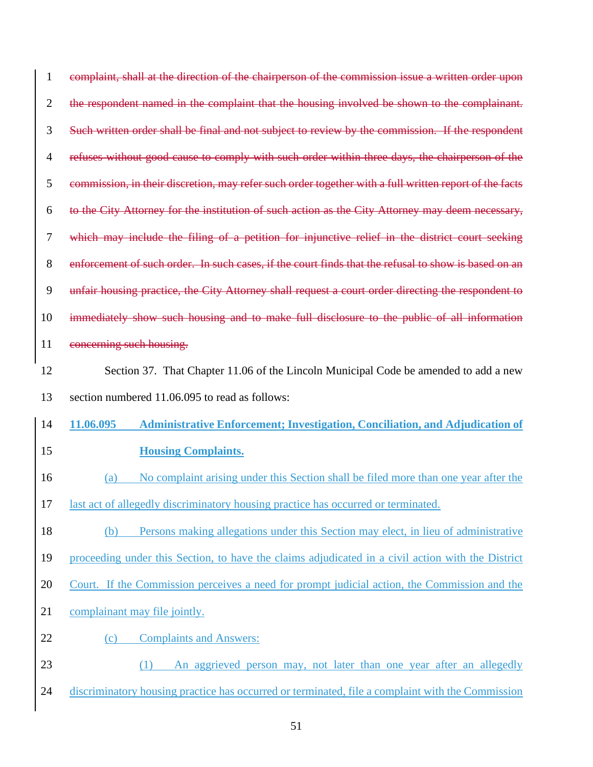~~complaint, shall at the direction of the chairperson of the commission issue a written order upon the respondent named in the complaint that the housing involved be shown to the complainant. Such written order shall be final and not subject to review by the commission. If the respondent refuses without good cause to comply with such order within three days, the chairperson of the commission, in their discretion, may refer such order together with a full written report of the facts to the City Attorney for the institution of such action as the City Attorney may deem necessary, which may include the filing of a petition for injunctive relief in the district court seeking enforcement of such order. In such cases, if the court finds that the refusal to show is based on an unfair housing practice, the City Attorney shall request a court order directing the respondent to immediately show such housing and to make full disclosure to the public of all information concerning such housing.~~

Section 37. That Chapter 11.06 of the Lincoln Municipal Code be amended to add a new section numbered 11.06.095 to read as follows:

**11.06.095 Administrative Enforcement; Investigation, Conciliation, and Adjudication of Housing Complaints.**

(a) No complaint arising under this Section shall be filed more than one year after the last act of allegedly discriminatory housing practice has occurred or terminated.

(b) Persons making allegations under this Section may elect, in lieu of administrative proceeding under this Section, to have the claims adjudicated in a civil action with the District Court. If the Commission perceives a need for prompt judicial action, the Commission and the complainant may file jointly.

(c) Complaints and Answers:

(1) An aggrieved person may, not later than one year after an allegedly discriminatory housing practice has occurred or terminated, file a complaint with the Commission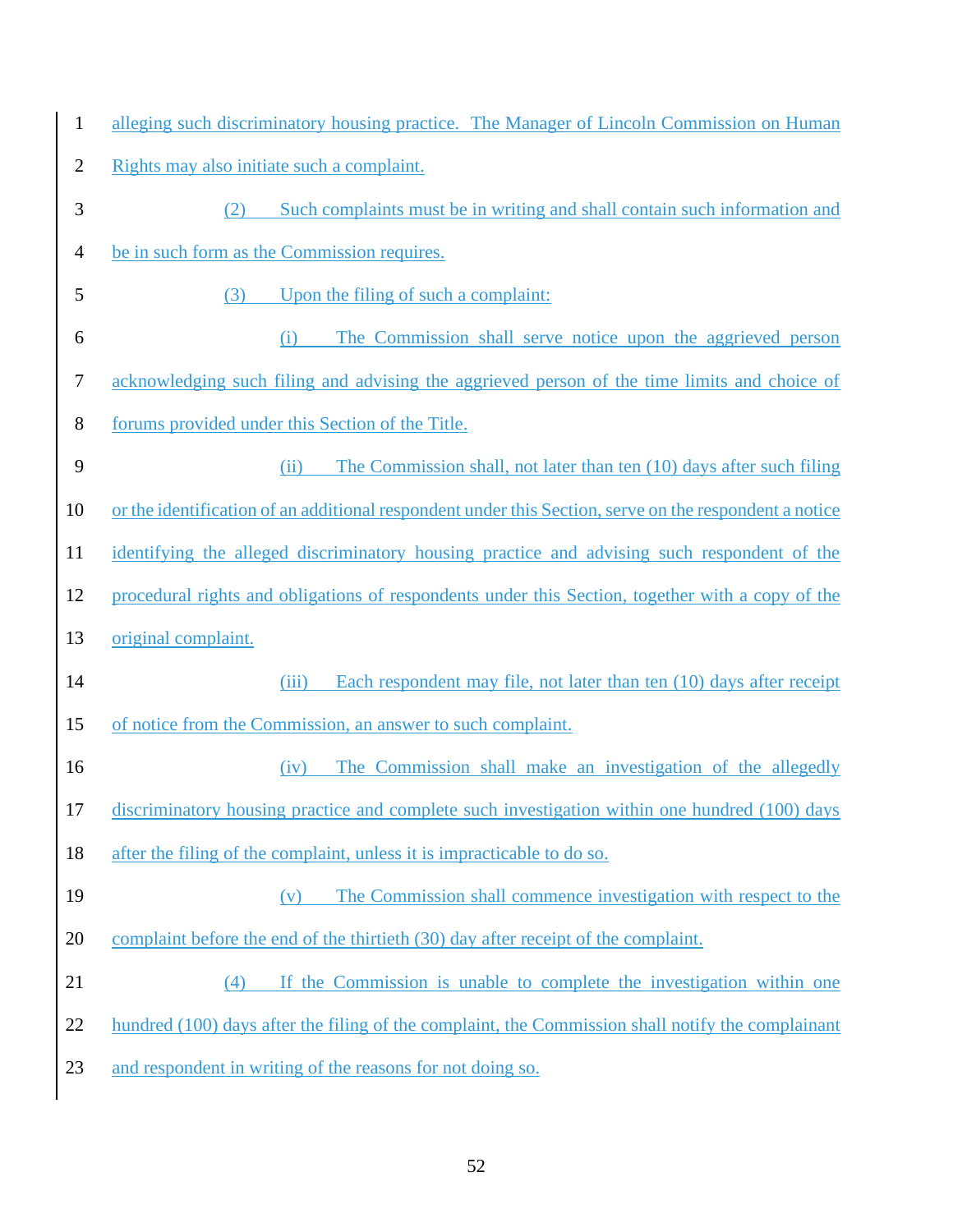alleging such discriminatory housing practice. The Manager of Lincoln Commission on Human Rights may also initiate such a complaint.

(2) Such complaints must be in writing and shall contain such information and be in such form as the Commission requires.

(3) Upon the filing of such a complaint:

(i) The Commission shall serve notice upon the aggrieved person acknowledging such filing and advising the aggrieved person of the time limits and choice of forums provided under this Section of the Title.

(ii) The Commission shall, not later than ten (10) days after such filing or the identification of an additional respondent under this Section, serve on the respondent a notice identifying the alleged discriminatory housing practice and advising such respondent of the procedural rights and obligations of respondents under this Section, together with a copy of the original complaint.

(iii) Each respondent may file, not later than ten (10) days after receipt of notice from the Commission, an answer to such complaint.

(iv) The Commission shall make an investigation of the allegedly discriminatory housing practice and complete such investigation within one hundred (100) days after the filing of the complaint, unless it is impracticable to do so.

(v) The Commission shall commence investigation with respect to the complaint before the end of the thirtieth (30) day after receipt of the complaint.

(4) If the Commission is unable to complete the investigation within one hundred (100) days after the filing of the complaint, the Commission shall notify the complainant and respondent in writing of the reasons for not doing so.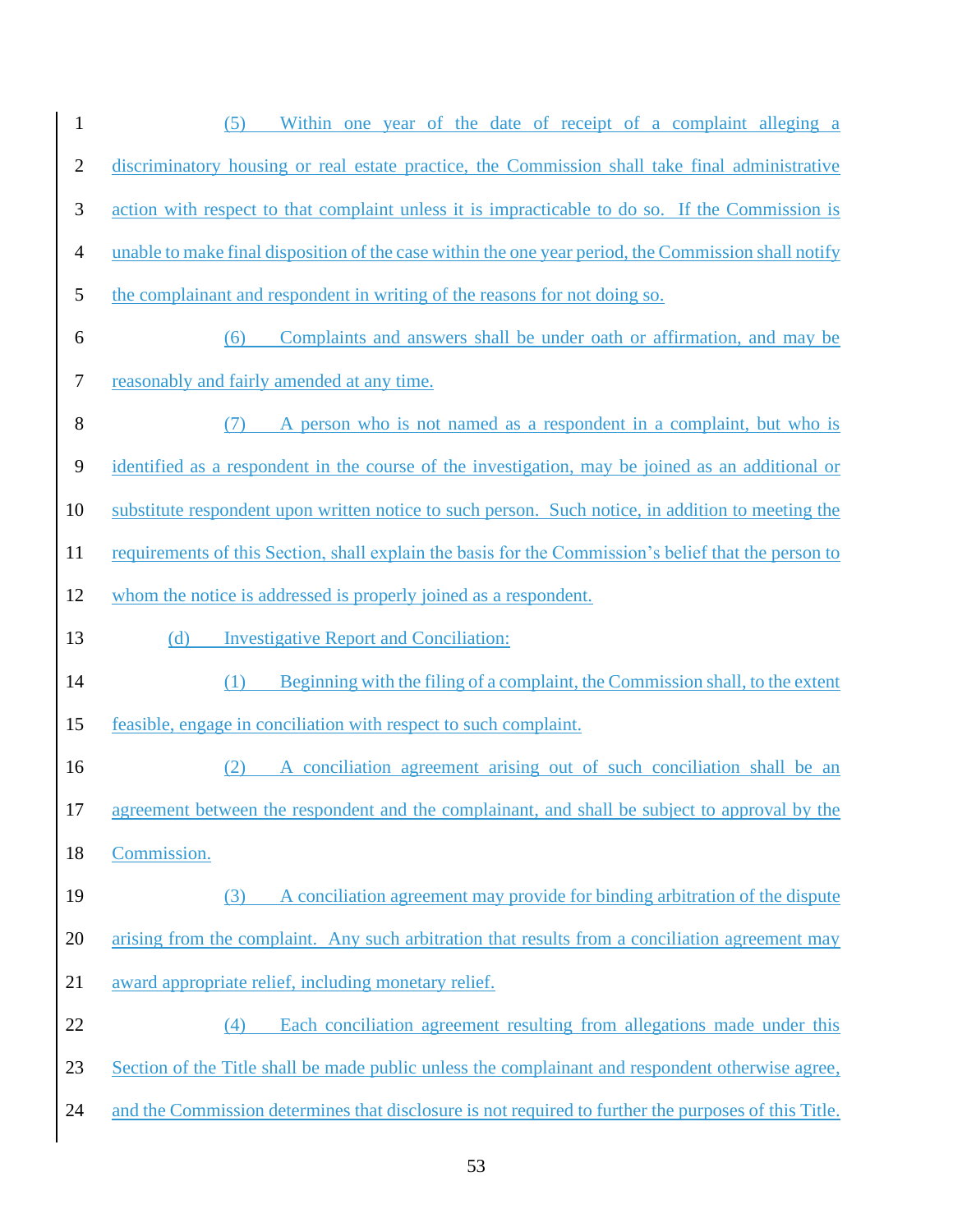(5) Within one year of the date of receipt of a complaint alleging a discriminatory housing or real estate practice, the Commission shall take final administrative action with respect to that complaint unless it is impracticable to do so. If the Commission is unable to make final disposition of the case within the one year period, the Commission shall notify the complainant and respondent in writing of the reasons for not doing so.

(6) Complaints and answers shall be under oath or affirmation, and may be reasonably and fairly amended at any time.

(7) A person who is not named as a respondent in a complaint, but who is identified as a respondent in the course of the investigation, may be joined as an additional or substitute respondent upon written notice to such person. Such notice, in addition to meeting the requirements of this Section, shall explain the basis for the Commission's belief that the person to whom the notice is addressed is properly joined as a respondent.

(d) Investigative Report and Conciliation:

(1) Beginning with the filing of a complaint, the Commission shall, to the extent feasible, engage in conciliation with respect to such complaint.

(2) A conciliation agreement arising out of such conciliation shall be an agreement between the respondent and the complainant, and shall be subject to approval by the Commission.

(3) A conciliation agreement may provide for binding arbitration of the dispute arising from the complaint. Any such arbitration that results from a conciliation agreement may award appropriate relief, including monetary relief.

(4) Each conciliation agreement resulting from allegations made under this Section of the Title shall be made public unless the complainant and respondent otherwise agree, and the Commission determines that disclosure is not required to further the purposes of this Title.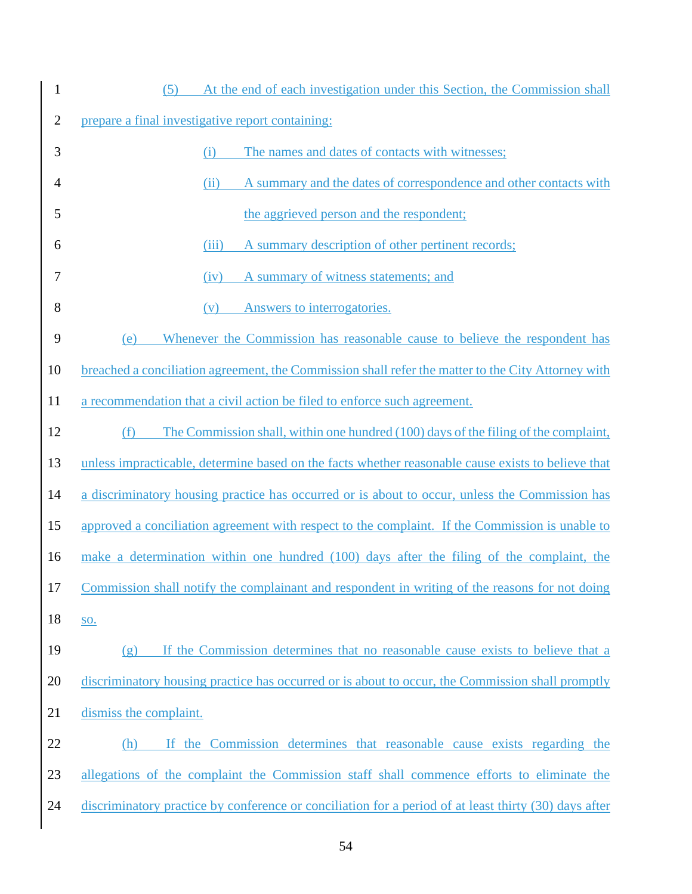(5) At the end of each investigation under this Section, the Commission shall prepare a final investigative report containing:

(i) The names and dates of contacts with witnesses;

(ii) A summary and the dates of correspondence and other contacts with the aggrieved person and the respondent;

(iii) A summary description of other pertinent records;

(iv) A summary of witness statements; and

(v) Answers to interrogatories.

(e) Whenever the Commission has reasonable cause to believe the respondent has breached a conciliation agreement, the Commission shall refer the matter to the City Attorney with a recommendation that a civil action be filed to enforce such agreement.

(f) The Commission shall, within one hundred (100) days of the filing of the complaint, unless impracticable, determine based on the facts whether reasonable cause exists to believe that a discriminatory housing practice has occurred or is about to occur, unless the Commission has approved a conciliation agreement with respect to the complaint. If the Commission is unable to make a determination within one hundred (100) days after the filing of the complaint, the Commission shall notify the complainant and respondent in writing of the reasons for not doing so.

(g) If the Commission determines that no reasonable cause exists to believe that a discriminatory housing practice has occurred or is about to occur, the Commission shall promptly dismiss the complaint.

(h) If the Commission determines that reasonable cause exists regarding the allegations of the complaint the Commission staff shall commence efforts to eliminate the discriminatory practice by conference or conciliation for a period of at least thirty (30) days after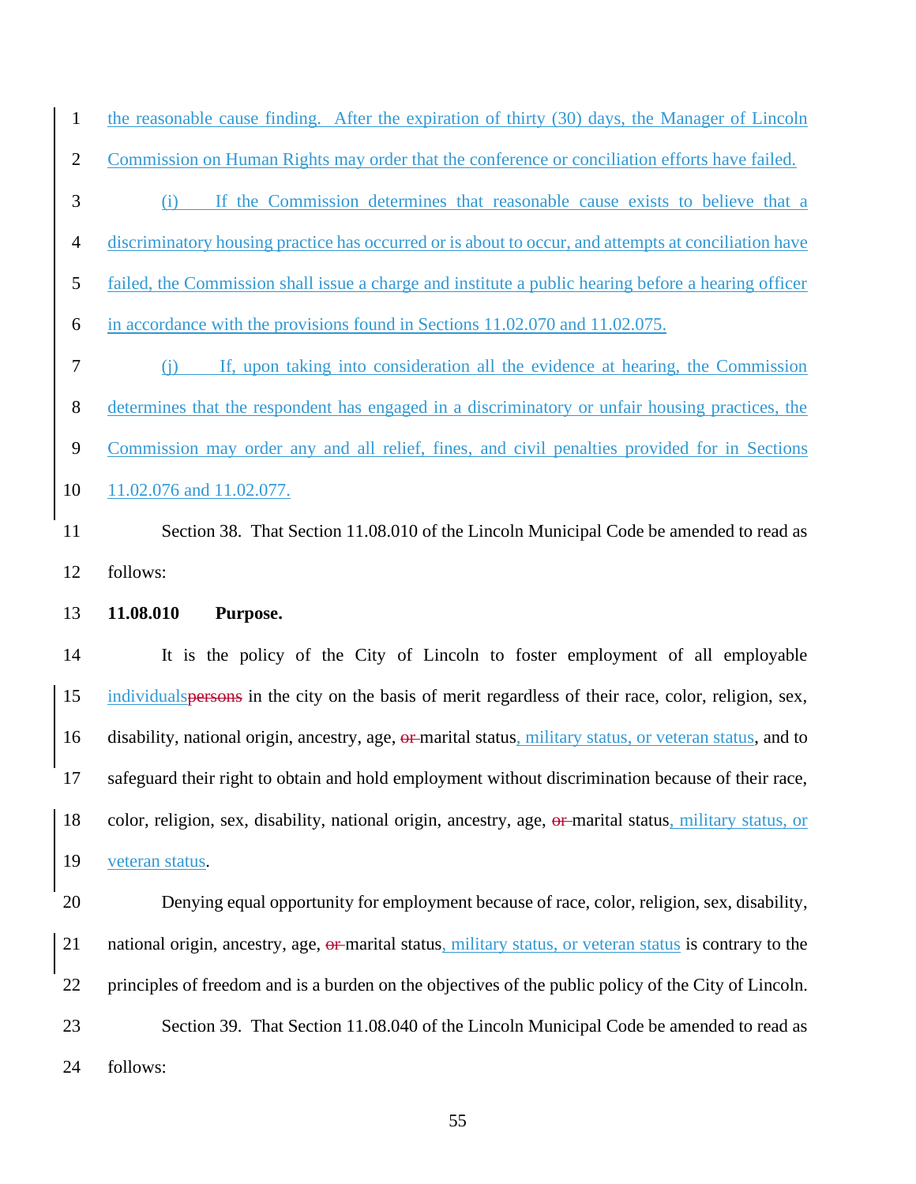the reasonable cause finding. After the expiration of thirty (30) days, the Manager of Lincoln Commission on Human Rights may order that the conference or conciliation efforts have failed.

(i) If the Commission determines that reasonable cause exists to believe that a discriminatory housing practice has occurred or is about to occur, and attempts at conciliation have failed, the Commission shall issue a charge and institute a public hearing before a hearing officer in accordance with the provisions found in Sections 11.02.070 and 11.02.075.

(j) If, upon taking into consideration all the evidence at hearing, the Commission determines that the respondent has engaged in a discriminatory or unfair housing practices, the Commission may order any and all relief, fines, and civil penalties provided for in Sections 11.02.076 and 11.02.077.

Section 38. That Section 11.08.010 of the Lincoln Municipal Code be amended to read as follows:

**11.08.010 Purpose.**

It is the policy of the City of Lincoln to foster employment of all employable individuals~~persons~~ in the city on the basis of merit regardless of their race, color, religion, sex, disability, national origin, ancestry, age, ~~or~~ marital status, military status, or veteran status, and to safeguard their right to obtain and hold employment without discrimination because of their race, color, religion, sex, disability, national origin, ancestry, age, ~~or~~ marital status, military status, or veteran status.

Denying equal opportunity for employment because of race, color, religion, sex, disability, national origin, ancestry, age, ~~or~~ marital status, military status, or veteran status is contrary to the principles of freedom and is a burden on the objectives of the public policy of the City of Lincoln.

Section 39. That Section 11.08.040 of the Lincoln Municipal Code be amended to read as follows: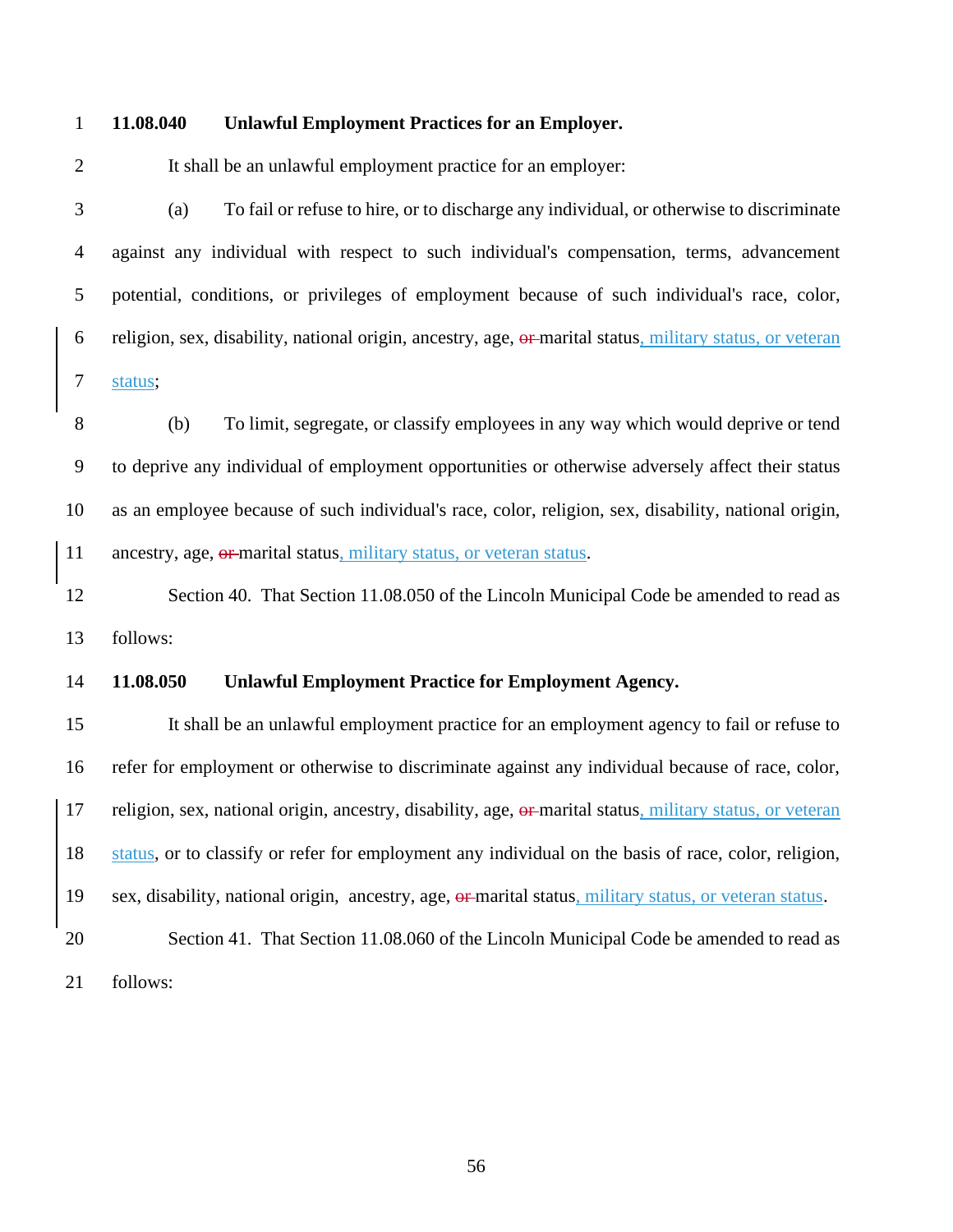**11.08.040 Unlawful Employment Practices for an Employer.**

It shall be an unlawful employment practice for an employer:

(a) To fail or refuse to hire, or to discharge any individual, or otherwise to discriminate against any individual with respect to such individual's compensation, terms, advancement potential, conditions, or privileges of employment because of such individual's race, color, religion, sex, disability, national origin, ancestry, age, ~~or~~ marital status, military status, or veteran status;

(b) To limit, segregate, or classify employees in any way which would deprive or tend to deprive any individual of employment opportunities or otherwise adversely affect their status as an employee because of such individual's race, color, religion, sex, disability, national origin, ancestry, age, ~~or~~ marital status, military status, or veteran status.

Section 40. That Section 11.08.050 of the Lincoln Municipal Code be amended to read as follows:

**11.08.050 Unlawful Employment Practice for Employment Agency.**

It shall be an unlawful employment practice for an employment agency to fail or refuse to refer for employment or otherwise to discriminate against any individual because of race, color, religion, sex, national origin, ancestry, disability, age, ~~or~~ marital status, military status, or veteran status, or to classify or refer for employment any individual on the basis of race, color, religion, sex, disability, national origin, ancestry, age, ~~or~~ marital status, military status, or veteran status.

Section 41. That Section 11.08.060 of the Lincoln Municipal Code be amended to read as follows: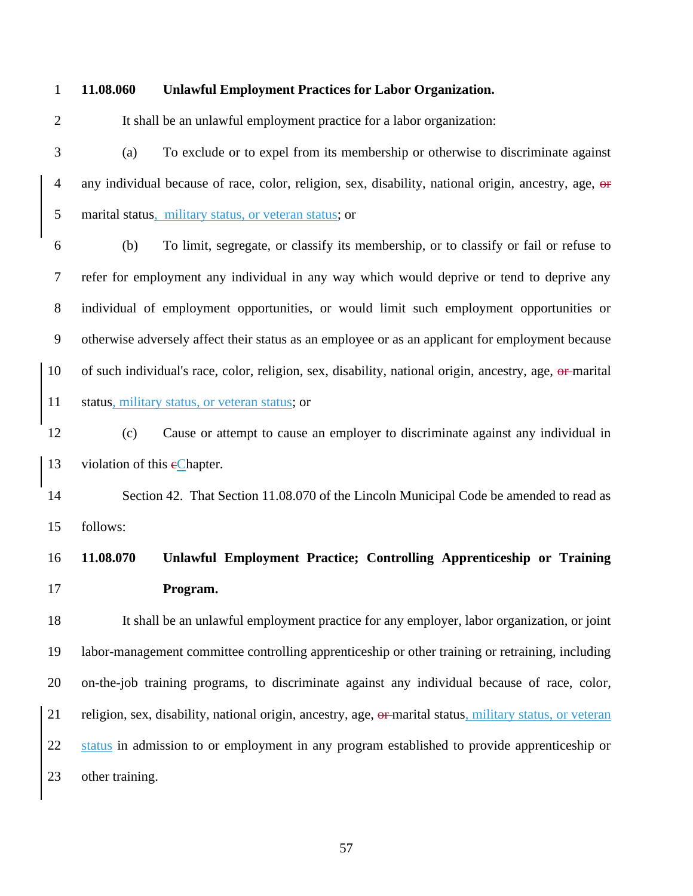**11.08.060 Unlawful Employment Practices for Labor Organization.**

It shall be an unlawful employment practice for a labor organization:

(a) To exclude or to expel from its membership or otherwise to discriminate against any individual because of race, color, religion, sex, disability, national origin, ancestry, age, ~~or~~ marital status, military status, or veteran status; or

(b) To limit, segregate, or classify its membership, or to classify or fail or refuse to refer for employment any individual in any way which would deprive or tend to deprive any individual of employment opportunities, or would limit such employment opportunities or otherwise adversely affect their status as an employee or as an applicant for employment because of such individual's race, color, religion, sex, disability, national origin, ancestry, age, ~~or~~ marital status, military status, or veteran status; or

(c) Cause or attempt to cause an employer to discriminate against any individual in violation of this ~~c~~Chapter.

Section 42. That Section 11.08.070 of the Lincoln Municipal Code be amended to read as follows:

**11.08.070 Unlawful Employment Practice; Controlling Apprenticeship or Training Program.**

It shall be an unlawful employment practice for any employer, labor organization, or joint labor-management committee controlling apprenticeship or other training or retraining, including on-the-job training programs, to discriminate against any individual because of race, color, religion, sex, disability, national origin, ancestry, age, ~~or~~ marital status, military status, or veteran status in admission to or employment in any program established to provide apprenticeship or other training.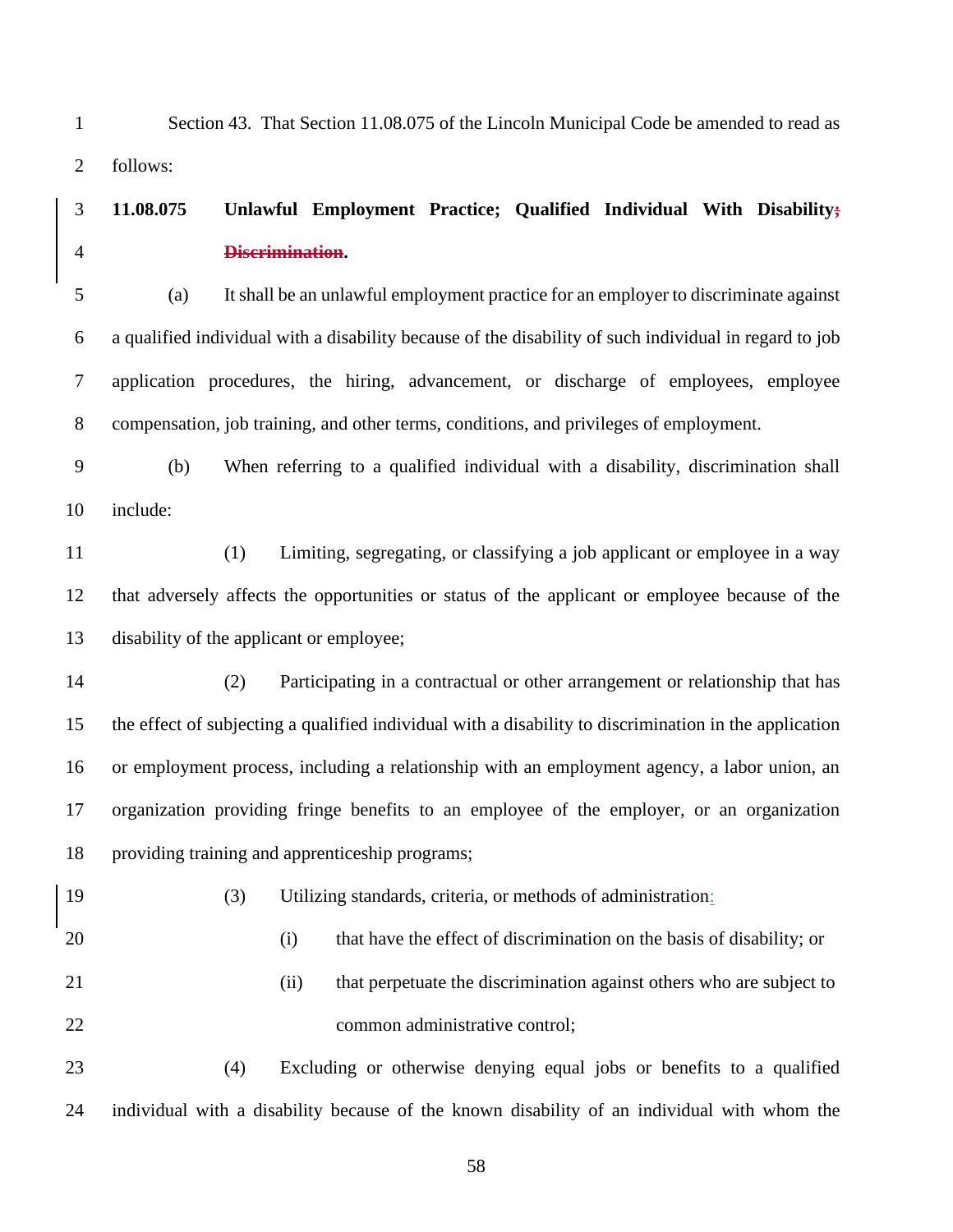Section 43. That Section 11.08.075 of the Lincoln Municipal Code be amended to read as follows:

**11.08.075 Unlawful Employment Practice; Qualified Individual With Disability~~; Discrimination~~.**

(a) It shall be an unlawful employment practice for an employer to discriminate against a qualified individual with a disability because of the disability of such individual in regard to job application procedures, the hiring, advancement, or discharge of employees, employee compensation, job training, and other terms, conditions, and privileges of employment.

(b) When referring to a qualified individual with a disability, discrimination shall include:

(1) Limiting, segregating, or classifying a job applicant or employee in a way that adversely affects the opportunities or status of the applicant or employee because of the disability of the applicant or employee;

(2) Participating in a contractual or other arrangement or relationship that has the effect of subjecting a qualified individual with a disability to discrimination in the application or employment process, including a relationship with an employment agency, a labor union, an organization providing fringe benefits to an employee of the employer, or an organization providing training and apprenticeship programs;

(3) Utilizing standards, criteria, or methods of administration:

(i) that have the effect of discrimination on the basis of disability; or

(ii) that perpetuate the discrimination against others who are subject to common administrative control;

(4) Excluding or otherwise denying equal jobs or benefits to a qualified individual with a disability because of the known disability of an individual with whom the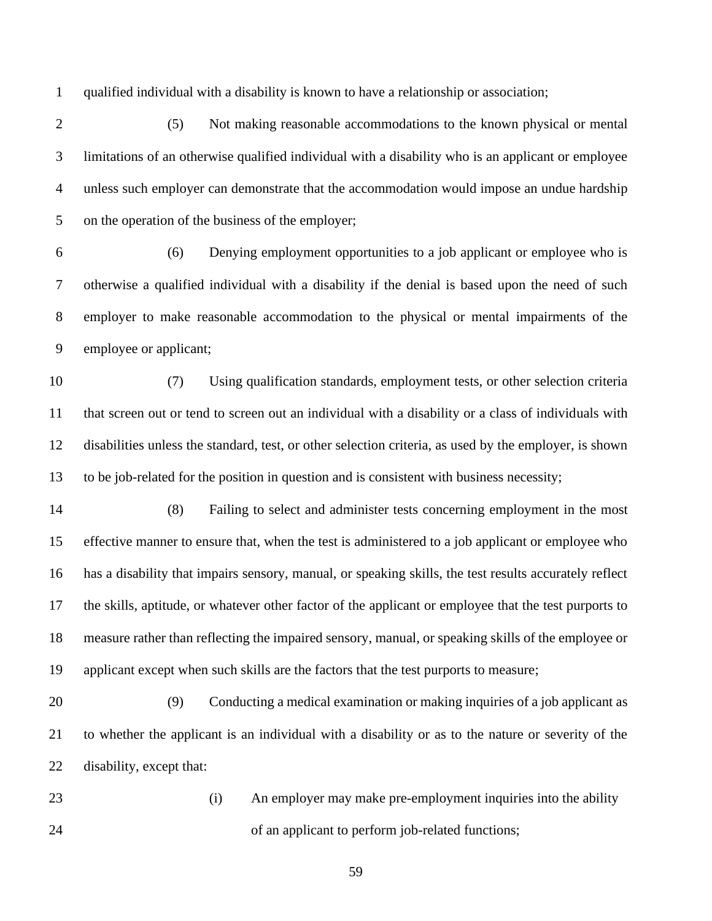qualified individual with a disability is known to have a relationship or association;

(5) Not making reasonable accommodations to the known physical or mental limitations of an otherwise qualified individual with a disability who is an applicant or employee unless such employer can demonstrate that the accommodation would impose an undue hardship on the operation of the business of the employer;

(6) Denying employment opportunities to a job applicant or employee who is otherwise a qualified individual with a disability if the denial is based upon the need of such employer to make reasonable accommodation to the physical or mental impairments of the employee or applicant;

(7) Using qualification standards, employment tests, or other selection criteria that screen out or tend to screen out an individual with a disability or a class of individuals with disabilities unless the standard, test, or other selection criteria, as used by the employer, is shown to be job-related for the position in question and is consistent with business necessity;

(8) Failing to select and administer tests concerning employment in the most effective manner to ensure that, when the test is administered to a job applicant or employee who has a disability that impairs sensory, manual, or speaking skills, the test results accurately reflect the skills, aptitude, or whatever other factor of the applicant or employee that the test purports to measure rather than reflecting the impaired sensory, manual, or speaking skills of the employee or applicant except when such skills are the factors that the test purports to measure;

(9) Conducting a medical examination or making inquiries of a job applicant as to whether the applicant is an individual with a disability or as to the nature or severity of the disability, except that:

(i) An employer may make pre-employment inquiries into the ability of an applicant to perform job-related functions;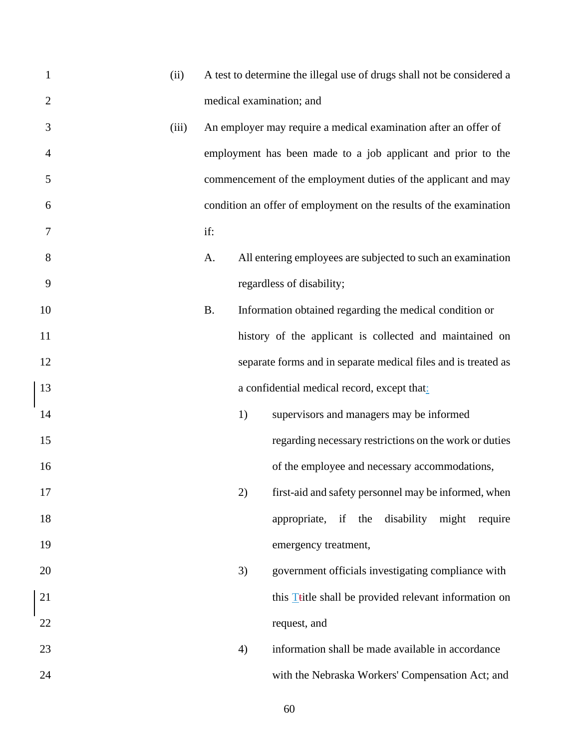(ii) A test to determine the illegal use of drugs shall not be considered a medical examination; and

(iii) An employer may require a medical examination after an offer of employment has been made to a job applicant and prior to the commencement of the employment duties of the applicant and may condition an offer of employment on the results of the examination if:

A. All entering employees are subjected to such an examination regardless of disability;

B. Information obtained regarding the medical condition or history of the applicant is collected and maintained on separate forms and in separate medical files and is treated as a confidential medical record, except that:

1) supervisors and managers may be informed regarding necessary restrictions on the work or duties of the employee and necessary accommodations,

2) first-aid and safety personnel may be informed, when appropriate, if the disability might require emergency treatment,

3) government officials investigating compliance with this Title shall be provided relevant information on request, and

4) information shall be made available in accordance with the Nebraska Workers' Compensation Act; and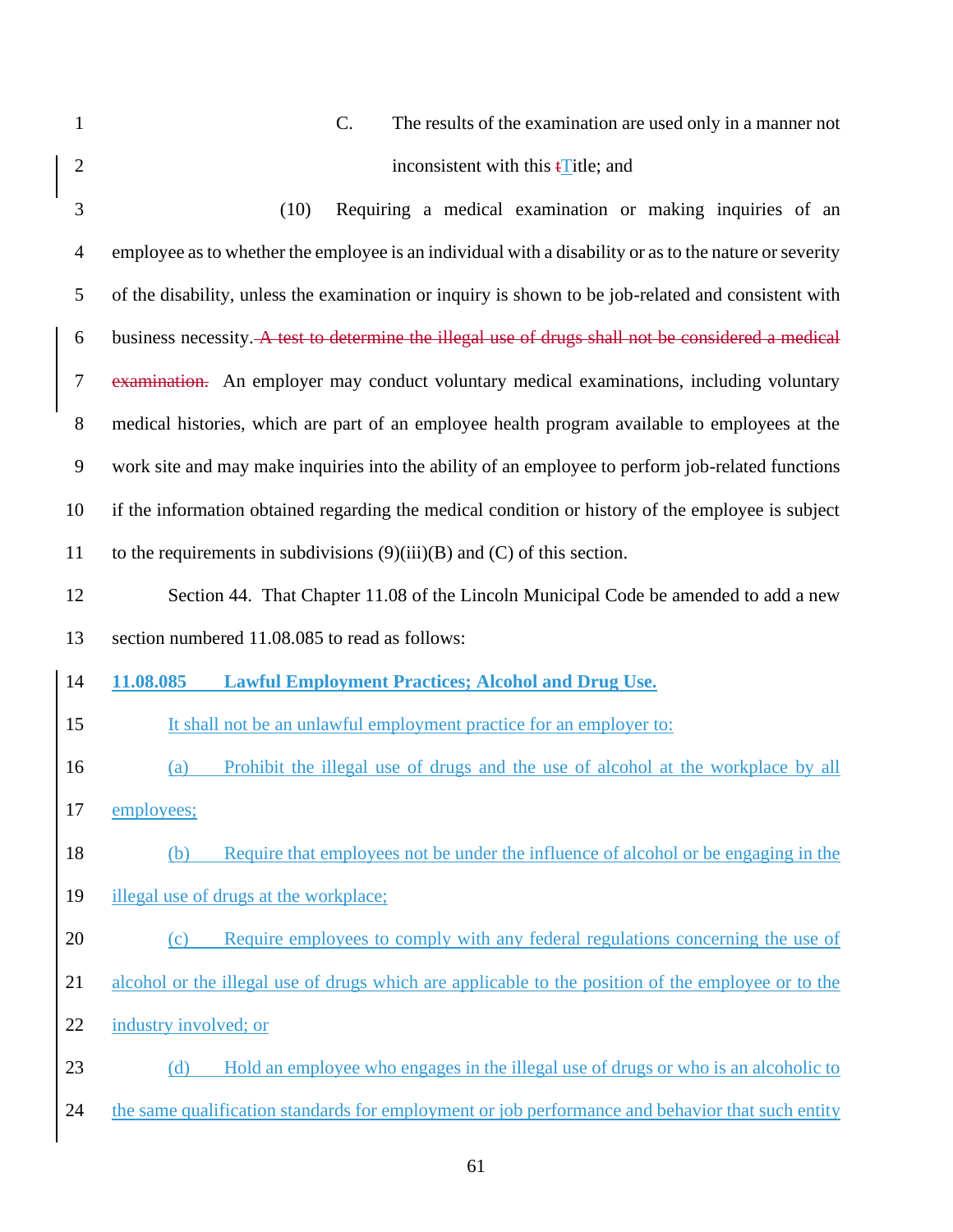C. The results of the examination are used only in a manner not inconsistent with this ~~t~~Title; and

(10) Requiring a medical examination or making inquiries of an employee as to whether the employee is an individual with a disability or as to the nature or severity of the disability, unless the examination or inquiry is shown to be job-related and consistent with business necessity. ~~A test to determine the illegal use of drugs shall not be considered a medical examination.~~ An employer may conduct voluntary medical examinations, including voluntary medical histories, which are part of an employee health program available to employees at the work site and may make inquiries into the ability of an employee to perform job-related functions if the information obtained regarding the medical condition or history of the employee is subject to the requirements in subdivisions (9)(iii)(B) and (C) of this section.

Section 44. That Chapter 11.08 of the Lincoln Municipal Code be amended to add a new section numbered 11.08.085 to read as follows:

**11.08.085 Lawful Employment Practices; Alcohol and Drug Use.**

It shall not be an unlawful employment practice for an employer to:

(a) Prohibit the illegal use of drugs and the use of alcohol at the workplace by all employees;

(b) Require that employees not be under the influence of alcohol or be engaging in the illegal use of drugs at the workplace;

(c) Require employees to comply with any federal regulations concerning the use of alcohol or the illegal use of drugs which are applicable to the position of the employee or to the industry involved; or

(d) Hold an employee who engages in the illegal use of drugs or who is an alcoholic to the same qualification standards for employment or job performance and behavior that such entity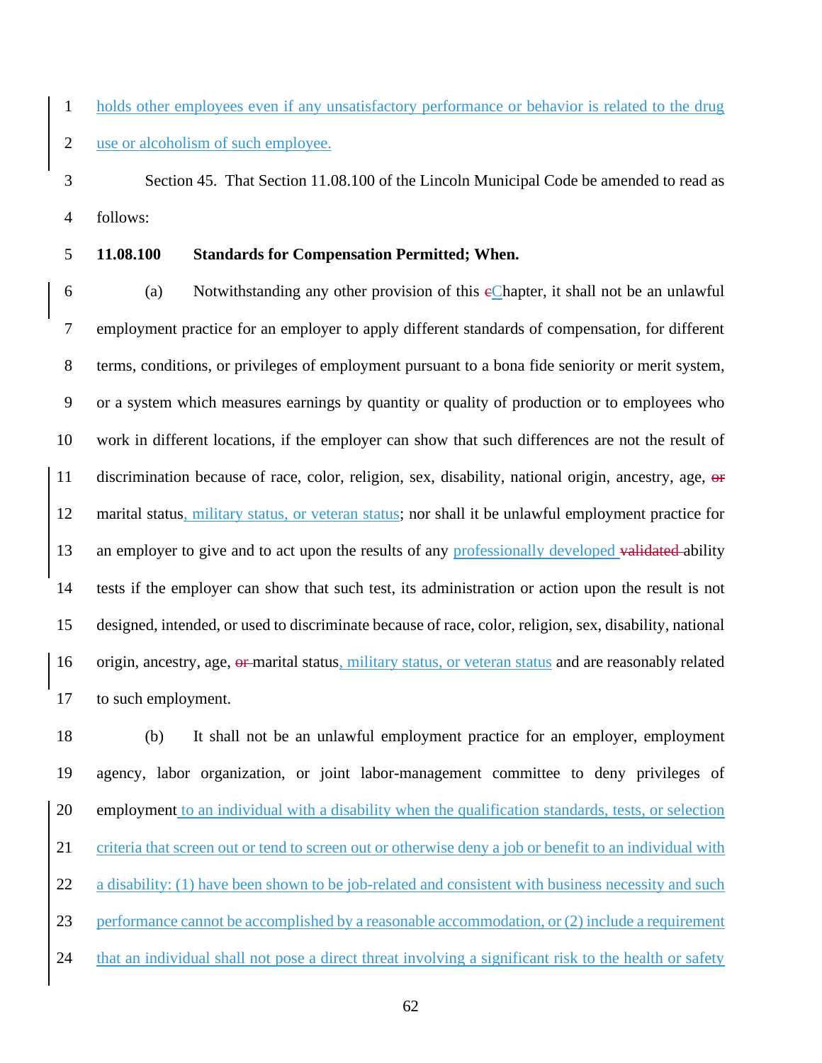holds other employees even if any unsatisfactory performance or behavior is related to the drug use or alcoholism of such employee.

Section 45. That Section 11.08.100 of the Lincoln Municipal Code be amended to read as follows:

**11.08.100 Standards for Compensation Permitted; When.**

(a) Notwithstanding any other provision of this cChapter, it shall not be an unlawful employment practice for an employer to apply different standards of compensation, for different terms, conditions, or privileges of employment pursuant to a bona fide seniority or merit system, or a system which measures earnings by quantity or quality of production or to employees who work in different locations, if the employer can show that such differences are not the result of discrimination because of race, color, religion, sex, disability, national origin, ancestry, age, or marital status, military status, or veteran status; nor shall it be unlawful employment practice for an employer to give and to act upon the results of any professionally developed validated ability tests if the employer can show that such test, its administration or action upon the result is not designed, intended, or used to discriminate because of race, color, religion, sex, disability, national origin, ancestry, age, or marital status, military status, or veteran status and are reasonably related to such employment.

(b) It shall not be an unlawful employment practice for an employer, employment agency, labor organization, or joint labor-management committee to deny privileges of employment to an individual with a disability when the qualification standards, tests, or selection criteria that screen out or tend to screen out or otherwise deny a job or benefit to an individual with a disability: (1) have been shown to be job-related and consistent with business necessity and such performance cannot be accomplished by a reasonable accommodation, or (2) include a requirement that an individual shall not pose a direct threat involving a significant risk to the health or safety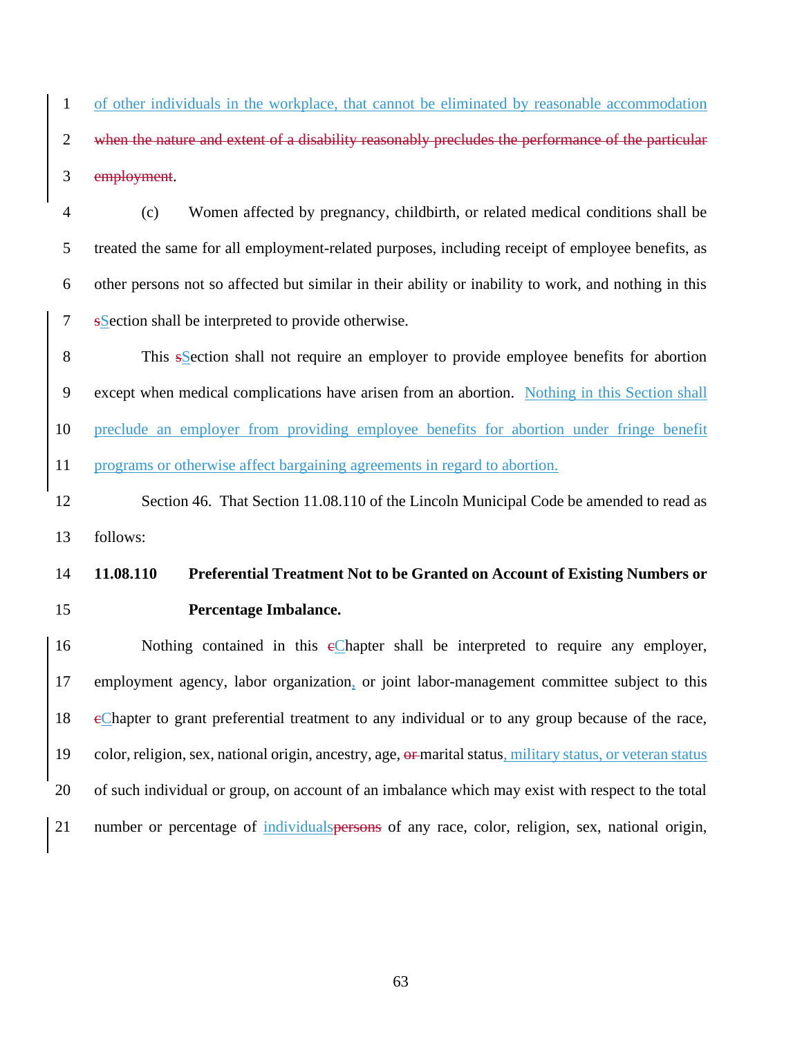of other individuals in the workplace, that cannot be eliminated by reasonable accommodation when the nature and extent of a disability reasonably precludes the performance of the particular employment.

(c) Women affected by pregnancy, childbirth, or related medical conditions shall be treated the same for all employment-related purposes, including receipt of employee benefits, as other persons not so affected but similar in their ability or inability to work, and nothing in this sSection shall be interpreted to provide otherwise.

This sSection shall not require an employer to provide employee benefits for abortion except when medical complications have arisen from an abortion. Nothing in this Section shall preclude an employer from providing employee benefits for abortion under fringe benefit programs or otherwise affect bargaining agreements in regard to abortion.

Section 46. That Section 11.08.110 of the Lincoln Municipal Code be amended to read as follows:

**11.08.110 Preferential Treatment Not to be Granted on Account of Existing Numbers or Percentage Imbalance.**

Nothing contained in this cChapter shall be interpreted to require any employer, employment agency, labor organization, or joint labor-management committee subject to this cChapter to grant preferential treatment to any individual or to any group because of the race, color, religion, sex, national origin, ancestry, age, or marital status, military status, or veteran status of such individual or group, on account of an imbalance which may exist with respect to the total number or percentage of individualspersons of any race, color, religion, sex, national origin,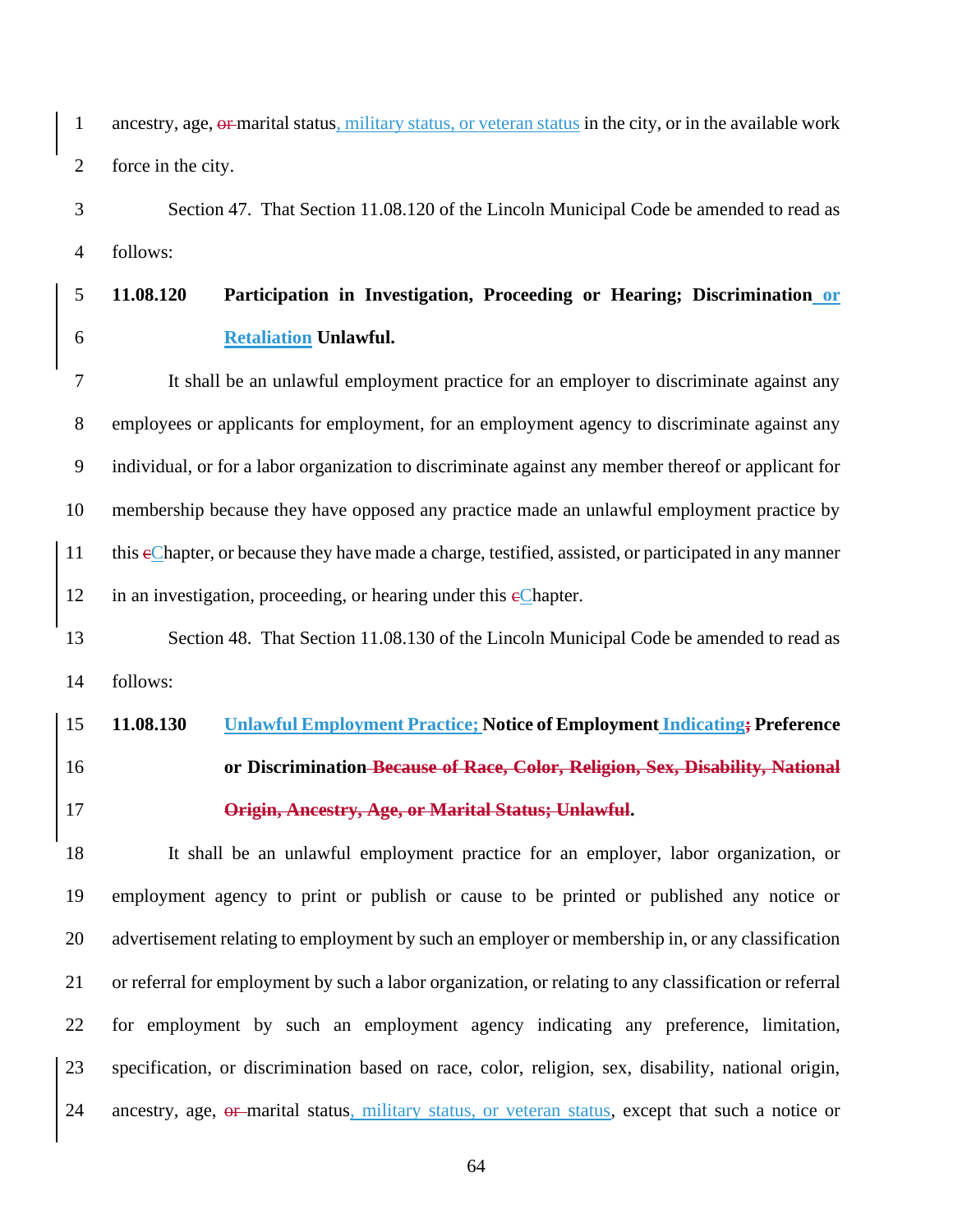ancestry, age, ~~or~~ marital status, military status, or veteran status in the city, or in the available work force in the city.

Section 47. That Section 11.08.120 of the Lincoln Municipal Code be amended to read as follows:

**11.08.120 Participation in Investigation, Proceeding or Hearing; Discrimination or Retaliation Unlawful.**

It shall be an unlawful employment practice for an employer to discriminate against any employees or applicants for employment, for an employment agency to discriminate against any individual, or for a labor organization to discriminate against any member thereof or applicant for membership because they have opposed any practice made an unlawful employment practice by this ~~c~~Chapter, or because they have made a charge, testified, assisted, or participated in any manner in an investigation, proceeding, or hearing under this ~~c~~Chapter.

Section 48. That Section 11.08.130 of the Lincoln Municipal Code be amended to read as follows:

**11.08.130 Unlawful Employment Practice; Notice of Employment Indicating~~;~~ Preference or Discrimination ~~Because of Race, Color, Religion, Sex, Disability, National Origin, Ancestry, Age, or Marital Status; Unlawful~~.**

It shall be an unlawful employment practice for an employer, labor organization, or employment agency to print or publish or cause to be printed or published any notice or advertisement relating to employment by such an employer or membership in, or any classification or referral for employment by such a labor organization, or relating to any classification or referral for employment by such an employment agency indicating any preference, limitation, specification, or discrimination based on race, color, religion, sex, disability, national origin, ancestry, age, ~~or~~ marital status, military status, or veteran status, except that such a notice or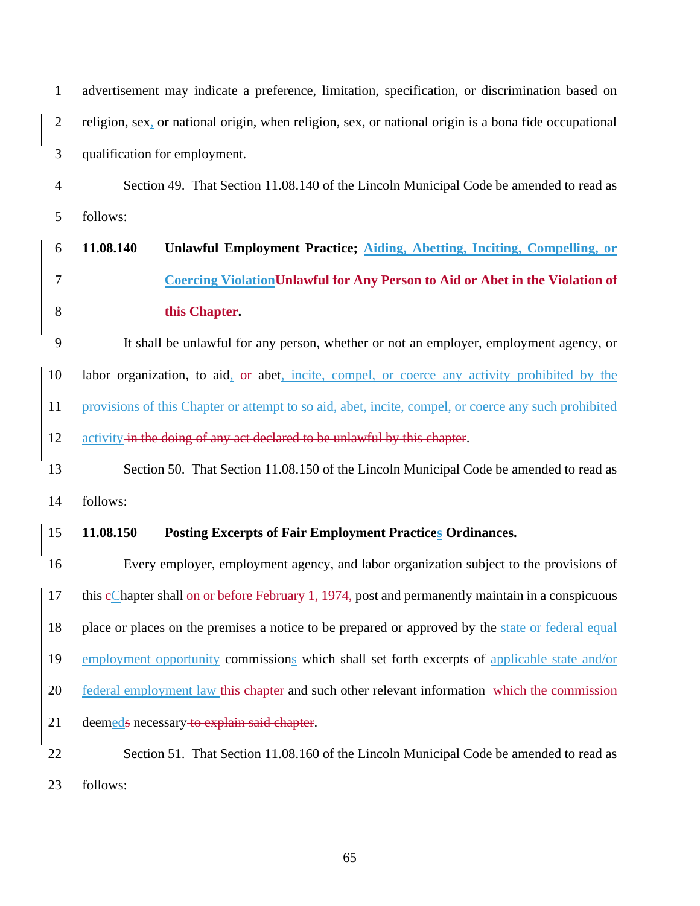advertisement may indicate a preference, limitation, specification, or discrimination based on religion, sex, or national origin, when religion, sex, or national origin is a bona fide occupational qualification for employment.

Section 49. That Section 11.08.140 of the Lincoln Municipal Code be amended to read as follows:

**11.08.140 Unlawful Employment Practice; Aiding, Abetting, Inciting, Compelling, or Coercing Violation~~Unlawful for Any Person to Aid or Abet in the Violation of this Chapter~~.**

It shall be unlawful for any person, whether or not an employer, employment agency, or labor organization, to aid, ~~or~~ abet, incite, compel, or coerce any activity prohibited by the provisions of this Chapter or attempt to so aid, abet, incite, compel, or coerce any such prohibited activity ~~in the doing of any act declared to be unlawful by this chapter~~.

Section 50. That Section 11.08.150 of the Lincoln Municipal Code be amended to read as follows:

**11.08.150 Posting Excerpts of Fair Employment Practices Ordinances.**

Every employer, employment agency, and labor organization subject to the provisions of this ~~c~~Chapter shall ~~on or before February 1, 1974,~~ post and permanently maintain in a conspicuous place or places on the premises a notice to be prepared or approved by the state or federal equal employment opportunity commissions which shall set forth excerpts of applicable state and/or federal employment law ~~this chapter~~ and such other relevant information ~~which the commission~~ deemed~~s~~ necessary ~~to explain said chapter~~.

Section 51. That Section 11.08.160 of the Lincoln Municipal Code be amended to read as follows: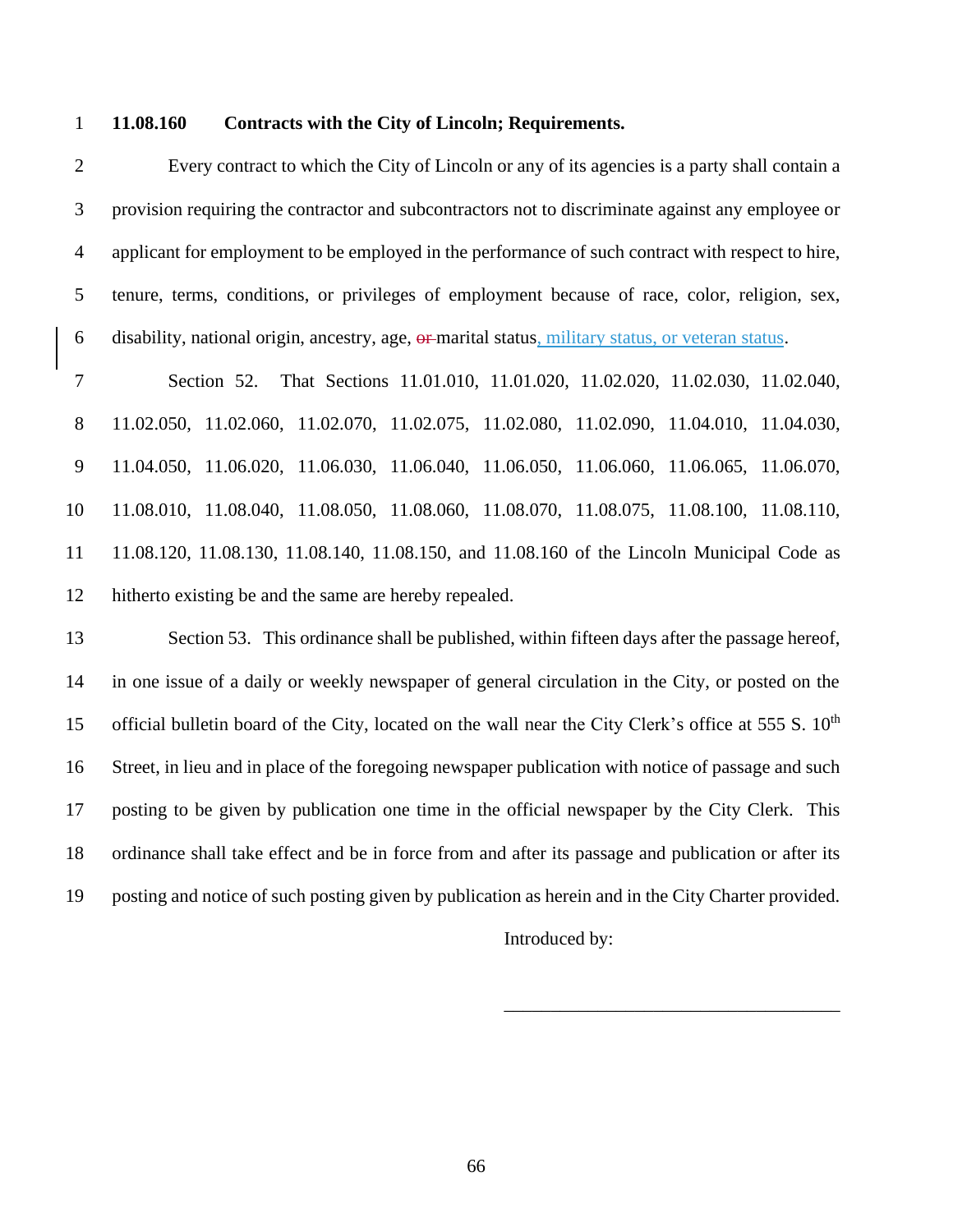**11.08.160 Contracts with the City of Lincoln; Requirements.**

Every contract to which the City of Lincoln or any of its agencies is a party shall contain a provision requiring the contractor and subcontractors not to discriminate against any employee or applicant for employment to be employed in the performance of such contract with respect to hire, tenure, terms, conditions, or privileges of employment because of race, color, religion, sex, disability, national origin, ancestry, age, ~~or~~ marital status, military status, or veteran status.

Section 52. That Sections 11.01.010, 11.01.020, 11.02.020, 11.02.030, 11.02.040, 11.02.050, 11.02.060, 11.02.070, 11.02.075, 11.02.080, 11.02.090, 11.04.010, 11.04.030, 11.04.050, 11.06.020, 11.06.030, 11.06.040, 11.06.050, 11.06.060, 11.06.065, 11.06.070, 11.08.010, 11.08.040, 11.08.050, 11.08.060, 11.08.070, 11.08.075, 11.08.100, 11.08.110, 11.08.120, 11.08.130, 11.08.140, 11.08.150, and 11.08.160 of the Lincoln Municipal Code as hitherto existing be and the same are hereby repealed.

Section 53. This ordinance shall be published, within fifteen days after the passage hereof, in one issue of a daily or weekly newspaper of general circulation in the City, or posted on the official bulletin board of the City, located on the wall near the City Clerk's office at 555 S. 10th Street, in lieu and in place of the foregoing newspaper publication with notice of passage and such posting to be given by publication one time in the official newspaper by the City Clerk. This ordinance shall take effect and be in force from and after its passage and publication or after its posting and notice of such posting given by publication as herein and in the City Charter provided.

Introduced by:

\_\_\_\_\_\_\_\_\_\_\_\_\_\_\_\_\_\_\_\_\_\_\_\_\_\_\_\_\_\_\_\_\_\_\_\_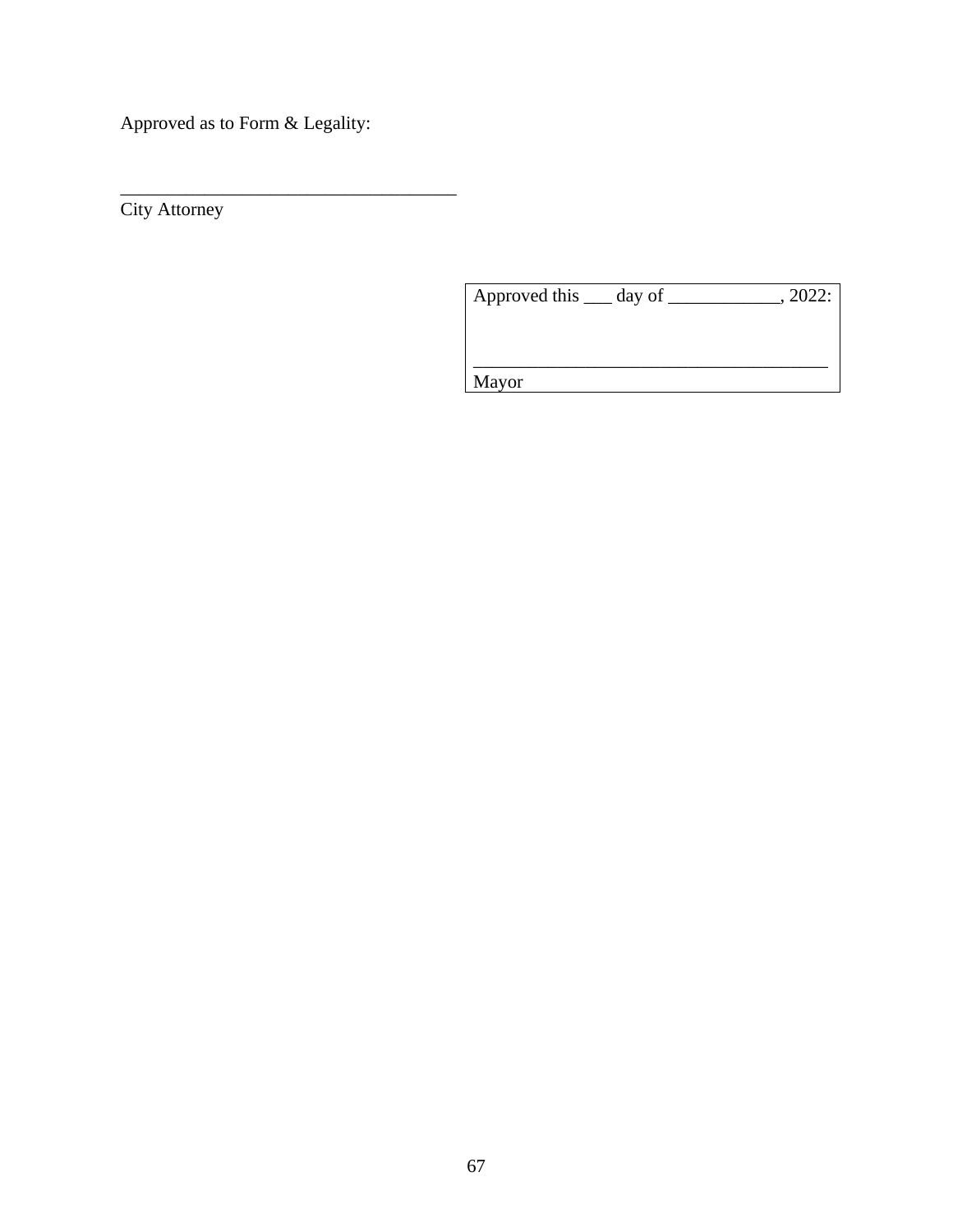Approved as to Form & Legality:

_____________________________________
City Attorney

Approved this ___ day of ____________, 2022:

_______________________________________
Mayor